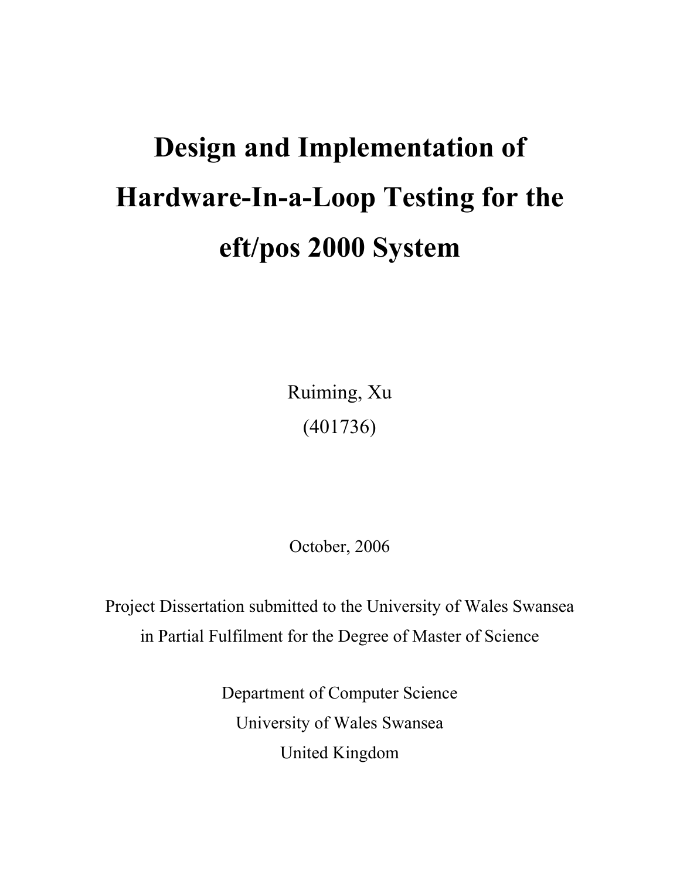# Design and Implementation of Hardware-In-a-Loop Testing for the eft/pos 2000 System

Ruiming, Xu

(401736)

October, 2006

Project Dissertation submitted to the University of Wales Swansea in Partial Fulfilment for the Degree of Master of Science

Department of Computer Science

University of Wales Swansea

United Kingdom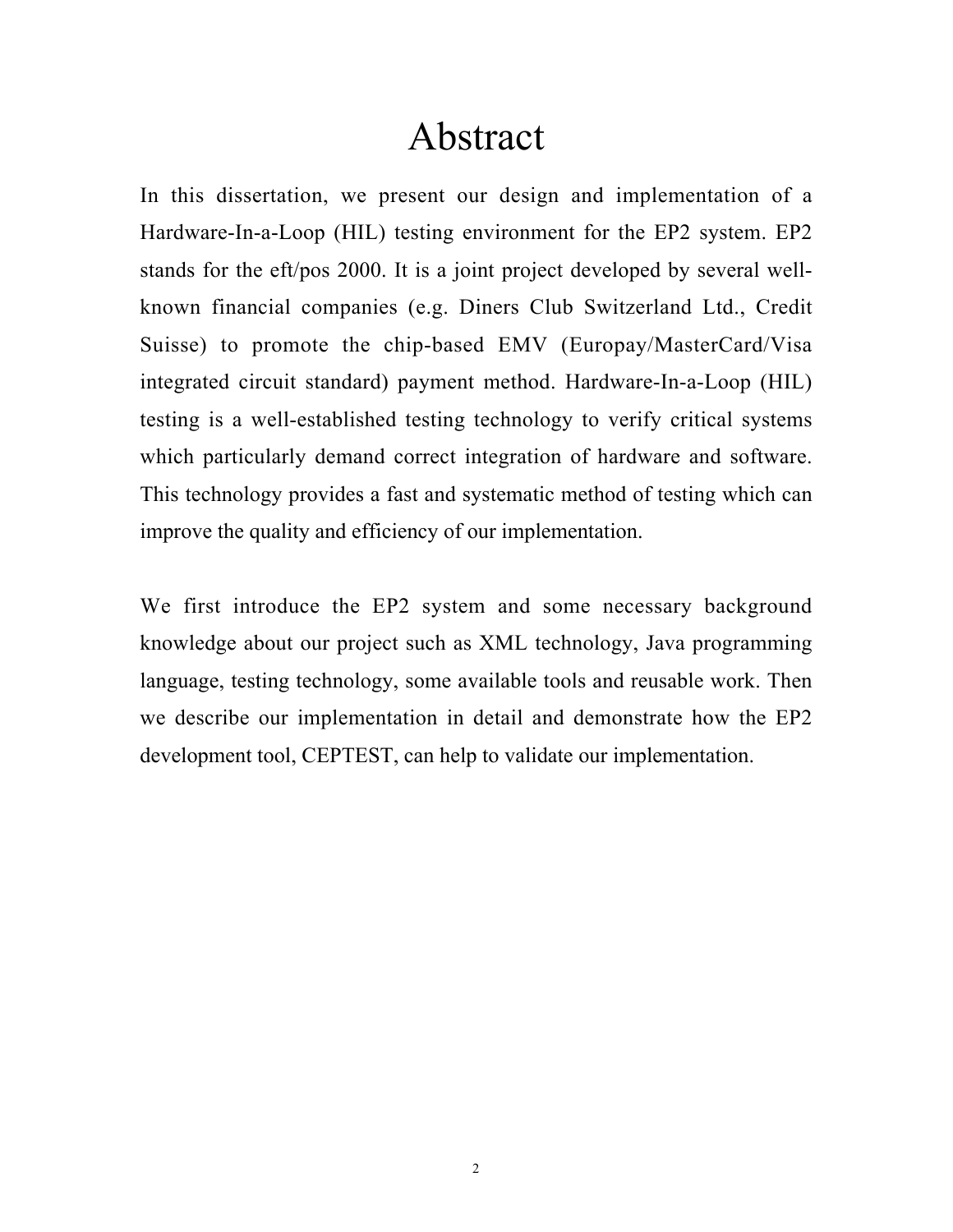# Abstract

In this dissertation, we present our design and implementation of a Hardware-In-a-Loop (HIL) testing environment for the EP2 system. EP2 stands for the eft/pos 2000. It is a joint project developed by several well-known financial companies (e.g. Diners Club Switzerland Ltd., Credit Suisse) to promote the chip-based EMV (Europay/MasterCard/Visa integrated circuit standard) payment method. Hardware-In-a-Loop (HIL) testing is a well-established testing technology to verify critical systems which particularly demand correct integration of hardware and software. This technology provides a fast and systematic method of testing which can improve the quality and efficiency of our implementation.

We first introduce the EP2 system and some necessary background knowledge about our project such as XML technology, Java programming language, testing technology, some available tools and reusable work. Then we describe our implementation in detail and demonstrate how the EP2 development tool, CEPTEST, can help to validate our implementation.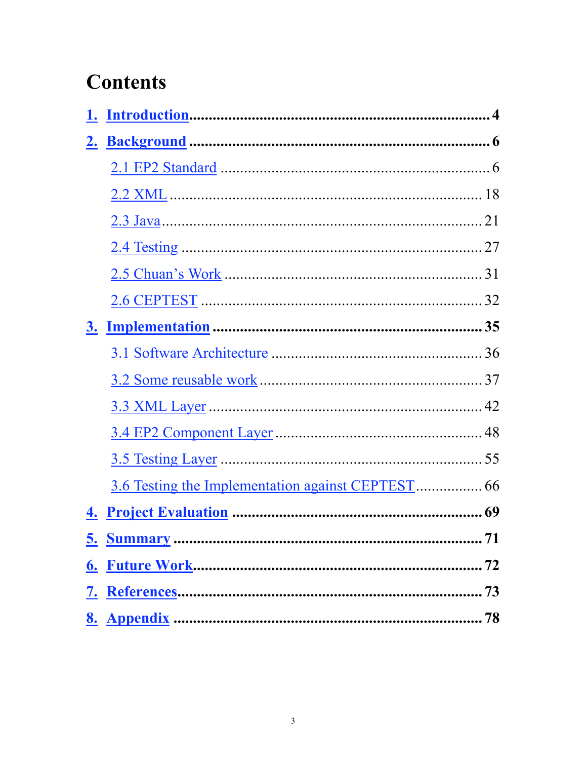# Contents

1. Introduction ..... 4
2. Background ..... 6
    - 2.1 EP2 Standard ..... 6
    - 2.2 XML ..... 18
    - 2.3 Java ..... 21
    - 2.4 Testing ..... 27
    - 2.5 Chuan's Work ..... 31
    - 2.6 CEPTEST ..... 32
3. Implementation ..... 35
    - 3.1 Software Architecture ..... 36
    - 3.2 Some reusable work ..... 37
    - 3.3 XML Layer ..... 42
    - 3.4 EP2 Component Layer ..... 48
    - 3.5 Testing Layer ..... 55
    - 3.6 Testing the Implementation against CEPTEST ..... 66
4. Project Evaluation ..... 69
5. Summary ..... 71
6. Future Work ..... 72
7. References ..... 73
8. Appendix ..... 78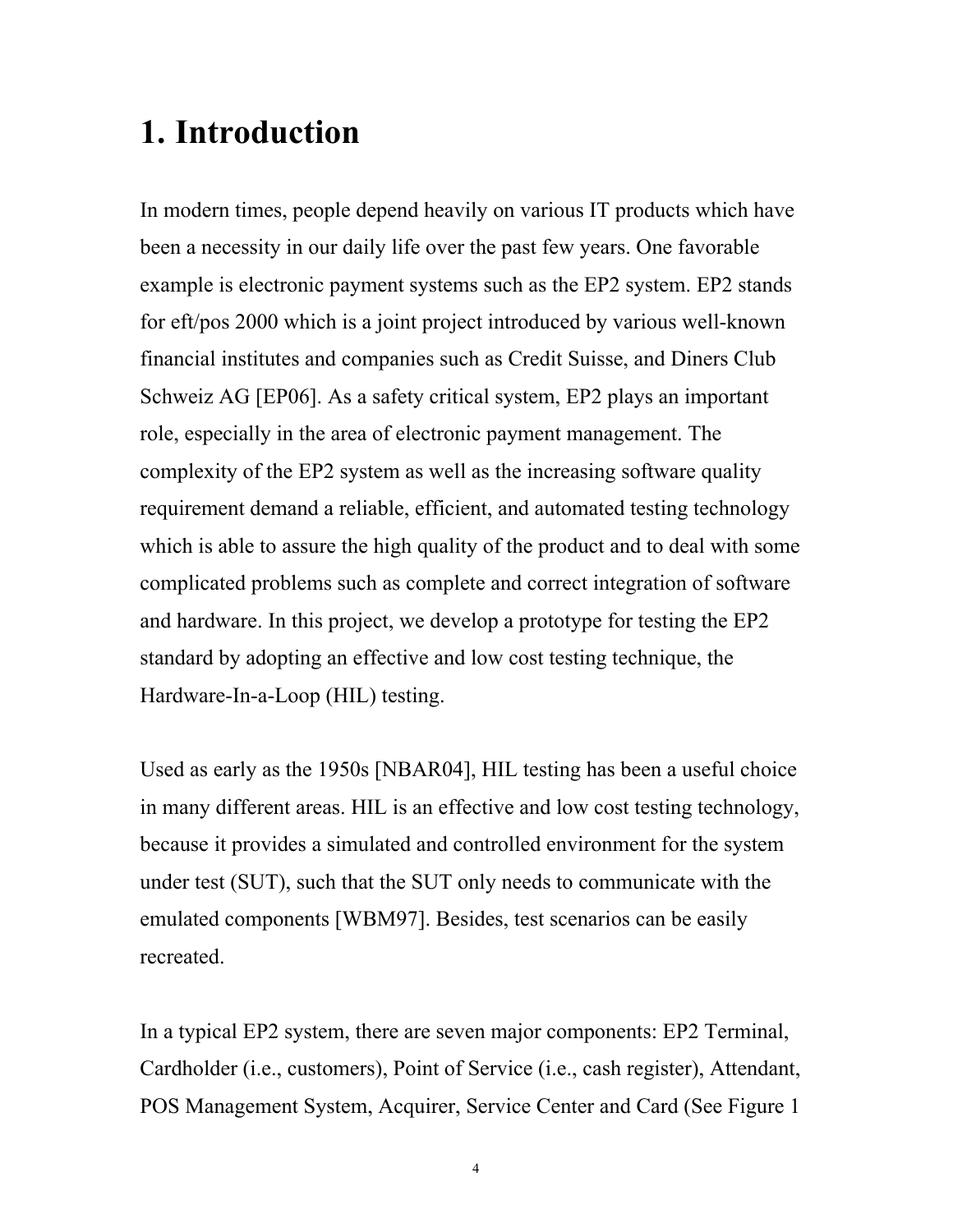# 1. Introduction

In modern times, people depend heavily on various IT products which have been a necessity in our daily life over the past few years. One favorable example is electronic payment systems such as the EP2 system. EP2 stands for eft/pos 2000 which is a joint project introduced by various well-known financial institutes and companies such as Credit Suisse, and Diners Club Schweiz AG [EP06]. As a safety critical system, EP2 plays an important role, especially in the area of electronic payment management. The complexity of the EP2 system as well as the increasing software quality requirement demand a reliable, efficient, and automated testing technology which is able to assure the high quality of the product and to deal with some complicated problems such as complete and correct integration of software and hardware. In this project, we develop a prototype for testing the EP2 standard by adopting an effective and low cost testing technique, the Hardware-In-a-Loop (HIL) testing.

Used as early as the 1950s [NBAR04], HIL testing has been a useful choice in many different areas. HIL is an effective and low cost testing technology, because it provides a simulated and controlled environment for the system under test (SUT), such that the SUT only needs to communicate with the emulated components [WBM97]. Besides, test scenarios can be easily recreated.

In a typical EP2 system, there are seven major components: EP2 Terminal, Cardholder (i.e., customers), Point of Service (i.e., cash register), Attendant, POS Management System, Acquirer, Service Center and Card (See Figure 1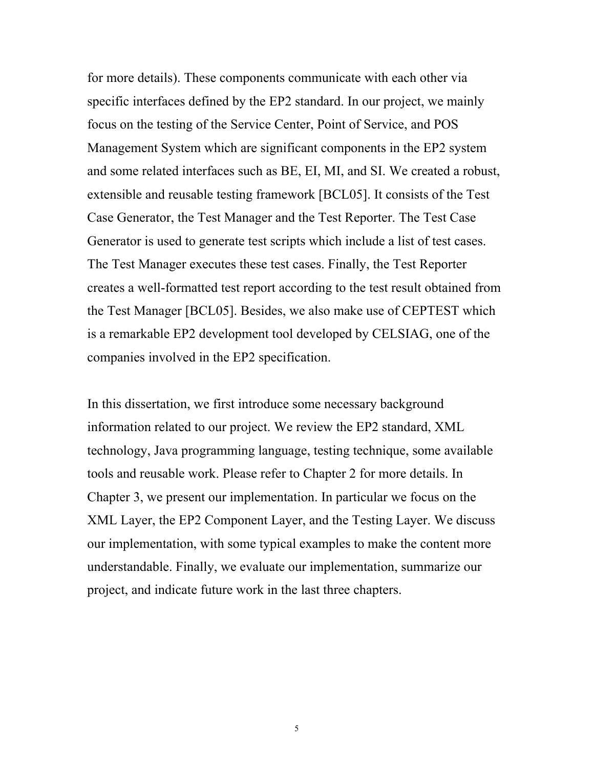for more details). These components communicate with each other via specific interfaces defined by the EP2 standard. In our project, we mainly focus on the testing of the Service Center, Point of Service, and POS Management System which are significant components in the EP2 system and some related interfaces such as BE, EI, MI, and SI. We created a robust, extensible and reusable testing framework [BCL05]. It consists of the Test Case Generator, the Test Manager and the Test Reporter. The Test Case Generator is used to generate test scripts which include a list of test cases. The Test Manager executes these test cases. Finally, the Test Reporter creates a well-formatted test report according to the test result obtained from the Test Manager [BCL05]. Besides, we also make use of CEPTEST which is a remarkable EP2 development tool developed by CELSIAG, one of the companies involved in the EP2 specification.

In this dissertation, we first introduce some necessary background information related to our project. We review the EP2 standard, XML technology, Java programming language, testing technique, some available tools and reusable work. Please refer to Chapter 2 for more details. In Chapter 3, we present our implementation. In particular we focus on the XML Layer, the EP2 Component Layer, and the Testing Layer. We discuss our implementation, with some typical examples to make the content more understandable. Finally, we evaluate our implementation, summarize our project, and indicate future work in the last three chapters.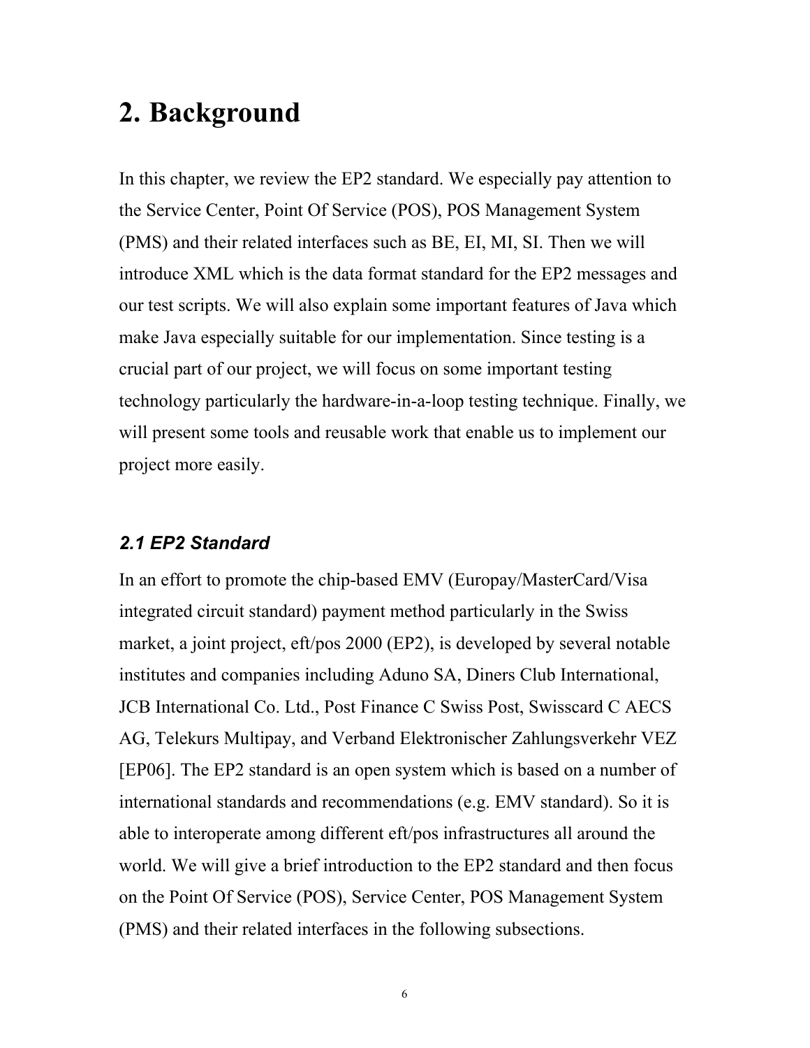# 2. Background

In this chapter, we review the EP2 standard. We especially pay attention to the Service Center, Point Of Service (POS), POS Management System (PMS) and their related interfaces such as BE, EI, MI, SI. Then we will introduce XML which is the data format standard for the EP2 messages and our test scripts. We will also explain some important features of Java which make Java especially suitable for our implementation. Since testing is a crucial part of our project, we will focus on some important testing technology particularly the hardware-in-a-loop testing technique. Finally, we will present some tools and reusable work that enable us to implement our project more easily.

## *2.1 EP2 Standard*

In an effort to promote the chip-based EMV (Europay/MasterCard/Visa integrated circuit standard) payment method particularly in the Swiss market, a joint project, eft/pos 2000 (EP2), is developed by several notable institutes and companies including Aduno SA, Diners Club International, JCB International Co. Ltd., Post Finance C Swiss Post, Swisscard C AECS AG, Telekurs Multipay, and Verband Elektronischer Zahlungsverkehr VEZ [EP06]. The EP2 standard is an open system which is based on a number of international standards and recommendations (e.g. EMV standard). So it is able to interoperate among different eft/pos infrastructures all around the world. We will give a brief introduction to the EP2 standard and then focus on the Point Of Service (POS), Service Center, POS Management System (PMS) and their related interfaces in the following subsections.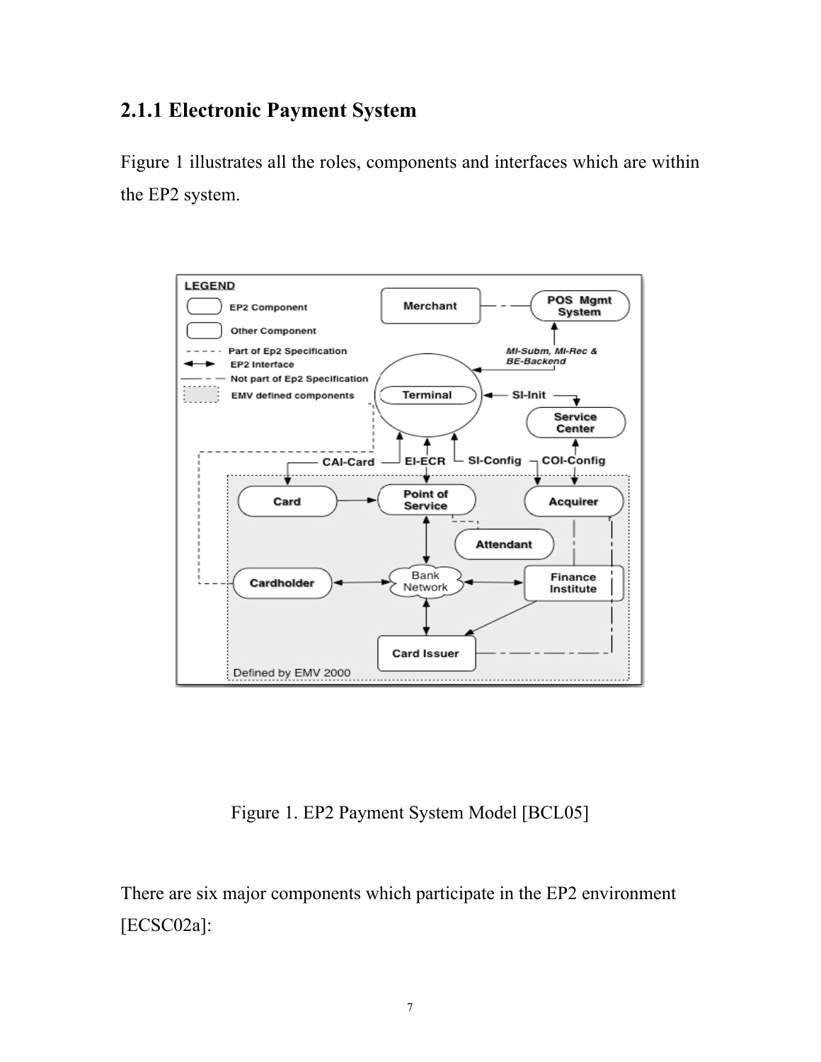### 2.1.1 Electronic Payment System

Figure 1 illustrates all the roles, components and interfaces which are within the EP2 system.

Figure 1. EP2 Payment System Model [BCL05]

There are six major components which participate in the EP2 environment [ECSC02a]: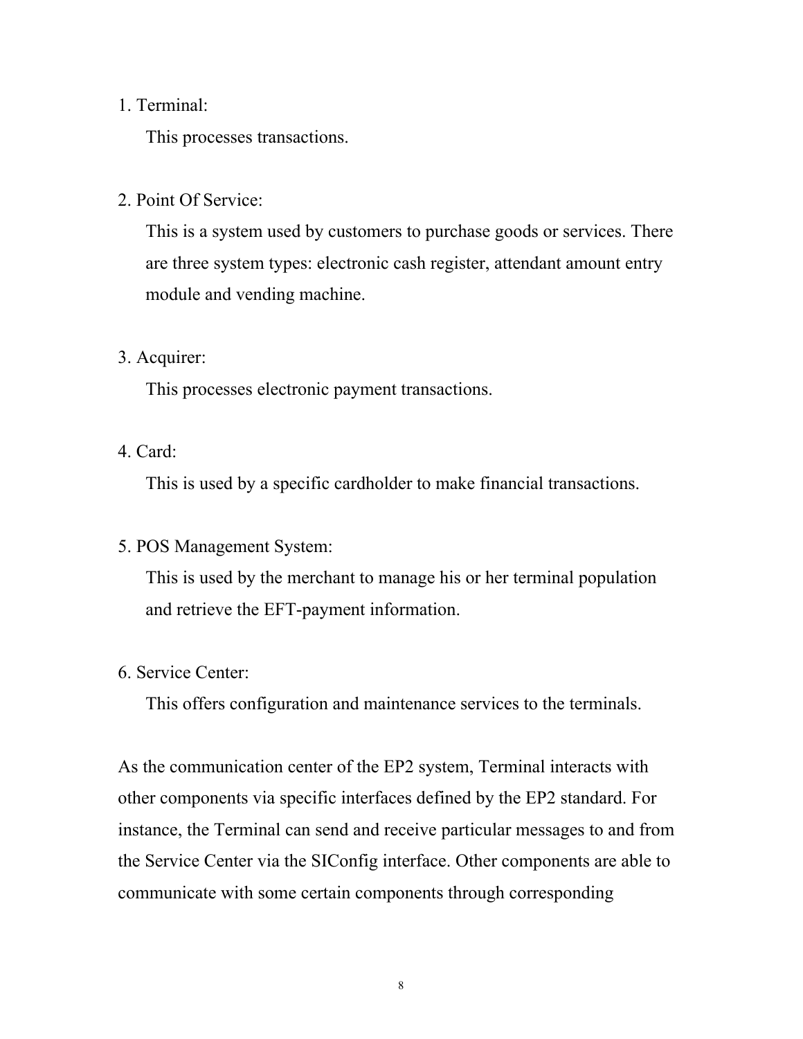1. Terminal:

   This processes transactions.

2. Point Of Service:

   This is a system used by customers to purchase goods or services. There are three system types: electronic cash register, attendant amount entry module and vending machine.

3. Acquirer:

   This processes electronic payment transactions.

4. Card:

   This is used by a specific cardholder to make financial transactions.

5. POS Management System:

   This is used by the merchant to manage his or her terminal population and retrieve the EFT-payment information.

6. Service Center:

   This offers configuration and maintenance services to the terminals.

As the communication center of the EP2 system, Terminal interacts with other components via specific interfaces defined by the EP2 standard. For instance, the Terminal can send and receive particular messages to and from the Service Center via the SIConfig interface. Other components are able to communicate with some certain components through corresponding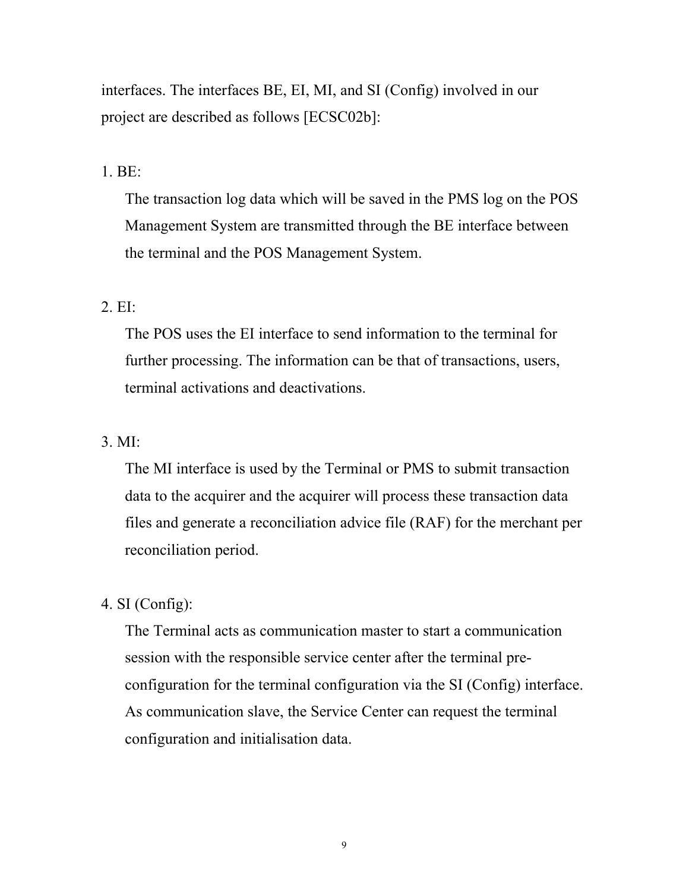interfaces. The interfaces BE, EI, MI, and SI (Config) involved in our project are described as follows [ECSC02b]:

1. BE:

   The transaction log data which will be saved in the PMS log on the POS Management System are transmitted through the BE interface between the terminal and the POS Management System.

2. EI:

   The POS uses the EI interface to send information to the terminal for further processing. The information can be that of transactions, users, terminal activations and deactivations.

3. MI:

   The MI interface is used by the Terminal or PMS to submit transaction data to the acquirer and the acquirer will process these transaction data files and generate a reconciliation advice file (RAF) for the merchant per reconciliation period.

4. SI (Config):

   The Terminal acts as communication master to start a communication session with the responsible service center after the terminal pre-configuration for the terminal configuration via the SI (Config) interface. As communication slave, the Service Center can request the terminal configuration and initialisation data.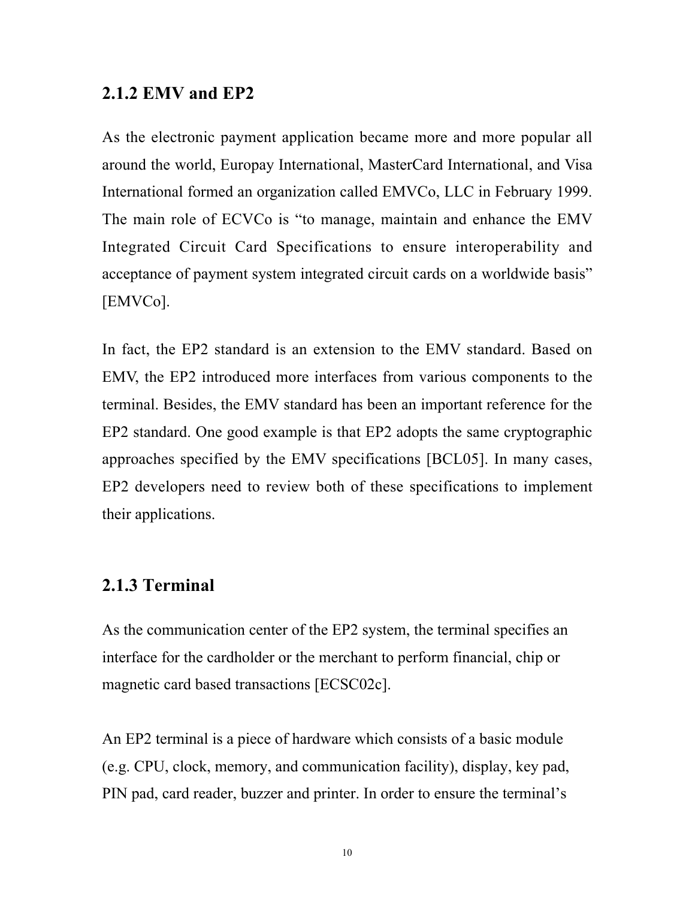### 2.1.2 EMV and EP2

As the electronic payment application became more and more popular all around the world, Europay International, MasterCard International, and Visa International formed an organization called EMVCo, LLC in February 1999. The main role of ECVCo is "to manage, maintain and enhance the EMV Integrated Circuit Card Specifications to ensure interoperability and acceptance of payment system integrated circuit cards on a worldwide basis" [EMVCo].

In fact, the EP2 standard is an extension to the EMV standard. Based on EMV, the EP2 introduced more interfaces from various components to the terminal. Besides, the EMV standard has been an important reference for the EP2 standard. One good example is that EP2 adopts the same cryptographic approaches specified by the EMV specifications [BCL05]. In many cases, EP2 developers need to review both of these specifications to implement their applications.

### 2.1.3 Terminal

As the communication center of the EP2 system, the terminal specifies an interface for the cardholder or the merchant to perform financial, chip or magnetic card based transactions [ECSC02c].

An EP2 terminal is a piece of hardware which consists of a basic module (e.g. CPU, clock, memory, and communication facility), display, key pad, PIN pad, card reader, buzzer and printer. In order to ensure the terminal's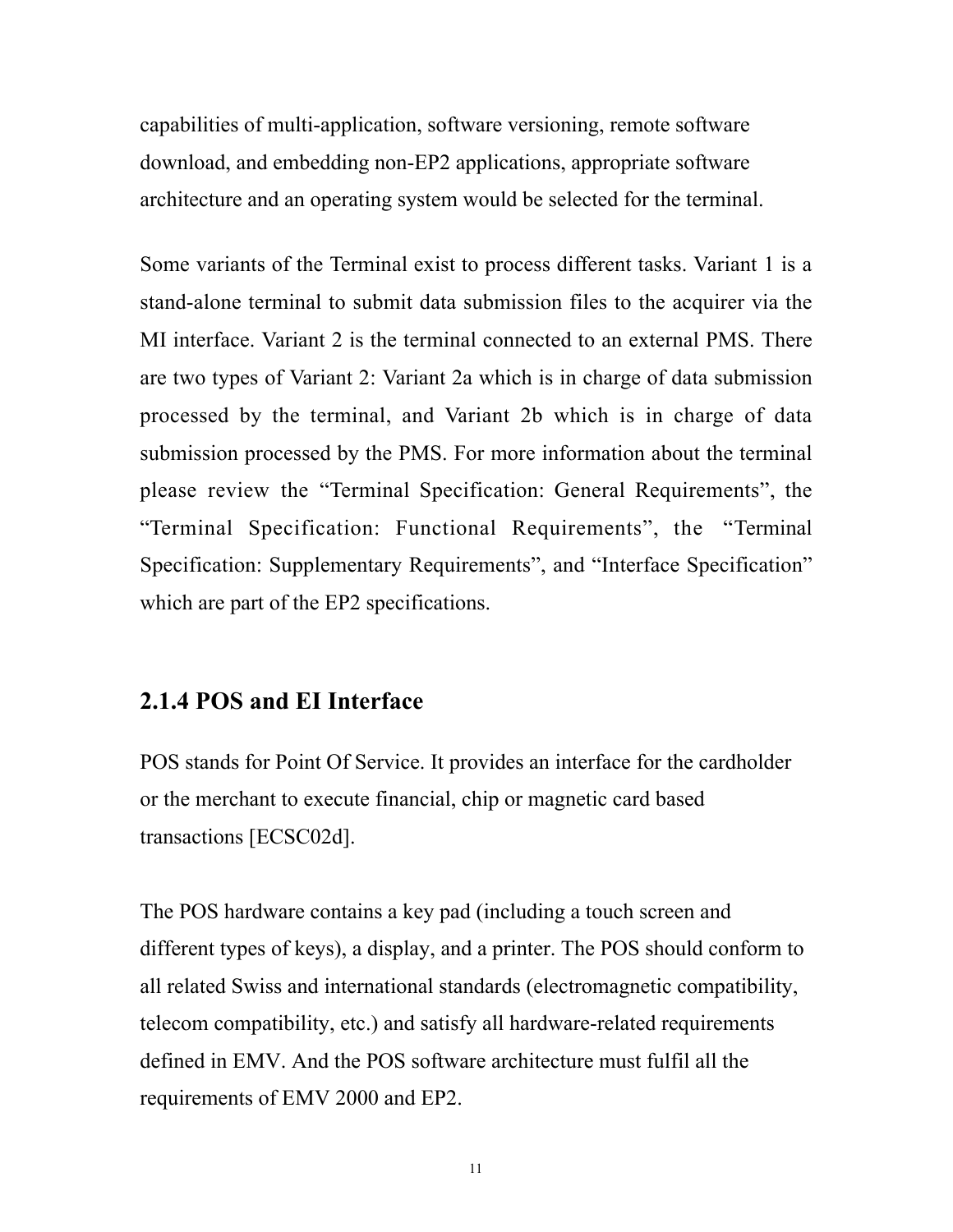capabilities of multi-application, software versioning, remote software download, and embedding non-EP2 applications, appropriate software architecture and an operating system would be selected for the terminal.

Some variants of the Terminal exist to process different tasks. Variant 1 is a stand-alone terminal to submit data submission files to the acquirer via the MI interface. Variant 2 is the terminal connected to an external PMS. There are two types of Variant 2: Variant 2a which is in charge of data submission processed by the terminal, and Variant 2b which is in charge of data submission processed by the PMS. For more information about the terminal please review the "Terminal Specification: General Requirements", the "Terminal Specification: Functional Requirements", the "Terminal Specification: Supplementary Requirements", and "Interface Specification" which are part of the EP2 specifications.

### 2.1.4 POS and EI Interface

POS stands for Point Of Service. It provides an interface for the cardholder or the merchant to execute financial, chip or magnetic card based transactions [ECSC02d].

The POS hardware contains a key pad (including a touch screen and different types of keys), a display, and a printer. The POS should conform to all related Swiss and international standards (electromagnetic compatibility, telecom compatibility, etc.) and satisfy all hardware-related requirements defined in EMV. And the POS software architecture must fulfil all the requirements of EMV 2000 and EP2.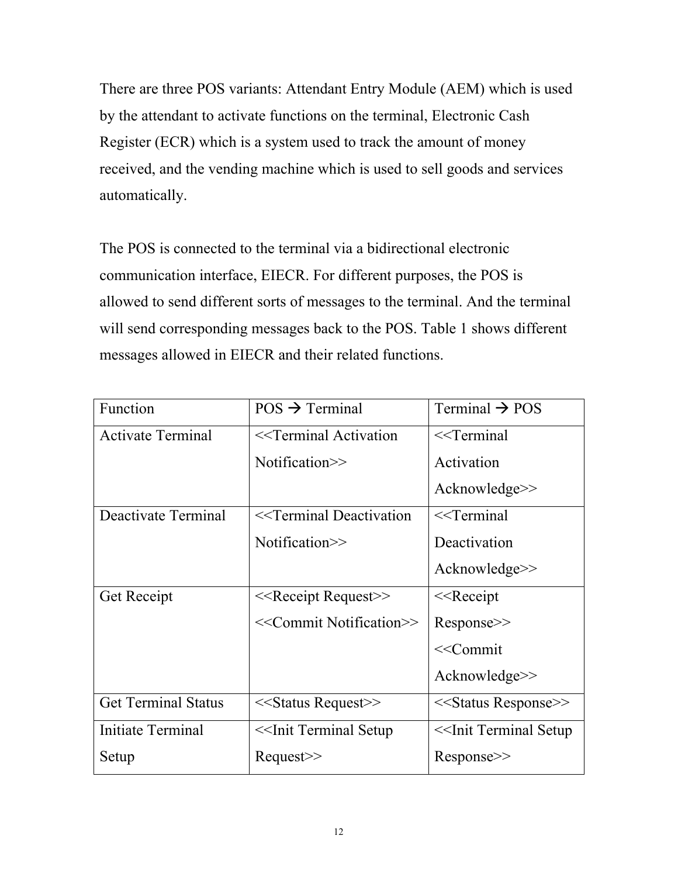There are three POS variants: Attendant Entry Module (AEM) which is used by the attendant to activate functions on the terminal, Electronic Cash Register (ECR) which is a system used to track the amount of money received, and the vending machine which is used to sell goods and services automatically.

The POS is connected to the terminal via a bidirectional electronic communication interface, EIECR. For different purposes, the POS is allowed to send different sorts of messages to the terminal. And the terminal will send corresponding messages back to the POS. Table 1 shows different messages allowed in EIECR and their related functions.

| Function | POS → Terminal | Terminal → POS |
|---|---|---|
| Activate Terminal | <<Terminal Activation Notification>> | <<Terminal Activation Acknowledge>> |
| Deactivate Terminal | <<Terminal Deactivation Notification>> | <<Terminal Deactivation Acknowledge>> |
| Get Receipt | <<Receipt Request>> <<Commit Notification>> | <<Receipt Response>> <<Commit Acknowledge>> |
| Get Terminal Status | <<Status Request>> | <<Status Response>> |
| Initiate Terminal Setup | <<Init Terminal Setup Request>> | <<Init Terminal Setup Response>> |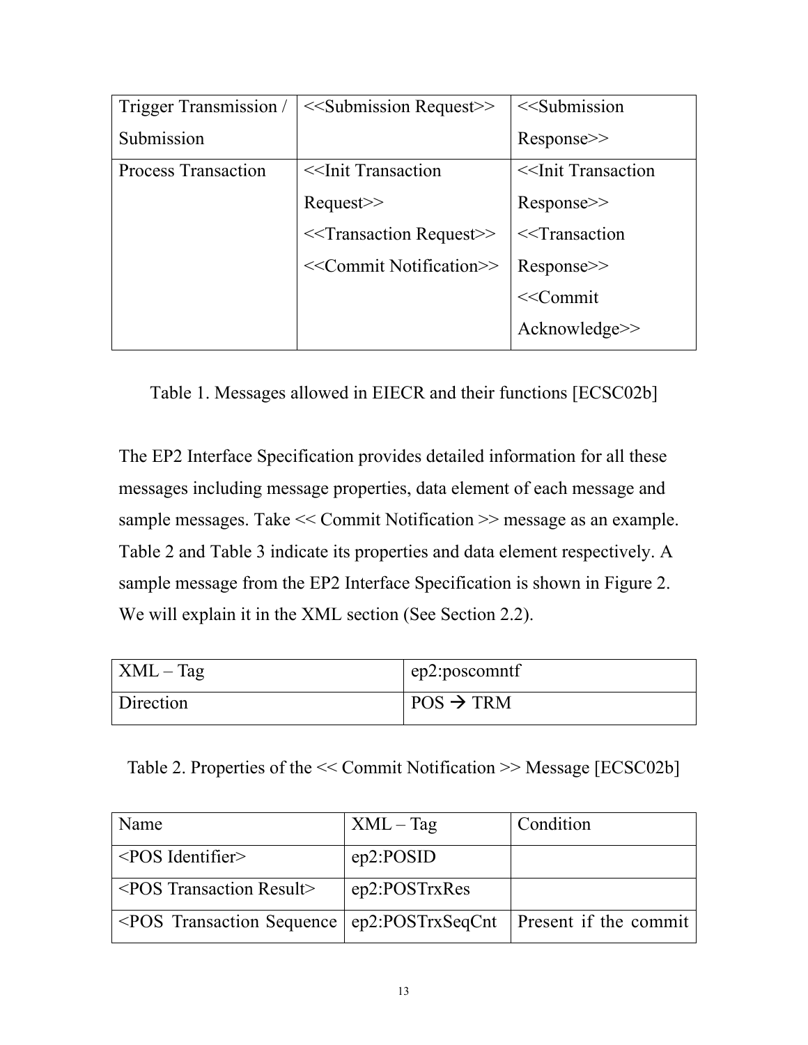| | | |
|---|---|---|
| Trigger Transmission / Submission | <<Submission Request>> | <<Submission Response>> |
| Process Transaction | <<Init Transaction Request>><br><<Transaction Request>><br><<Commit Notification>> | <<Init Transaction Response>><br><<Transaction Response>><br><<Commit Acknowledge>> |

Table 1. Messages allowed in EIECR and their functions [ECSC02b]

The EP2 Interface Specification provides detailed information for all these messages including message properties, data element of each message and sample messages. Take << Commit Notification >> message as an example. Table 2 and Table 3 indicate its properties and data element respectively. A sample message from the EP2 Interface Specification is shown in Figure 2. We will explain it in the XML section (See Section 2.2).

| | |
|---|---|
| XML – Tag | ep2:poscomntf |
| Direction | POS → TRM |

Table 2. Properties of the << Commit Notification >> Message [ECSC02b]

| Name | XML – Tag | Condition |
|---|---|---|
| <POS Identifier> | ep2:POSID | |
| <POS Transaction Result> | ep2:POSTrxRes | |
| <POS Transaction Sequence | ep2:POSTrxSeqCnt | Present if the commit |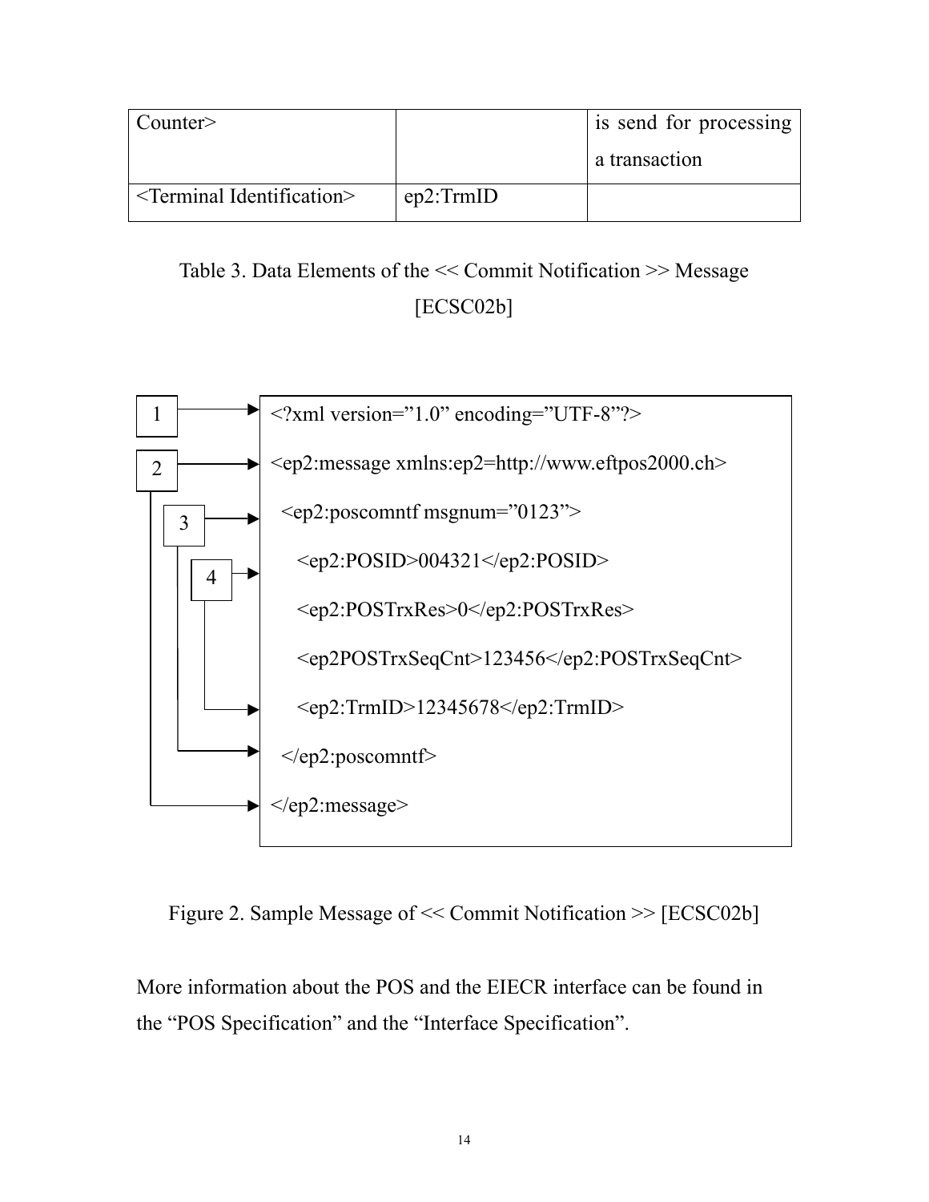| | | |
|---|---|---|
| Counter> | | is send for processing a transaction |
| <Terminal Identification> | ep2:TrmID | |

Table 3. Data Elements of the << Commit Notification >> Message [ECSC02b]

```
1 → <?xml version=”1.0” encoding=”UTF-8”?>
2 → <ep2:message xmlns:ep2=http://www.eftpos2000.ch>
3 →   <ep2:poscomntf msgnum=”0123”>
4 →     <ep2:POSID>004321</ep2:POSID>
        <ep2:POSTrxRes>0</ep2:POSTrxRes>
        <ep2POSTrxSeqCnt>123456</ep2:POSTrxSeqCnt>
        <ep2:TrmID>12345678</ep2:TrmID>
      </ep2:poscomntf>
    </ep2:message>
```

Figure 2. Sample Message of << Commit Notification >> [ECSC02b]

More information about the POS and the EIECR interface can be found in the “POS Specification” and the “Interface Specification”.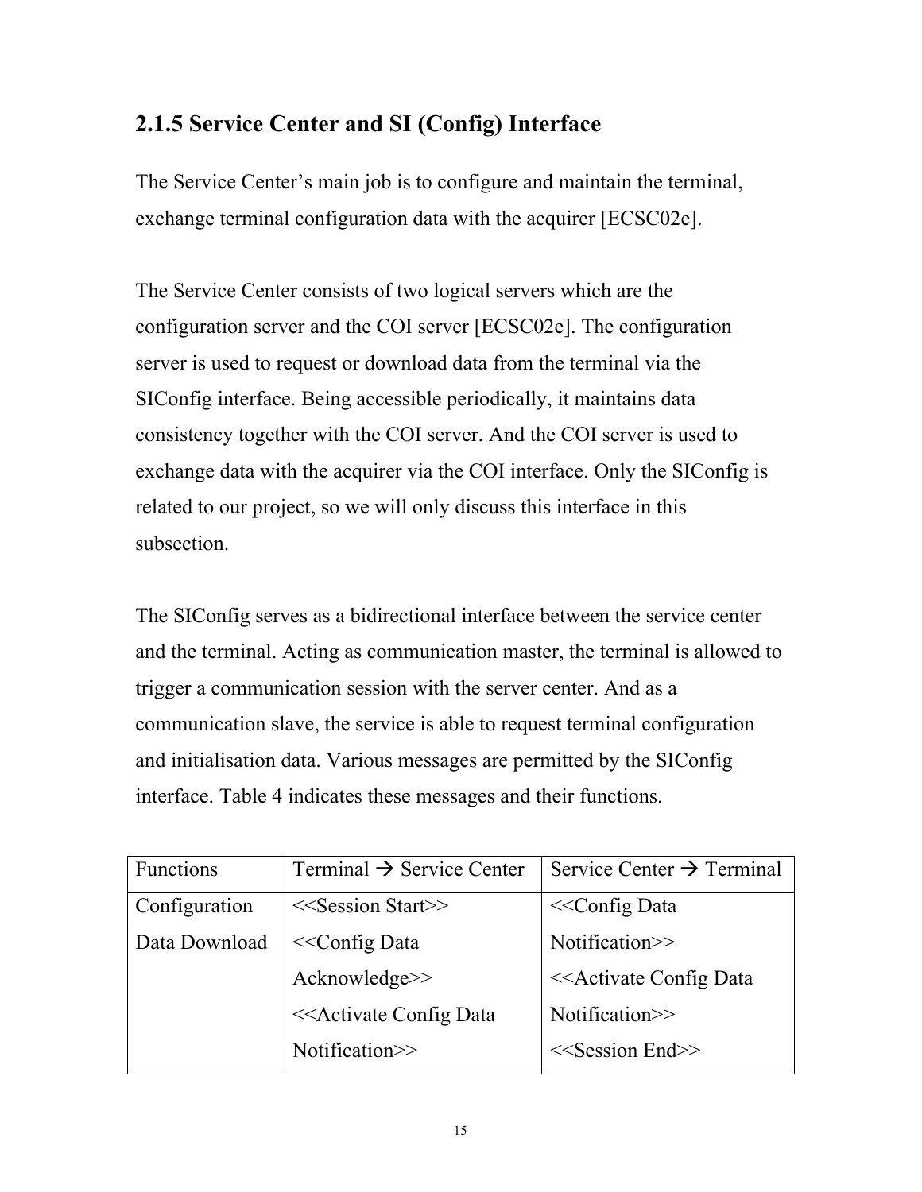### 2.1.5 Service Center and SI (Config) Interface

The Service Center's main job is to configure and maintain the terminal, exchange terminal configuration data with the acquirer [ECSC02e].

The Service Center consists of two logical servers which are the configuration server and the COI server [ECSC02e]. The configuration server is used to request or download data from the terminal via the SIConfig interface. Being accessible periodically, it maintains data consistency together with the COI server. And the COI server is used to exchange data with the acquirer via the COI interface. Only the SIConfig is related to our project, so we will only discuss this interface in this subsection.

The SIConfig serves as a bidirectional interface between the service center and the terminal. Acting as communication master, the terminal is allowed to trigger a communication session with the server center. And as a communication slave, the service is able to request terminal configuration and initialisation data. Various messages are permitted by the SIConfig interface. Table 4 indicates these messages and their functions.

| Functions | Terminal → Service Center | Service Center → Terminal |
| --- | --- | --- |
| Configuration Data Download | <<Session Start>><br><<Config Data Acknowledge>><br><<Activate Config Data Notification>> | <<Config Data Notification>><br><<Activate Config Data Notification>><br><<Session End>> |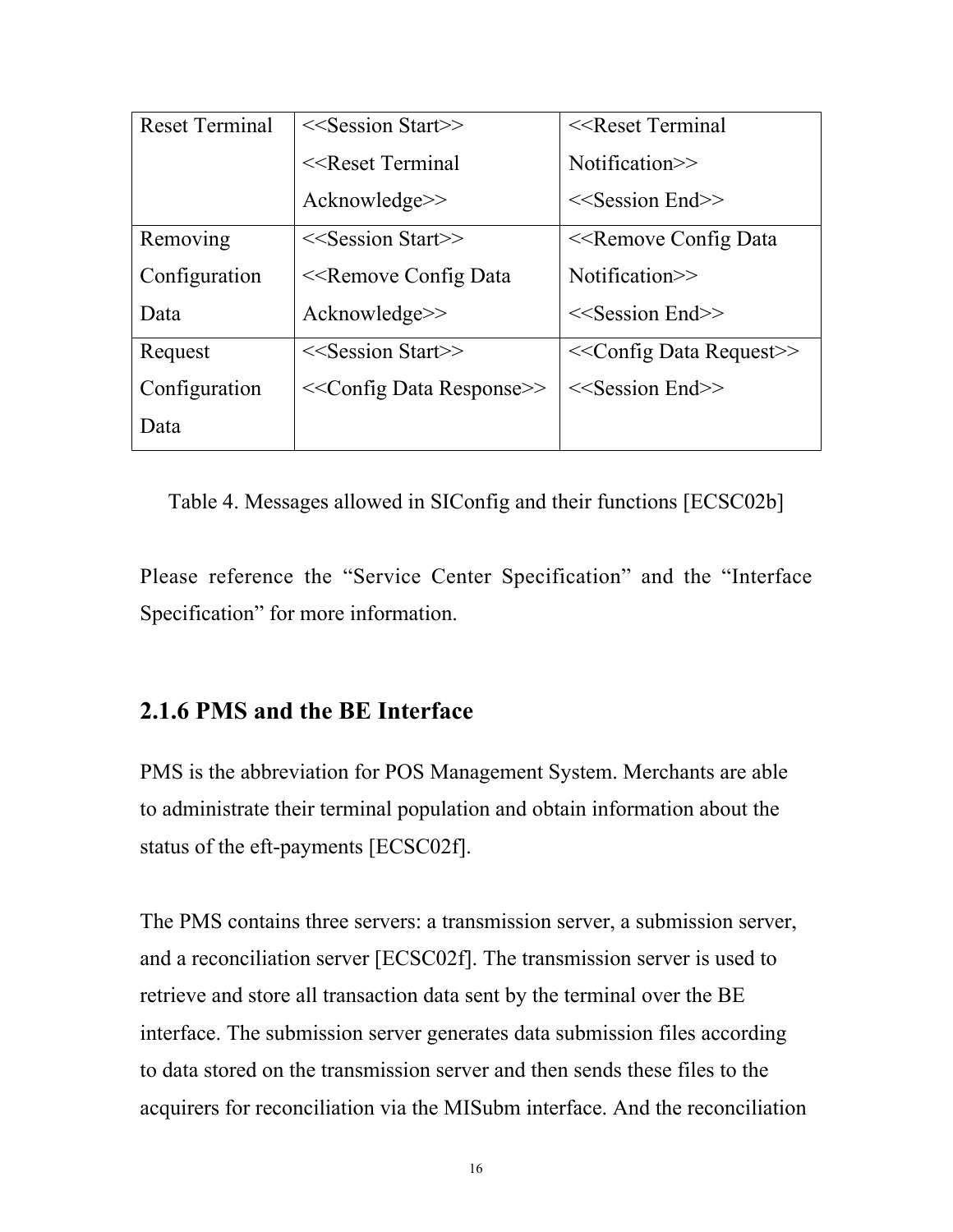| Reset Terminal | <<Session Start>> <<Reset Terminal Acknowledge>> | <<Reset Terminal Notification>> <<Session End>> |
|---|---|---|
| Removing Configuration Data | <<Session Start>> <<Remove Config Data Acknowledge>> | <<Remove Config Data Notification>> <<Session End>> |
| Request Configuration Data | <<Session Start>> <<Config Data Response>> | <<Config Data Request>> <<Session End>> |

Table 4. Messages allowed in SIConfig and their functions [ECSC02b]

Please reference the "Service Center Specification" and the "Interface Specification" for more information.

### 2.1.6 PMS and the BE Interface

PMS is the abbreviation for POS Management System. Merchants are able to administrate their terminal population and obtain information about the status of the eft-payments [ECSC02f].

The PMS contains three servers: a transmission server, a submission server, and a reconciliation server [ECSC02f]. The transmission server is used to retrieve and store all transaction data sent by the terminal over the BE interface. The submission server generates data submission files according to data stored on the transmission server and then sends these files to the acquirers for reconciliation via the MISubm interface. And the reconciliation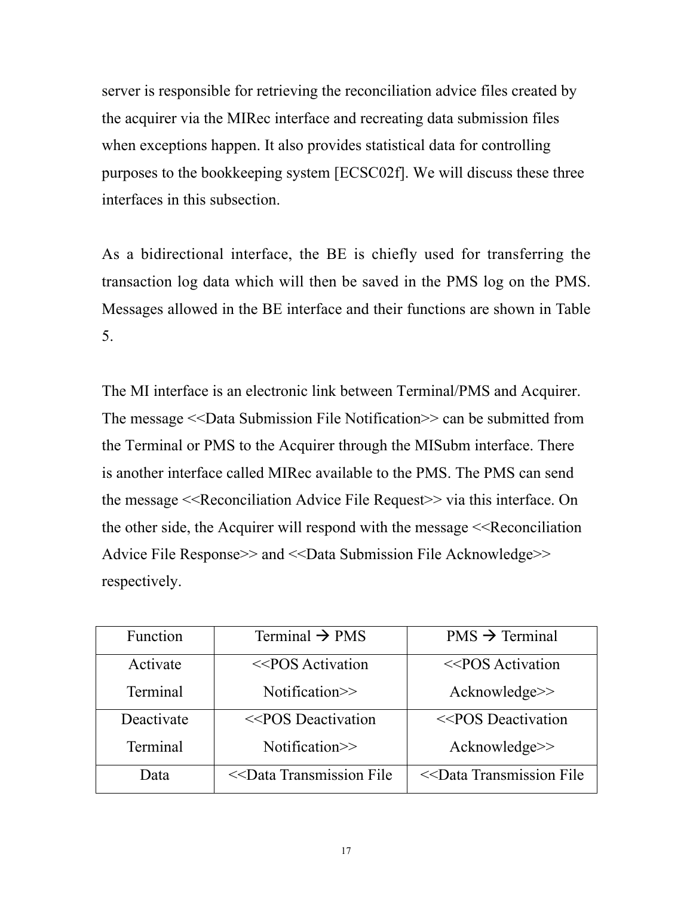server is responsible for retrieving the reconciliation advice files created by the acquirer via the MIRec interface and recreating data submission files when exceptions happen. It also provides statistical data for controlling purposes to the bookkeeping system [ECSC02f]. We will discuss these three interfaces in this subsection.

As a bidirectional interface, the BE is chiefly used for transferring the transaction log data which will then be saved in the PMS log on the PMS. Messages allowed in the BE interface and their functions are shown in Table 5.

The MI interface is an electronic link between Terminal/PMS and Acquirer. The message <<Data Submission File Notification>> can be submitted from the Terminal or PMS to the Acquirer through the MISubm interface. There is another interface called MIRec available to the PMS. The PMS can send the message <<Reconciliation Advice File Request>> via this interface. On the other side, the Acquirer will respond with the message <<Reconciliation Advice File Response>> and <<Data Submission File Acknowledge>> respectively.

| Function | Terminal → PMS | PMS → Terminal |
|---|---|---|
| Activate Terminal | <<POS Activation Notification>> | <<POS Activation Acknowledge>> |
| Deactivate Terminal | <<POS Deactivation Notification>> | <<POS Deactivation Acknowledge>> |
| Data | <<Data Transmission File | <<Data Transmission File |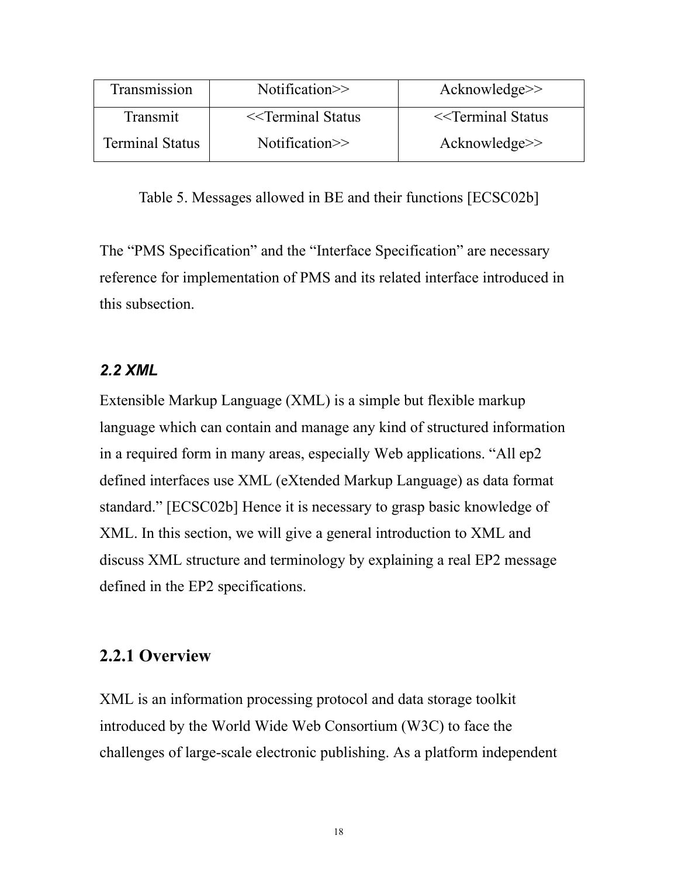| Transmission | Notification>> | Acknowledge>> |
|---|---|---|
| Transmit Terminal Status | <<Terminal Status Notification>> | <<Terminal Status Acknowledge>> |

Table 5. Messages allowed in BE and their functions [ECSC02b]

The “PMS Specification” and the “Interface Specification” are necessary reference for implementation of PMS and its related interface introduced in this subsection.

### *2.2 XML*

Extensible Markup Language (XML) is a simple but flexible markup language which can contain and manage any kind of structured information in a required form in many areas, especially Web applications. “All ep2 defined interfaces use XML (eXtended Markup Language) as data format standard.” [ECSC02b] Hence it is necessary to grasp basic knowledge of XML. In this section, we will give a general introduction to XML and discuss XML structure and terminology by explaining a real EP2 message defined in the EP2 specifications.

### 2.2.1 Overview

XML is an information processing protocol and data storage toolkit introduced by the World Wide Web Consortium (W3C) to face the challenges of large-scale electronic publishing. As a platform independent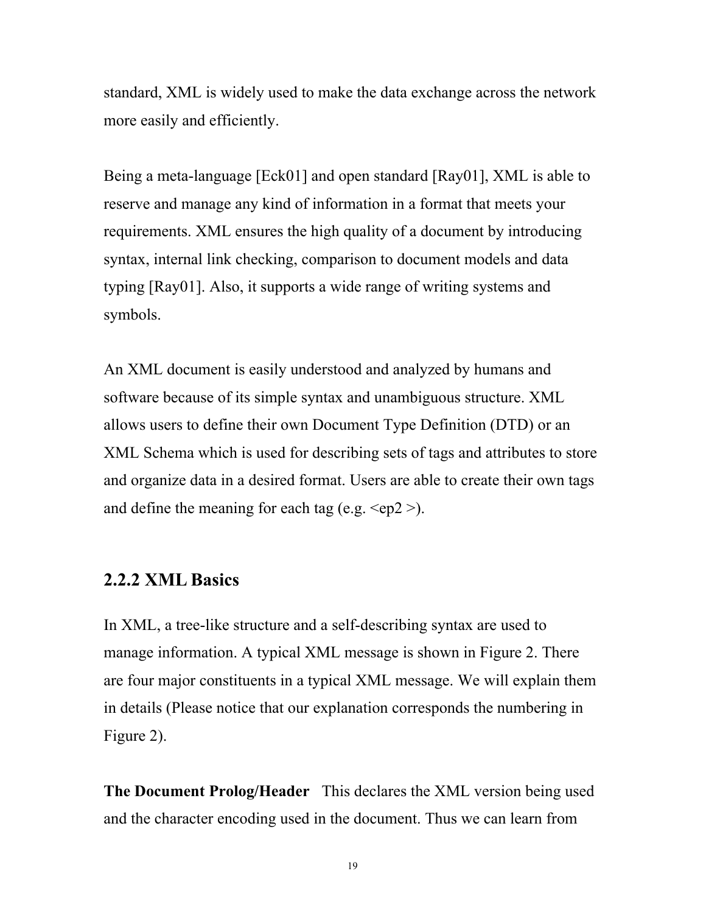standard, XML is widely used to make the data exchange across the network more easily and efficiently.

Being a meta-language [Eck01] and open standard [Ray01], XML is able to reserve and manage any kind of information in a format that meets your requirements. XML ensures the high quality of a document by introducing syntax, internal link checking, comparison to document models and data typing [Ray01]. Also, it supports a wide range of writing systems and symbols.

An XML document is easily understood and analyzed by humans and software because of its simple syntax and unambiguous structure. XML allows users to define their own Document Type Definition (DTD) or an XML Schema which is used for describing sets of tags and attributes to store and organize data in a desired format. Users are able to create their own tags and define the meaning for each tag (e.g. <ep2 >).

### 2.2.2 XML Basics

In XML, a tree-like structure and a self-describing syntax are used to manage information. A typical XML message is shown in Figure 2. There are four major constituents in a typical XML message. We will explain them in details (Please notice that our explanation corresponds the numbering in Figure 2).

**The Document Prolog/Header** This declares the XML version being used and the character encoding used in the document. Thus we can learn from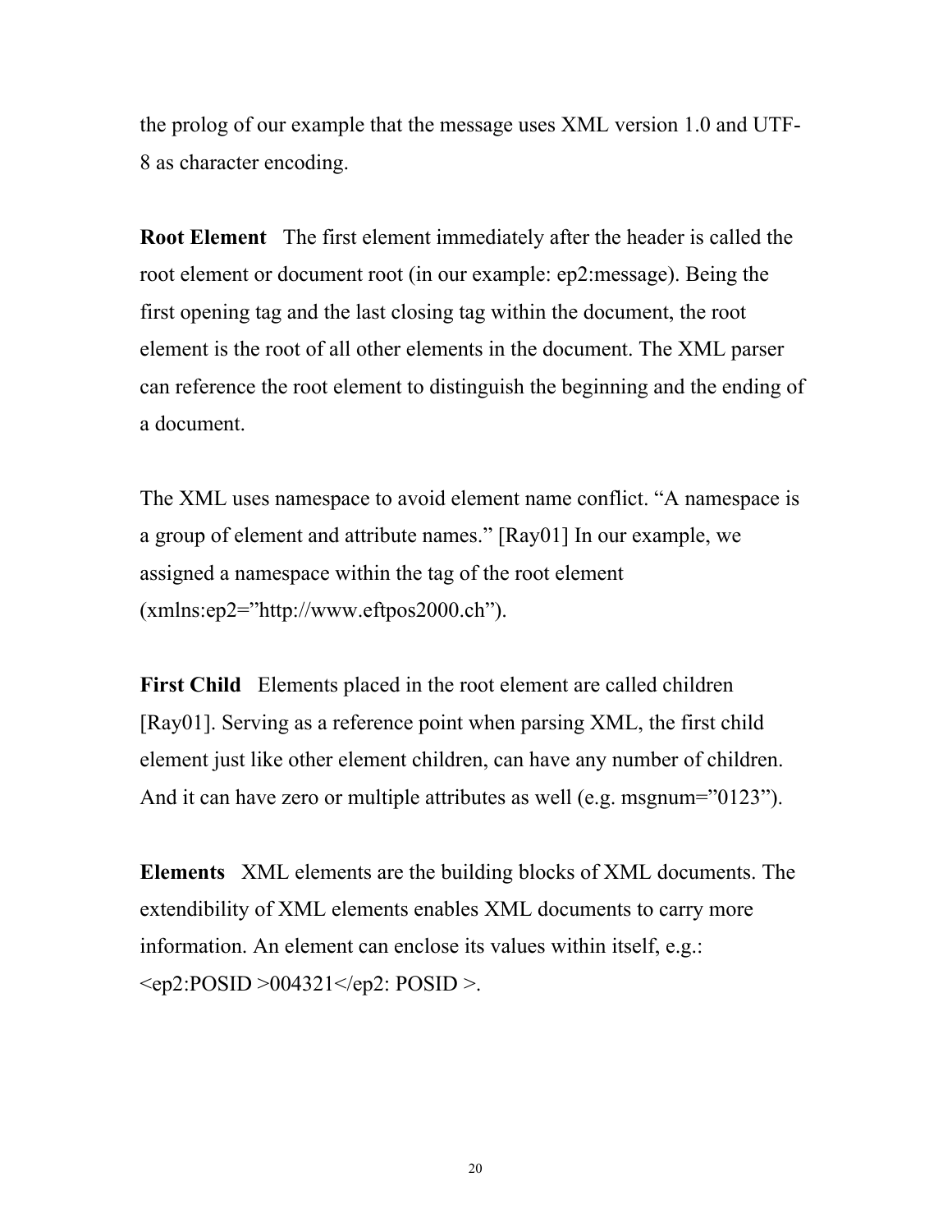the prolog of our example that the message uses XML version 1.0 and UTF-8 as character encoding.

**Root Element** The first element immediately after the header is called the root element or document root (in our example: ep2:message). Being the first opening tag and the last closing tag within the document, the root element is the root of all other elements in the document. The XML parser can reference the root element to distinguish the beginning and the ending of a document.

The XML uses namespace to avoid element name conflict. "A namespace is a group of element and attribute names." [Ray01] In our example, we assigned a namespace within the tag of the root element (xmlns:ep2="http://www.eftpos2000.ch").

**First Child** Elements placed in the root element are called children [Ray01]. Serving as a reference point when parsing XML, the first child element just like other element children, can have any number of children. And it can have zero or multiple attributes as well (e.g. msgnum="0123").

**Elements** XML elements are the building blocks of XML documents. The extendibility of XML elements enables XML documents to carry more information. An element can enclose its values within itself, e.g.: <ep2:POSID >004321</ep2: POSID >.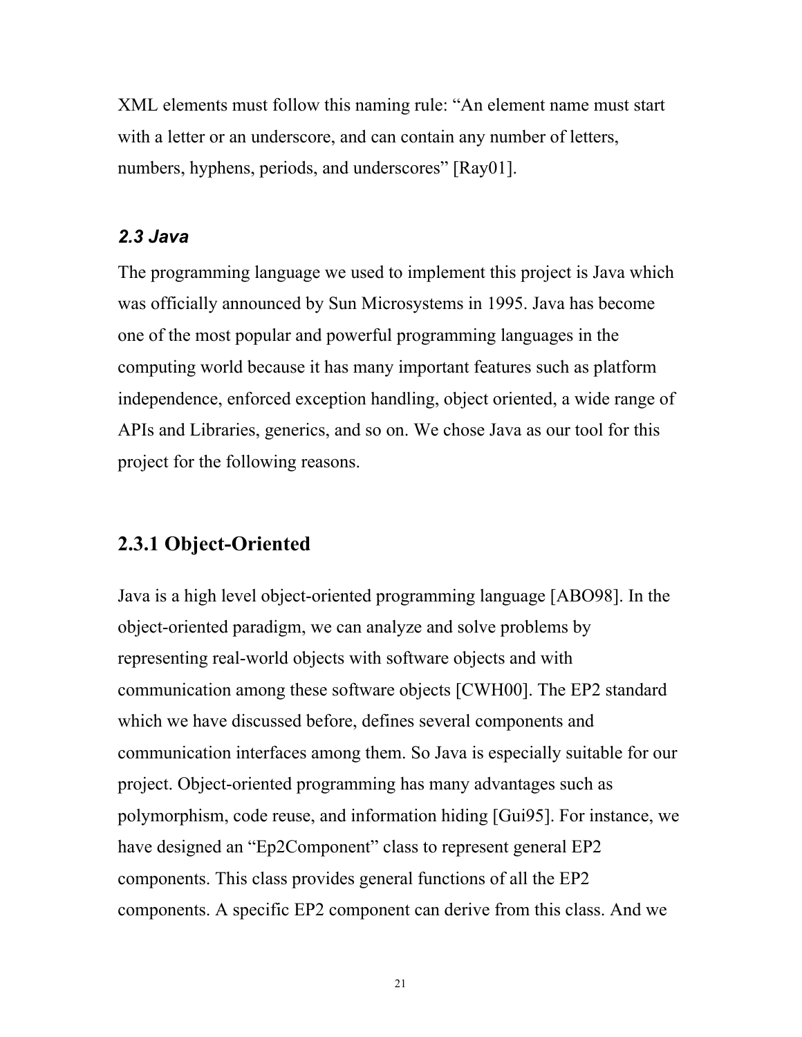XML elements must follow this naming rule: “An element name must start with a letter or an underscore, and can contain any number of letters, numbers, hyphens, periods, and underscores” [Ray01].

### *2.3 Java*

The programming language we used to implement this project is Java which was officially announced by Sun Microsystems in 1995. Java has become one of the most popular and powerful programming languages in the computing world because it has many important features such as platform independence, enforced exception handling, object oriented, a wide range of APIs and Libraries, generics, and so on. We chose Java as our tool for this project for the following reasons.

## 2.3.1 Object-Oriented

Java is a high level object-oriented programming language [ABO98]. In the object-oriented paradigm, we can analyze and solve problems by representing real-world objects with software objects and with communication among these software objects [CWH00]. The EP2 standard which we have discussed before, defines several components and communication interfaces among them. So Java is especially suitable for our project. Object-oriented programming has many advantages such as polymorphism, code reuse, and information hiding [Gui95]. For instance, we have designed an “Ep2Component” class to represent general EP2 components. This class provides general functions of all the EP2 components. A specific EP2 component can derive from this class. And we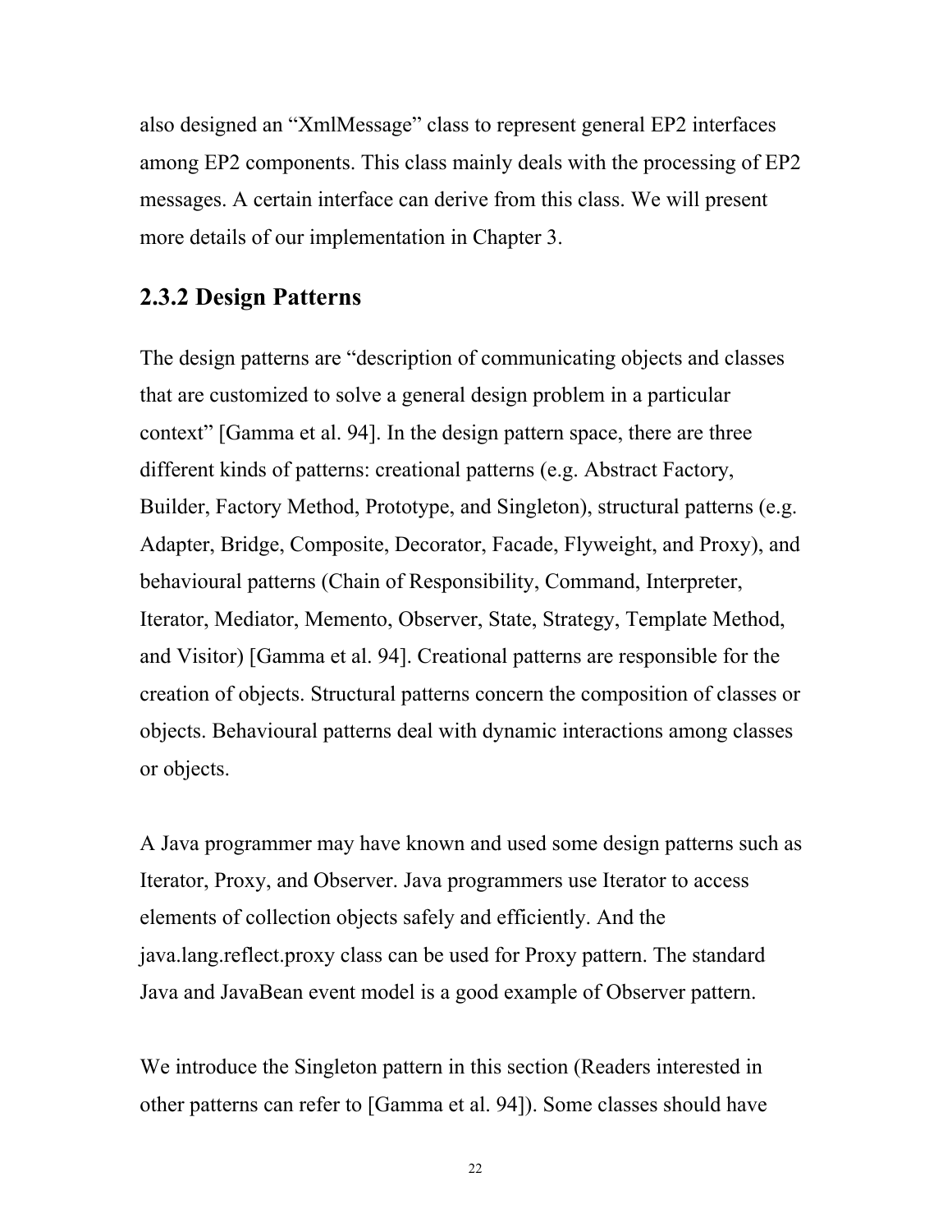also designed an "XmlMessage" class to represent general EP2 interfaces among EP2 components. This class mainly deals with the processing of EP2 messages. A certain interface can derive from this class. We will present more details of our implementation in Chapter 3.

### 2.3.2 Design Patterns

The design patterns are "description of communicating objects and classes that are customized to solve a general design problem in a particular context" [Gamma et al. 94]. In the design pattern space, there are three different kinds of patterns: creational patterns (e.g. Abstract Factory, Builder, Factory Method, Prototype, and Singleton), structural patterns (e.g. Adapter, Bridge, Composite, Decorator, Facade, Flyweight, and Proxy), and behavioural patterns (Chain of Responsibility, Command, Interpreter, Iterator, Mediator, Memento, Observer, State, Strategy, Template Method, and Visitor) [Gamma et al. 94]. Creational patterns are responsible for the creation of objects. Structural patterns concern the composition of classes or objects. Behavioural patterns deal with dynamic interactions among classes or objects.

A Java programmer may have known and used some design patterns such as Iterator, Proxy, and Observer. Java programmers use Iterator to access elements of collection objects safely and efficiently. And the java.lang.reflect.proxy class can be used for Proxy pattern. The standard Java and JavaBean event model is a good example of Observer pattern.

We introduce the Singleton pattern in this section (Readers interested in other patterns can refer to [Gamma et al. 94]). Some classes should have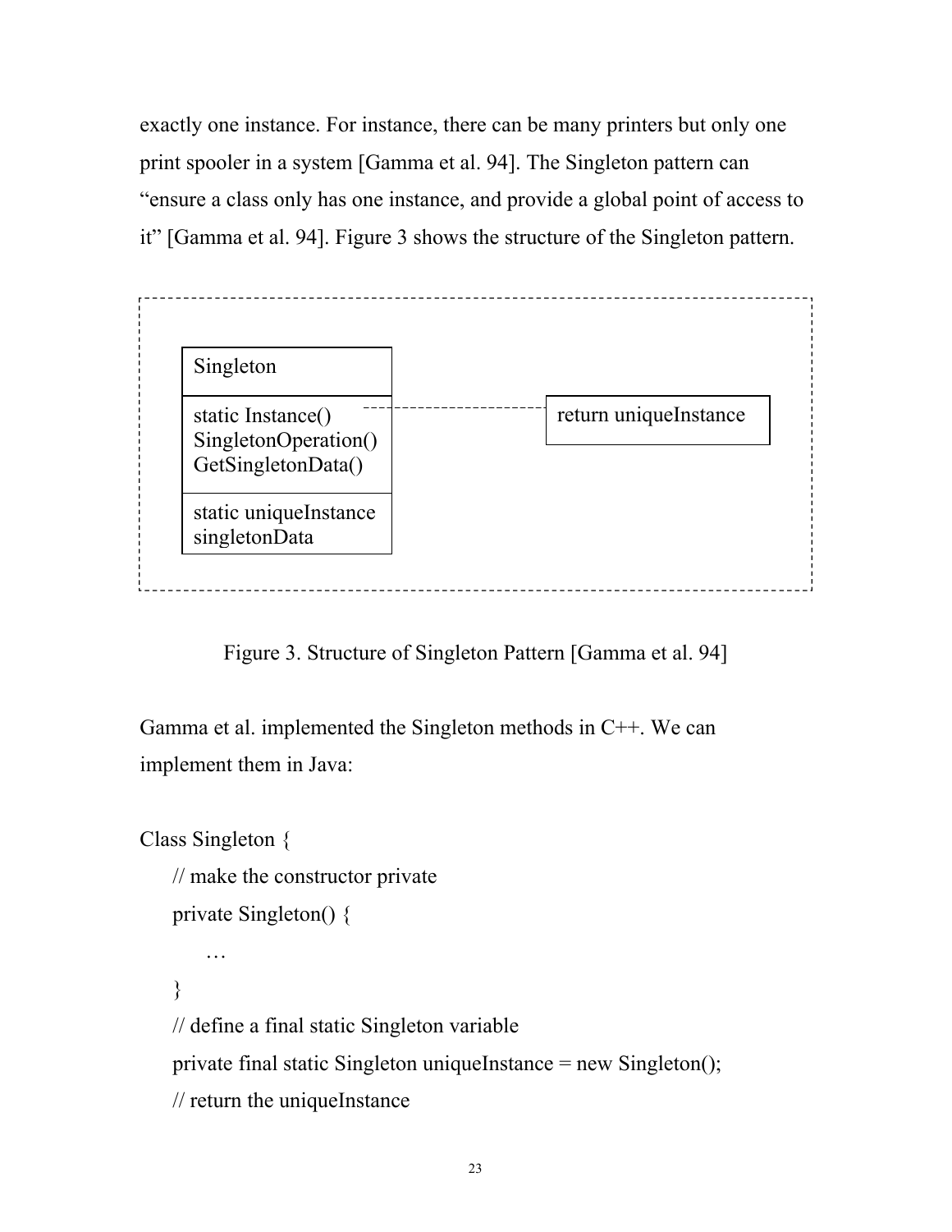exactly one instance. For instance, there can be many printers but only one print spooler in a system [Gamma et al. 94]. The Singleton pattern can "ensure a class only has one instance, and provide a global point of access to it" [Gamma et al. 94]. Figure 3 shows the structure of the Singleton pattern.

```
Singleton
--------------------
static Instance()  - - - - - - -  return uniqueInstance
SingletonOperation()
GetSingletonData()
--------------------
static uniqueInstance
singletonData
```

Figure 3. Structure of Singleton Pattern [Gamma et al. 94]

Gamma et al. implemented the Singleton methods in C++. We can implement them in Java:

```
Class Singleton {
    // make the constructor private
    private Singleton() {
        …
    }
    // define a final static Singleton variable
    private final static Singleton uniqueInstance = new Singleton();
    // return the uniqueInstance
```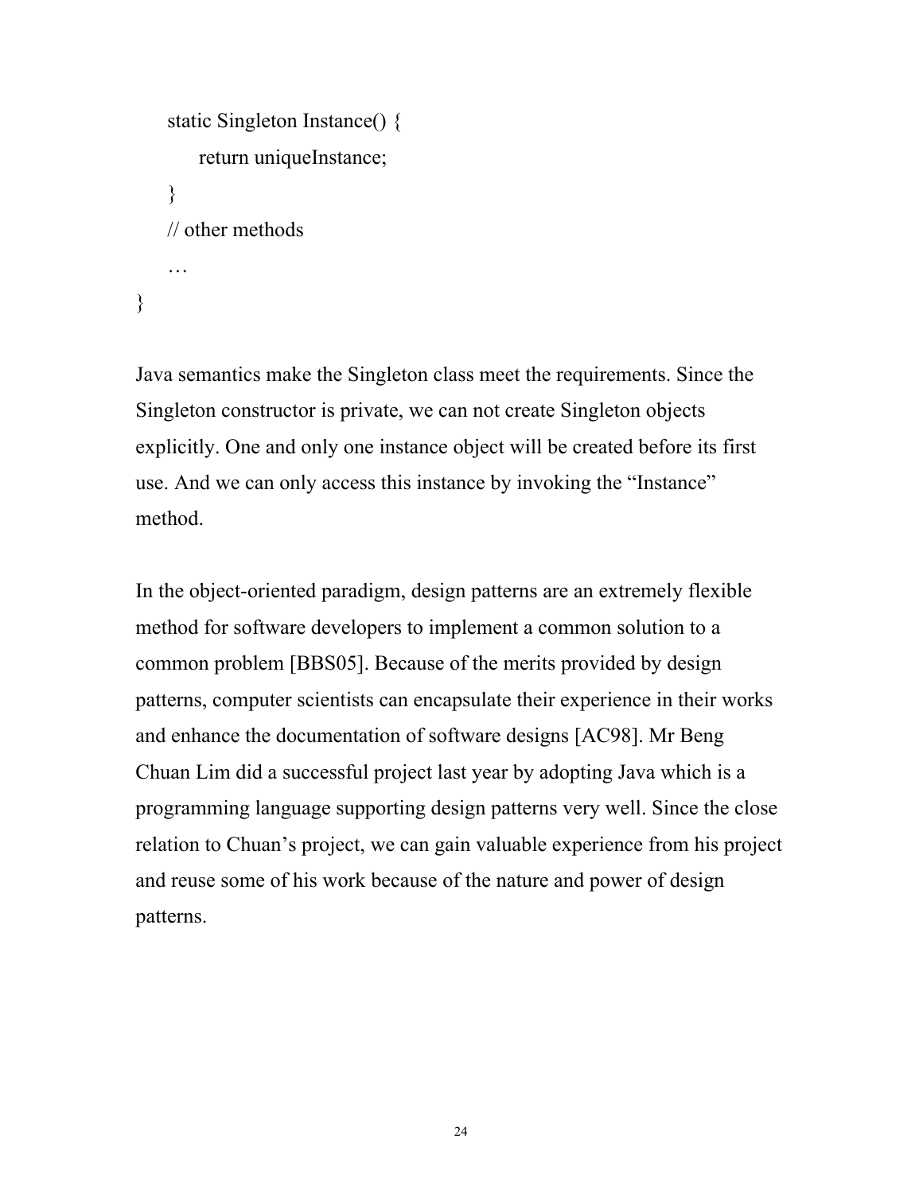```
    static Singleton Instance() {
        return uniqueInstance;
    }
    // other methods
    …
}
```

Java semantics make the Singleton class meet the requirements. Since the Singleton constructor is private, we can not create Singleton objects explicitly. One and only one instance object will be created before its first use. And we can only access this instance by invoking the "Instance" method.

In the object-oriented paradigm, design patterns are an extremely flexible method for software developers to implement a common solution to a common problem [BBS05]. Because of the merits provided by design patterns, computer scientists can encapsulate their experience in their works and enhance the documentation of software designs [AC98]. Mr Beng Chuan Lim did a successful project last year by adopting Java which is a programming language supporting design patterns very well. Since the close relation to Chuan's project, we can gain valuable experience from his project and reuse some of his work because of the nature and power of design patterns.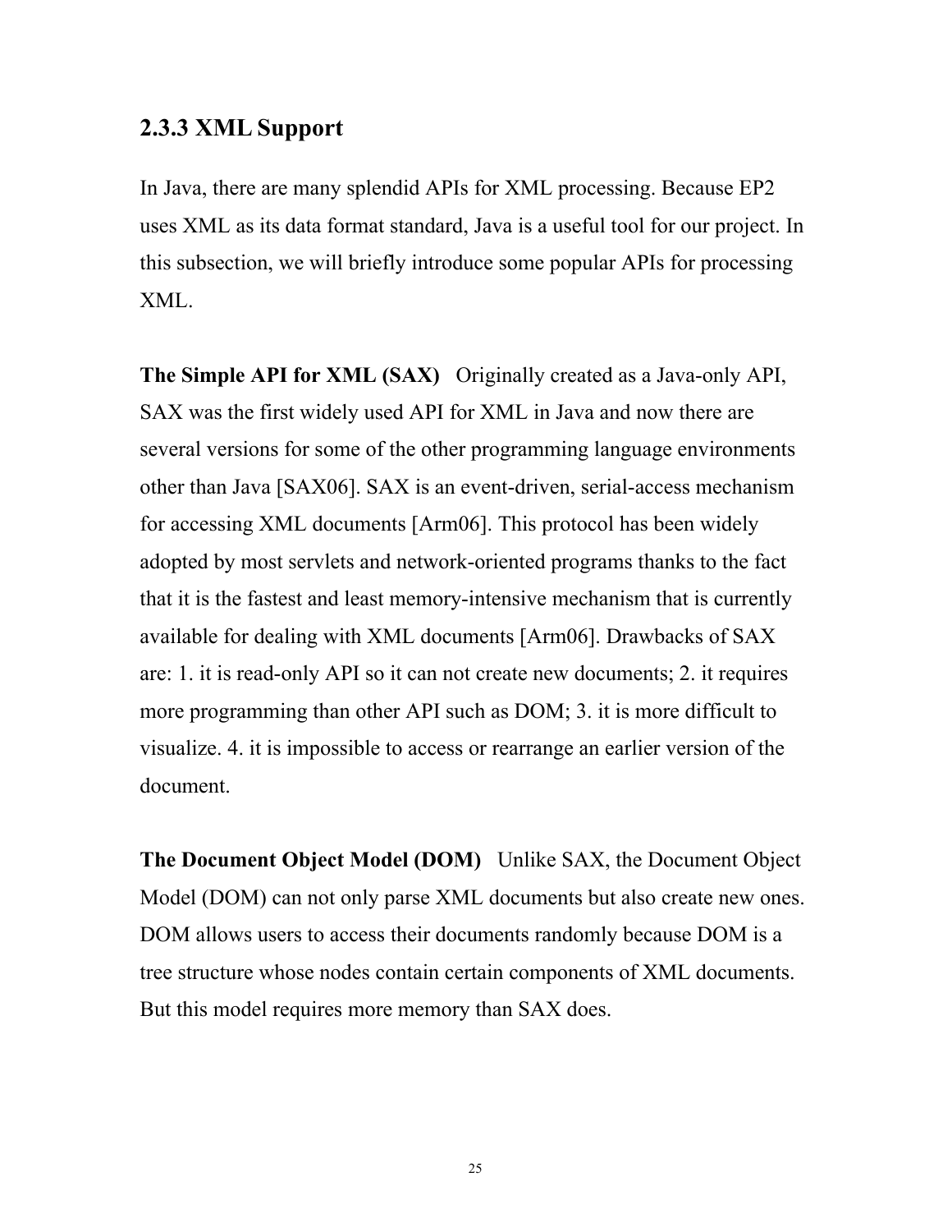### 2.3.3 XML Support

In Java, there are many splendid APIs for XML processing. Because EP2 uses XML as its data format standard, Java is a useful tool for our project. In this subsection, we will briefly introduce some popular APIs for processing XML.

**The Simple API for XML (SAX)** Originally created as a Java-only API, SAX was the first widely used API for XML in Java and now there are several versions for some of the other programming language environments other than Java [SAX06]. SAX is an event-driven, serial-access mechanism for accessing XML documents [Arm06]. This protocol has been widely adopted by most servlets and network-oriented programs thanks to the fact that it is the fastest and least memory-intensive mechanism that is currently available for dealing with XML documents [Arm06]. Drawbacks of SAX are: 1. it is read-only API so it can not create new documents; 2. it requires more programming than other API such as DOM; 3. it is more difficult to visualize. 4. it is impossible to access or rearrange an earlier version of the document.

**The Document Object Model (DOM)** Unlike SAX, the Document Object Model (DOM) can not only parse XML documents but also create new ones. DOM allows users to access their documents randomly because DOM is a tree structure whose nodes contain certain components of XML documents. But this model requires more memory than SAX does.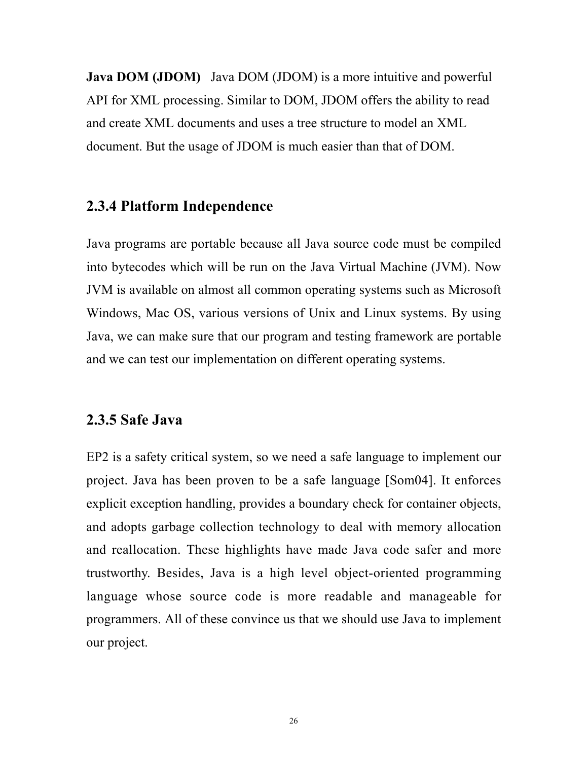**Java DOM (JDOM)** Java DOM (JDOM) is a more intuitive and powerful API for XML processing. Similar to DOM, JDOM offers the ability to read and create XML documents and uses a tree structure to model an XML document. But the usage of JDOM is much easier than that of DOM.

### 2.3.4 Platform Independence

Java programs are portable because all Java source code must be compiled into bytecodes which will be run on the Java Virtual Machine (JVM). Now JVM is available on almost all common operating systems such as Microsoft Windows, Mac OS, various versions of Unix and Linux systems. By using Java, we can make sure that our program and testing framework are portable and we can test our implementation on different operating systems.

### 2.3.5 Safe Java

EP2 is a safety critical system, so we need a safe language to implement our project. Java has been proven to be a safe language [Som04]. It enforces explicit exception handling, provides a boundary check for container objects, and adopts garbage collection technology to deal with memory allocation and reallocation. These highlights have made Java code safer and more trustworthy. Besides, Java is a high level object-oriented programming language whose source code is more readable and manageable for programmers. All of these convince us that we should use Java to implement our project.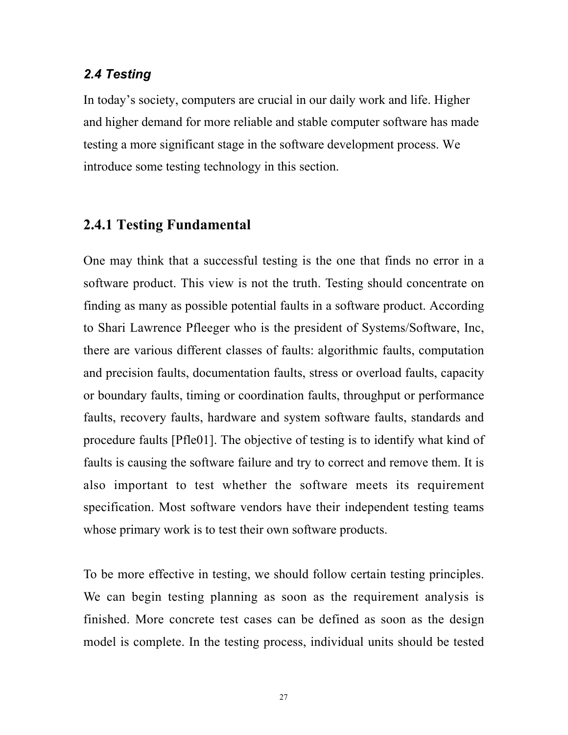## *2.4 Testing*

In today's society, computers are crucial in our daily work and life. Higher and higher demand for more reliable and stable computer software has made testing a more significant stage in the software development process. We introduce some testing technology in this section.

### 2.4.1 Testing Fundamental

One may think that a successful testing is the one that finds no error in a software product. This view is not the truth. Testing should concentrate on finding as many as possible potential faults in a software product. According to Shari Lawrence Pfleeger who is the president of Systems/Software, Inc, there are various different classes of faults: algorithmic faults, computation and precision faults, documentation faults, stress or overload faults, capacity or boundary faults, timing or coordination faults, throughput or performance faults, recovery faults, hardware and system software faults, standards and procedure faults [Pfle01]. The objective of testing is to identify what kind of faults is causing the software failure and try to correct and remove them. It is also important to test whether the software meets its requirement specification. Most software vendors have their independent testing teams whose primary work is to test their own software products.

To be more effective in testing, we should follow certain testing principles. We can begin testing planning as soon as the requirement analysis is finished. More concrete test cases can be defined as soon as the design model is complete. In the testing process, individual units should be tested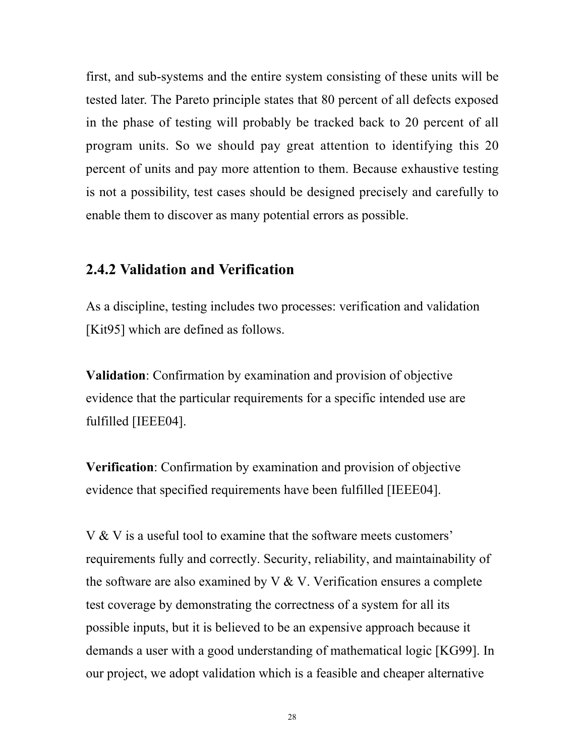first, and sub-systems and the entire system consisting of these units will be tested later. The Pareto principle states that 80 percent of all defects exposed in the phase of testing will probably be tracked back to 20 percent of all program units. So we should pay great attention to identifying this 20 percent of units and pay more attention to them. Because exhaustive testing is not a possibility, test cases should be designed precisely and carefully to enable them to discover as many potential errors as possible.

### 2.4.2 Validation and Verification

As a discipline, testing includes two processes: verification and validation [Kit95] which are defined as follows.

**Validation**: Confirmation by examination and provision of objective evidence that the particular requirements for a specific intended use are fulfilled [IEEE04].

**Verification**: Confirmation by examination and provision of objective evidence that specified requirements have been fulfilled [IEEE04].

V & V is a useful tool to examine that the software meets customers' requirements fully and correctly. Security, reliability, and maintainability of the software are also examined by V & V. Verification ensures a complete test coverage by demonstrating the correctness of a system for all its possible inputs, but it is believed to be an expensive approach because it demands a user with a good understanding of mathematical logic [KG99]. In our project, we adopt validation which is a feasible and cheaper alternative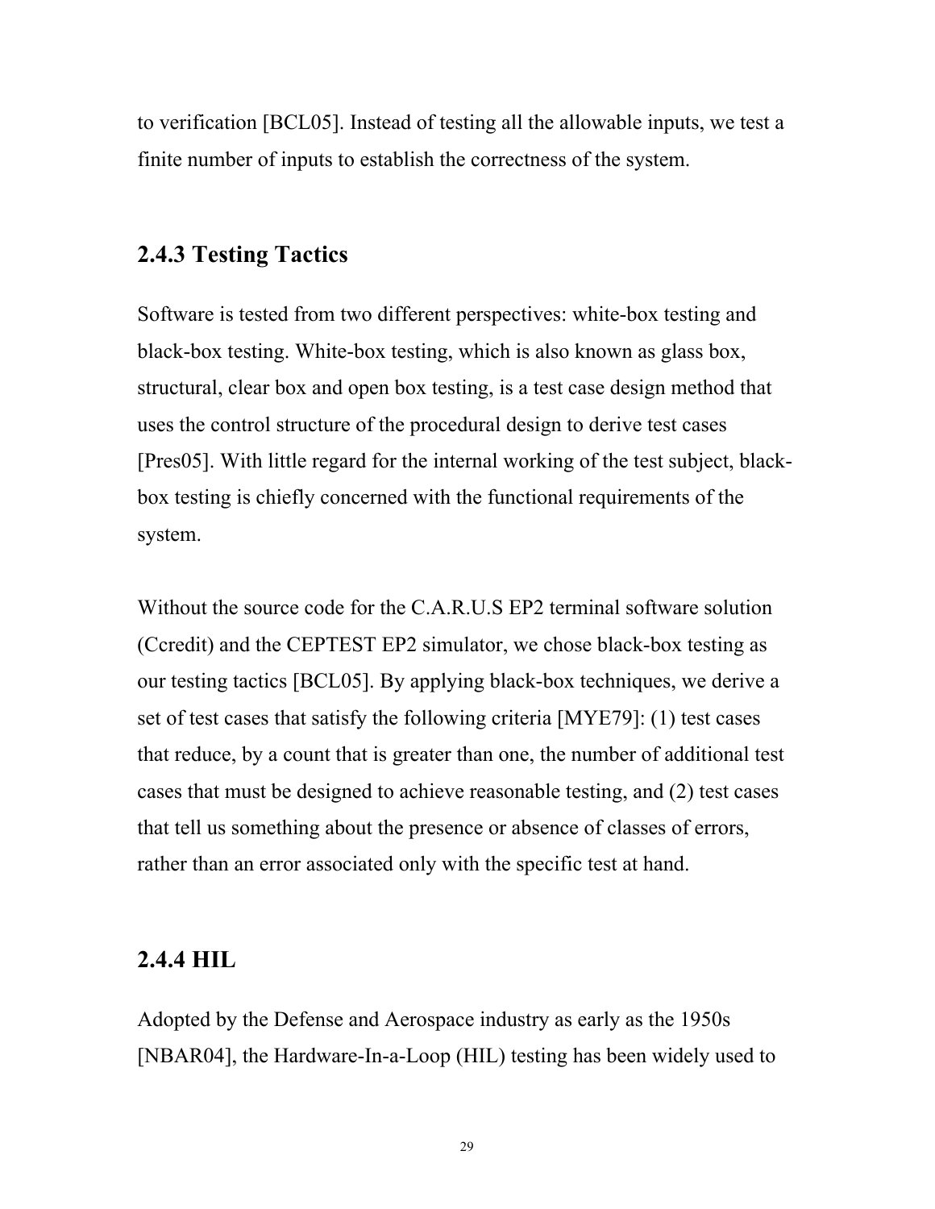to verification [BCL05]. Instead of testing all the allowable inputs, we test a finite number of inputs to establish the correctness of the system.

### 2.4.3 Testing Tactics

Software is tested from two different perspectives: white-box testing and black-box testing. White-box testing, which is also known as glass box, structural, clear box and open box testing, is a test case design method that uses the control structure of the procedural design to derive test cases [Pres05]. With little regard for the internal working of the test subject, black-box testing is chiefly concerned with the functional requirements of the system.

Without the source code for the C.A.R.U.S EP2 terminal software solution (Ccredit) and the CEPTEST EP2 simulator, we chose black-box testing as our testing tactics [BCL05]. By applying black-box techniques, we derive a set of test cases that satisfy the following criteria [MYE79]: (1) test cases that reduce, by a count that is greater than one, the number of additional test cases that must be designed to achieve reasonable testing, and (2) test cases that tell us something about the presence or absence of classes of errors, rather than an error associated only with the specific test at hand.

### 2.4.4 HIL

Adopted by the Defense and Aerospace industry as early as the 1950s [NBAR04], the Hardware-In-a-Loop (HIL) testing has been widely used to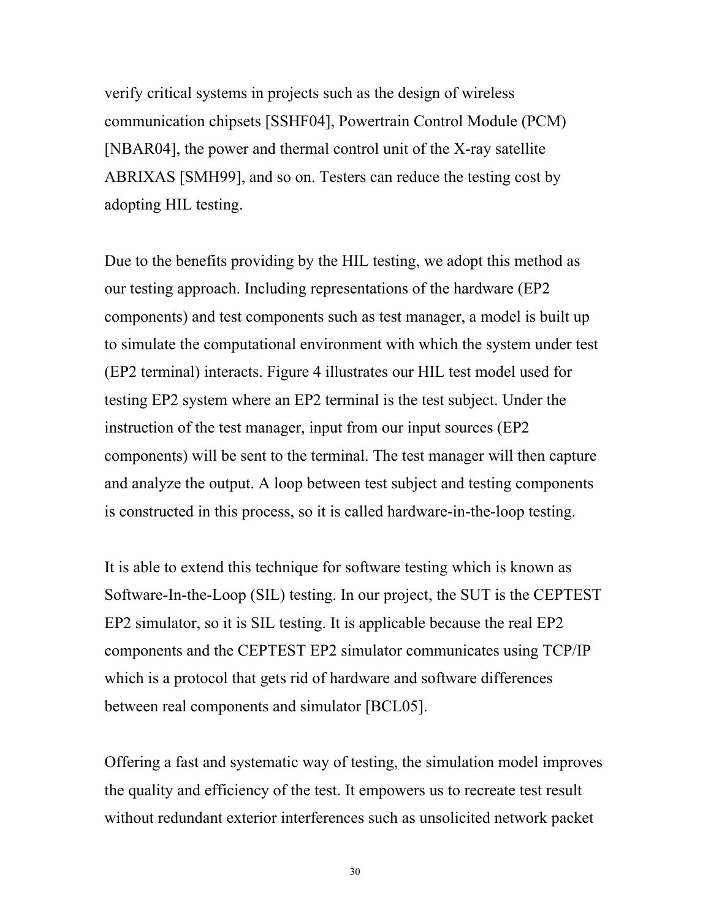verify critical systems in projects such as the design of wireless communication chipsets [SSHF04], Powertrain Control Module (PCM) [NBAR04], the power and thermal control unit of the X-ray satellite ABRIXAS [SMH99], and so on. Testers can reduce the testing cost by adopting HIL testing.

Due to the benefits providing by the HIL testing, we adopt this method as our testing approach. Including representations of the hardware (EP2 components) and test components such as test manager, a model is built up to simulate the computational environment with which the system under test (EP2 terminal) interacts. Figure 4 illustrates our HIL test model used for testing EP2 system where an EP2 terminal is the test subject. Under the instruction of the test manager, input from our input sources (EP2 components) will be sent to the terminal. The test manager will then capture and analyze the output. A loop between test subject and testing components is constructed in this process, so it is called hardware-in-the-loop testing.

It is able to extend this technique for software testing which is known as Software-In-the-Loop (SIL) testing. In our project, the SUT is the CEPTEST EP2 simulator, so it is SIL testing. It is applicable because the real EP2 components and the CEPTEST EP2 simulator communicates using TCP/IP which is a protocol that gets rid of hardware and software differences between real components and simulator [BCL05].

Offering a fast and systematic way of testing, the simulation model improves the quality and efficiency of the test. It empowers us to recreate test result without redundant exterior interferences such as unsolicited network packet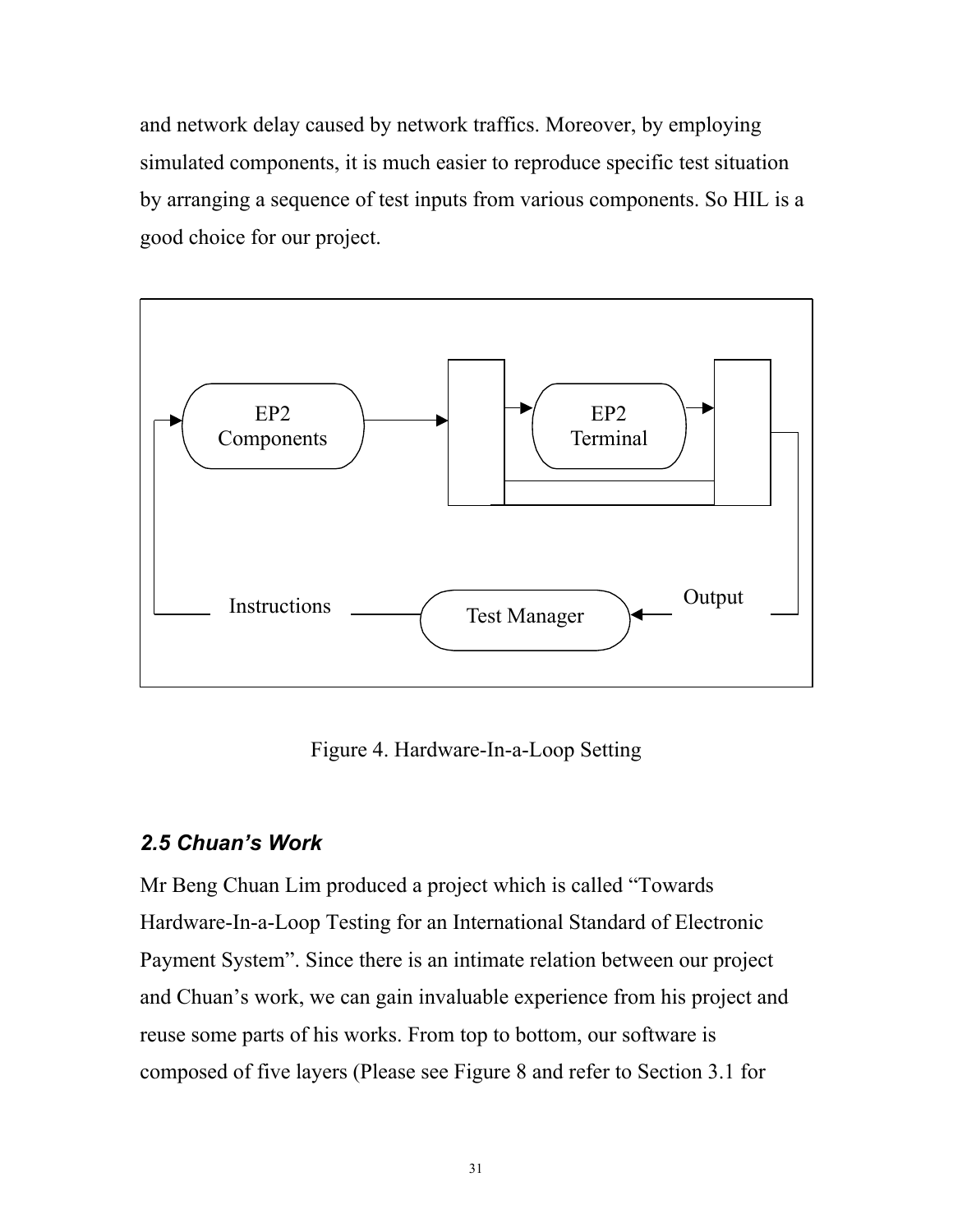and network delay caused by network traffics. Moreover, by employing simulated components, it is much easier to reproduce specific test situation by arranging a sequence of test inputs from various components. So HIL is a good choice for our project.

Figure 4. Hardware-In-a-Loop Setting

### *2.5 Chuan's Work*

Mr Beng Chuan Lim produced a project which is called "Towards Hardware-In-a-Loop Testing for an International Standard of Electronic Payment System". Since there is an intimate relation between our project and Chuan's work, we can gain invaluable experience from his project and reuse some parts of his works. From top to bottom, our software is composed of five layers (Please see Figure 8 and refer to Section 3.1 for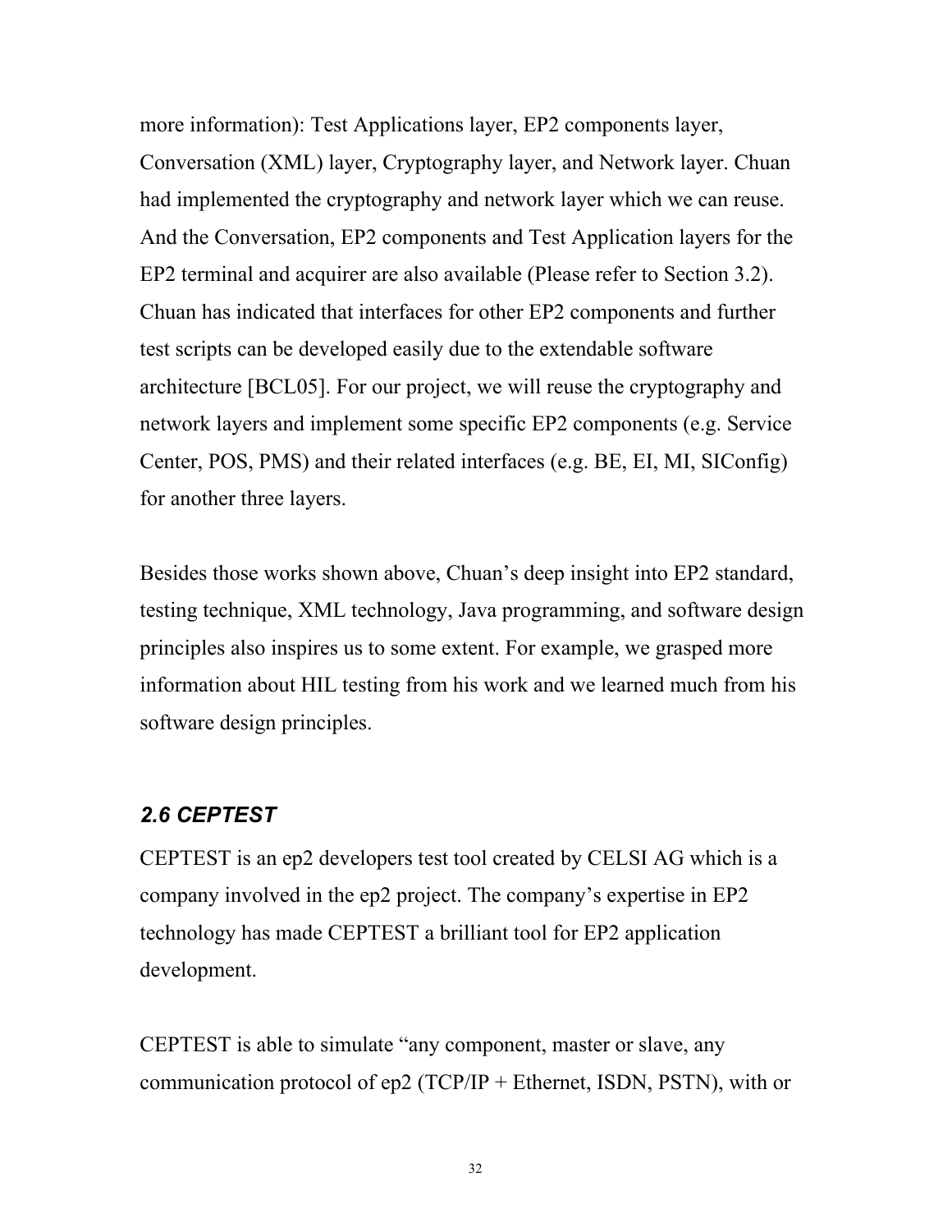more information): Test Applications layer, EP2 components layer, Conversation (XML) layer, Cryptography layer, and Network layer. Chuan had implemented the cryptography and network layer which we can reuse. And the Conversation, EP2 components and Test Application layers for the EP2 terminal and acquirer are also available (Please refer to Section 3.2). Chuan has indicated that interfaces for other EP2 components and further test scripts can be developed easily due to the extendable software architecture [BCL05]. For our project, we will reuse the cryptography and network layers and implement some specific EP2 components (e.g. Service Center, POS, PMS) and their related interfaces (e.g. BE, EI, MI, SIConfig) for another three layers.

Besides those works shown above, Chuan's deep insight into EP2 standard, testing technique, XML technology, Java programming, and software design principles also inspires us to some extent. For example, we grasped more information about HIL testing from his work and we learned much from his software design principles.

### *2.6 CEPTEST*

CEPTEST is an ep2 developers test tool created by CELSI AG which is a company involved in the ep2 project. The company's expertise in EP2 technology has made CEPTEST a brilliant tool for EP2 application development.

CEPTEST is able to simulate "any component, master or slave, any communication protocol of ep2 (TCP/IP + Ethernet, ISDN, PSTN), with or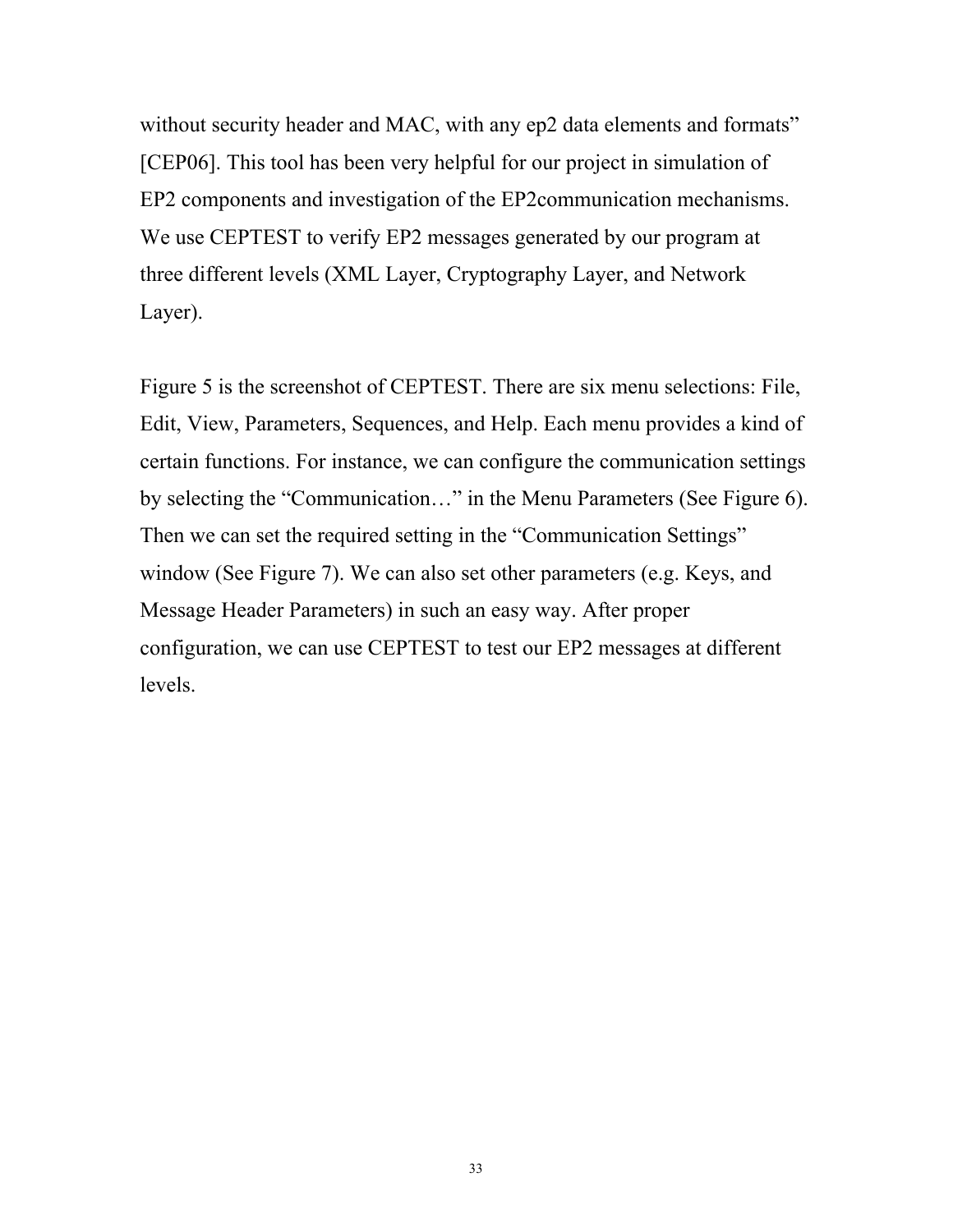without security header and MAC, with any ep2 data elements and formats" [CEP06]. This tool has been very helpful for our project in simulation of EP2 components and investigation of the EP2communication mechanisms. We use CEPTEST to verify EP2 messages generated by our program at three different levels (XML Layer, Cryptography Layer, and Network Layer).

Figure 5 is the screenshot of CEPTEST. There are six menu selections: File, Edit, View, Parameters, Sequences, and Help. Each menu provides a kind of certain functions. For instance, we can configure the communication settings by selecting the "Communication…" in the Menu Parameters (See Figure 6). Then we can set the required setting in the "Communication Settings" window (See Figure 7). We can also set other parameters (e.g. Keys, and Message Header Parameters) in such an easy way. After proper configuration, we can use CEPTEST to test our EP2 messages at different levels.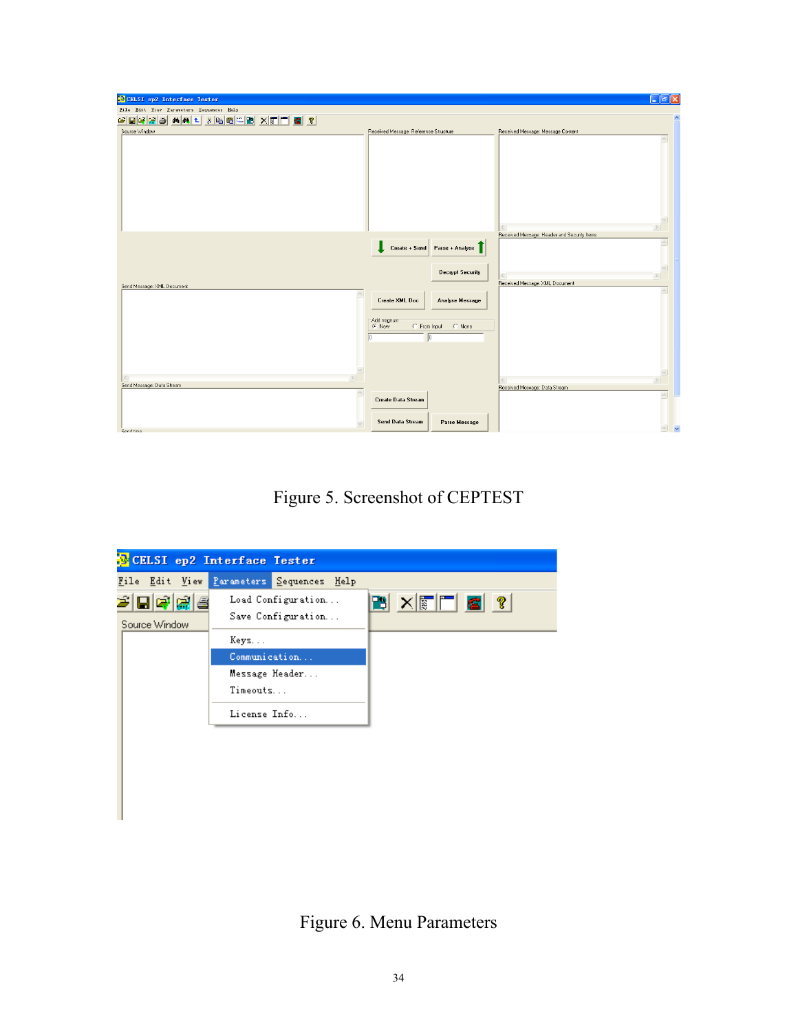Figure 5. Screenshot of CEPTEST

Figure 6. Menu Parameters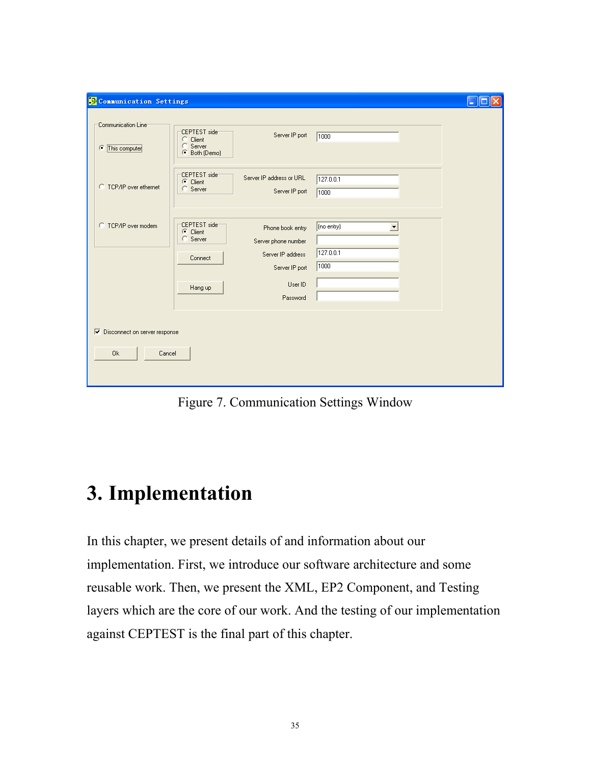Figure 7. Communication Settings Window

# 3. Implementation

In this chapter, we present details of and information about our implementation. First, we introduce our software architecture and some reusable work. Then, we present the XML, EP2 Component, and Testing layers which are the core of our work. And the testing of our implementation against CEPTEST is the final part of this chapter.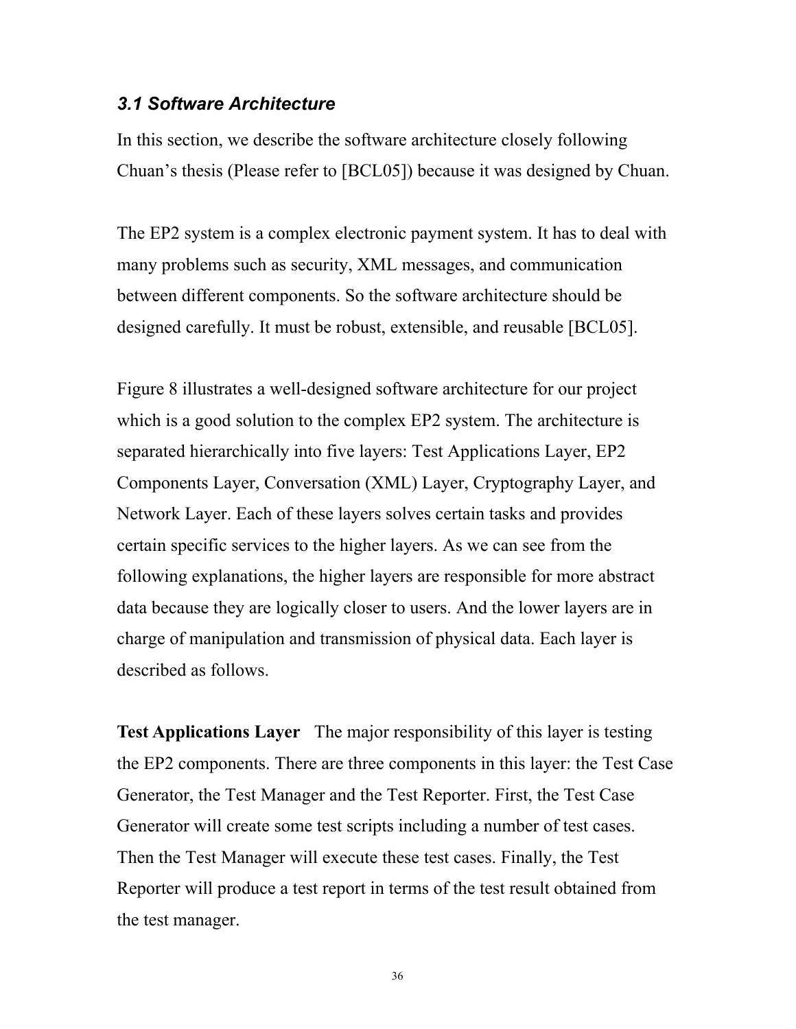### *3.1 Software Architecture*

In this section, we describe the software architecture closely following Chuan's thesis (Please refer to [BCL05]) because it was designed by Chuan.

The EP2 system is a complex electronic payment system. It has to deal with many problems such as security, XML messages, and communication between different components. So the software architecture should be designed carefully. It must be robust, extensible, and reusable [BCL05].

Figure 8 illustrates a well-designed software architecture for our project which is a good solution to the complex EP2 system. The architecture is separated hierarchically into five layers: Test Applications Layer, EP2 Components Layer, Conversation (XML) Layer, Cryptography Layer, and Network Layer. Each of these layers solves certain tasks and provides certain specific services to the higher layers. As we can see from the following explanations, the higher layers are responsible for more abstract data because they are logically closer to users. And the lower layers are in charge of manipulation and transmission of physical data. Each layer is described as follows.

**Test Applications Layer** The major responsibility of this layer is testing the EP2 components. There are three components in this layer: the Test Case Generator, the Test Manager and the Test Reporter. First, the Test Case Generator will create some test scripts including a number of test cases. Then the Test Manager will execute these test cases. Finally, the Test Reporter will produce a test report in terms of the test result obtained from the test manager.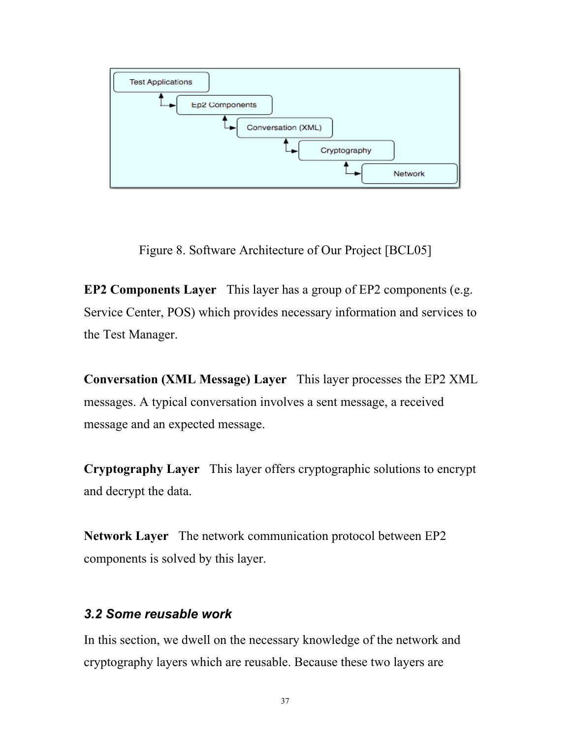Figure 8. Software Architecture of Our Project [BCL05]

**EP2 Components Layer** This layer has a group of EP2 components (e.g. Service Center, POS) which provides necessary information and services to the Test Manager.

**Conversation (XML Message) Layer** This layer processes the EP2 XML messages. A typical conversation involves a sent message, a received message and an expected message.

**Cryptography Layer** This layer offers cryptographic solutions to encrypt and decrypt the data.

**Network Layer** The network communication protocol between EP2 components is solved by this layer.

### *3.2 Some reusable work*

In this section, we dwell on the necessary knowledge of the network and cryptography layers which are reusable. Because these two layers are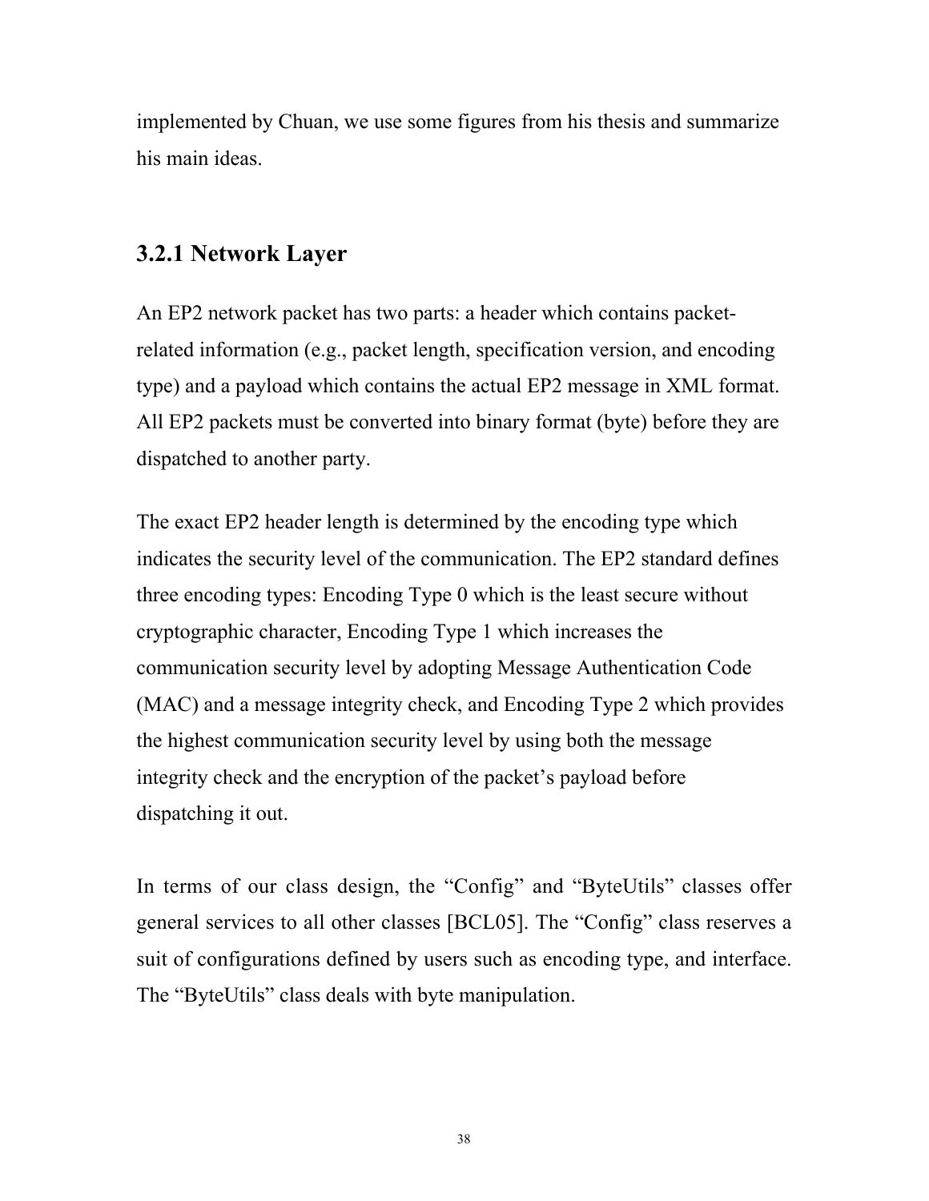implemented by Chuan, we use some figures from his thesis and summarize his main ideas.

### 3.2.1 Network Layer

An EP2 network packet has two parts: a header which contains packet-related information (e.g., packet length, specification version, and encoding type) and a payload which contains the actual EP2 message in XML format. All EP2 packets must be converted into binary format (byte) before they are dispatched to another party.

The exact EP2 header length is determined by the encoding type which indicates the security level of the communication. The EP2 standard defines three encoding types: Encoding Type 0 which is the least secure without cryptographic character, Encoding Type 1 which increases the communication security level by adopting Message Authentication Code (MAC) and a message integrity check, and Encoding Type 2 which provides the highest communication security level by using both the message integrity check and the encryption of the packet's payload before dispatching it out.

In terms of our class design, the "Config" and "ByteUtils" classes offer general services to all other classes [BCL05]. The "Config" class reserves a suit of configurations defined by users such as encoding type, and interface. The "ByteUtils" class deals with byte manipulation.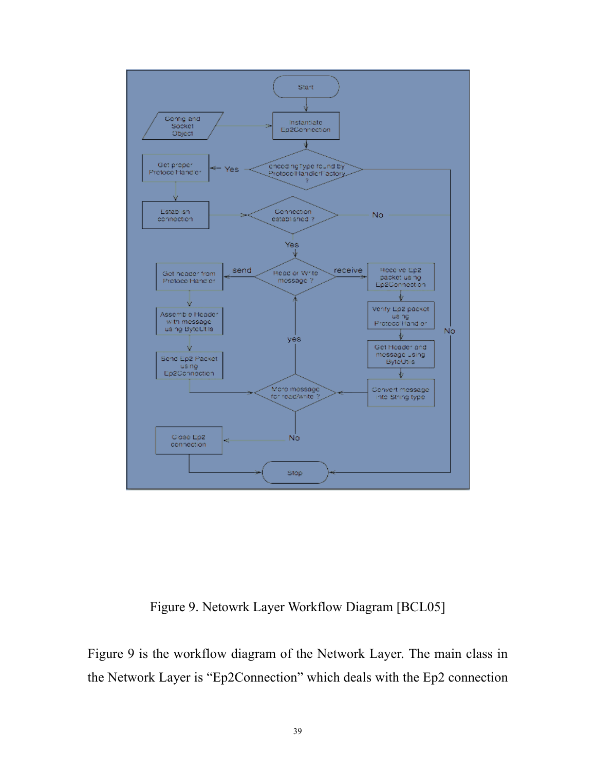Figure 9. Netowrk Layer Workflow Diagram [BCL05]

Figure 9 is the workflow diagram of the Network Layer. The main class in the Network Layer is "Ep2Connection" which deals with the Ep2 connection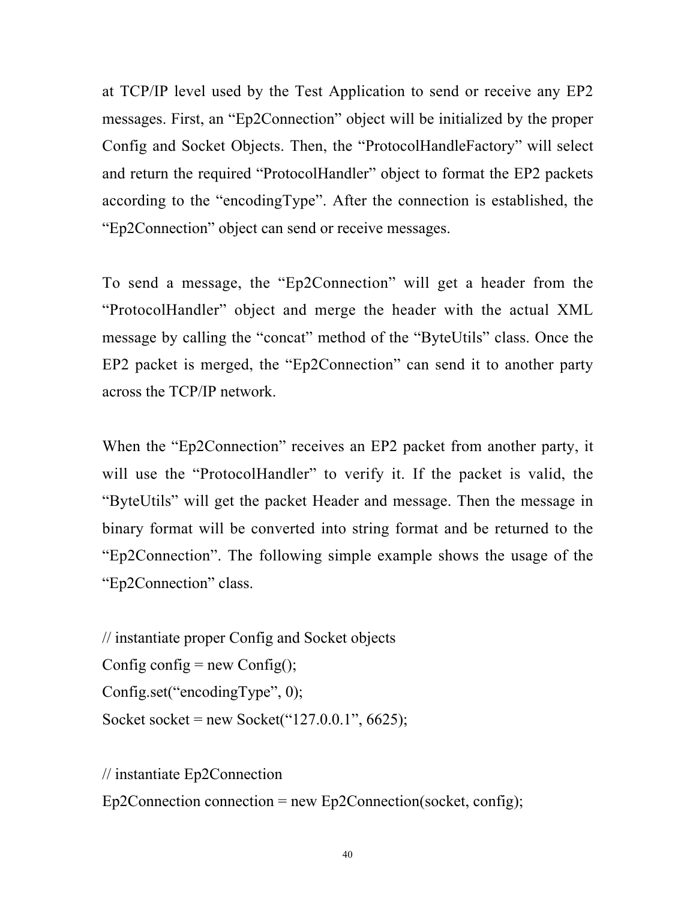at TCP/IP level used by the Test Application to send or receive any EP2 messages. First, an “Ep2Connection” object will be initialized by the proper Config and Socket Objects. Then, the “ProtocolHandleFactory” will select and return the required “ProtocolHandler” object to format the EP2 packets according to the “encodingType”. After the connection is established, the “Ep2Connection” object can send or receive messages.

To send a message, the “Ep2Connection” will get a header from the “ProtocolHandler” object and merge the header with the actual XML message by calling the “concat” method of the “ByteUtils” class. Once the EP2 packet is merged, the “Ep2Connection” can send it to another party across the TCP/IP network.

When the “Ep2Connection” receives an EP2 packet from another party, it will use the “ProtocolHandler” to verify it. If the packet is valid, the “ByteUtils” will get the packet Header and message. Then the message in binary format will be converted into string format and be returned to the “Ep2Connection”. The following simple example shows the usage of the “Ep2Connection” class.

```
// instantiate proper Config and Socket objects
Config config = new Config();
Config.set(“encodingType”, 0);
Socket socket = new Socket(“127.0.0.1”, 6625);

// instantiate Ep2Connection
Ep2Connection connection = new Ep2Connection(socket, config);
```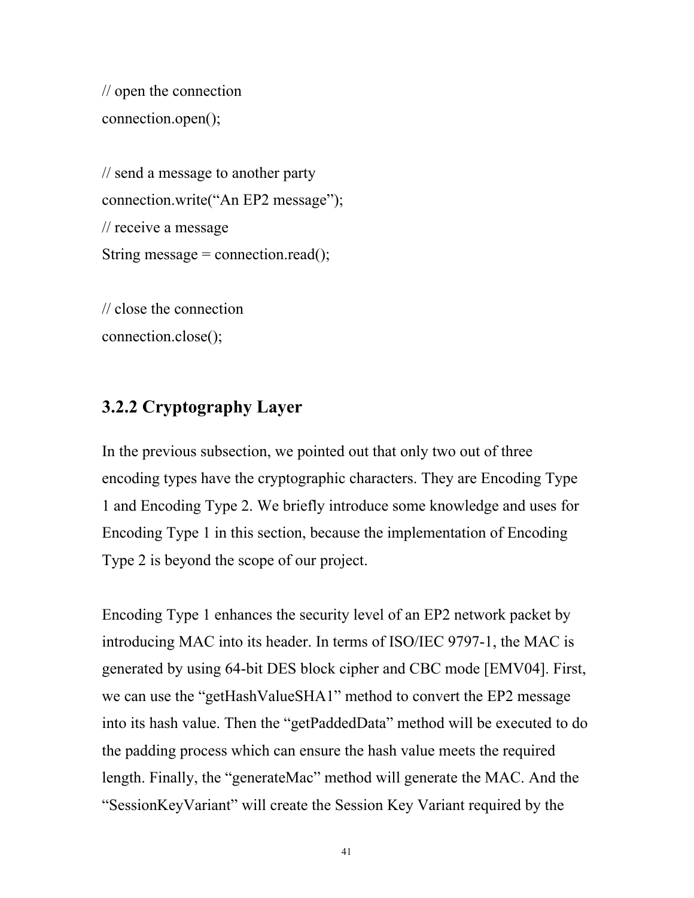```
// open the connection
connection.open();

// send a message to another party
connection.write("An EP2 message");
// receive a message
String message = connection.read();

// close the connection
connection.close();
```

### 3.2.2 Cryptography Layer

In the previous subsection, we pointed out that only two out of three encoding types have the cryptographic characters. They are Encoding Type 1 and Encoding Type 2. We briefly introduce some knowledge and uses for Encoding Type 1 in this section, because the implementation of Encoding Type 2 is beyond the scope of our project.

Encoding Type 1 enhances the security level of an EP2 network packet by introducing MAC into its header. In terms of ISO/IEC 9797-1, the MAC is generated by using 64-bit DES block cipher and CBC mode [EMV04]. First, we can use the "getHashValueSHA1" method to convert the EP2 message into its hash value. Then the "getPaddedData" method will be executed to do the padding process which can ensure the hash value meets the required length. Finally, the "generateMac" method will generate the MAC. And the "SessionKeyVariant" will create the Session Key Variant required by the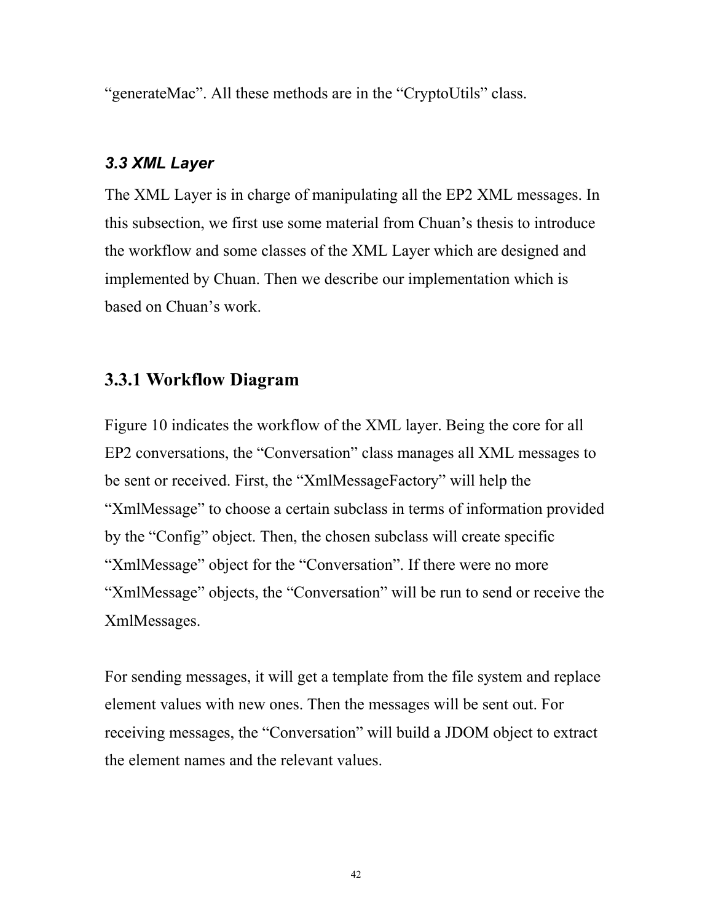“generateMac”. All these methods are in the “CryptoUtils” class.

### *3.3 XML Layer*

The XML Layer is in charge of manipulating all the EP2 XML messages. In this subsection, we first use some material from Chuan’s thesis to introduce the workflow and some classes of the XML Layer which are designed and implemented by Chuan. Then we describe our implementation which is based on Chuan’s work.

## 3.3.1 Workflow Diagram

Figure 10 indicates the workflow of the XML layer. Being the core for all EP2 conversations, the “Conversation” class manages all XML messages to be sent or received. First, the “XmlMessageFactory” will help the “XmlMessage” to choose a certain subclass in terms of information provided by the “Config” object. Then, the chosen subclass will create specific “XmlMessage” object for the “Conversation”. If there were no more “XmlMessage” objects, the “Conversation” will be run to send or receive the XmlMessages.

For sending messages, it will get a template from the file system and replace element values with new ones. Then the messages will be sent out. For receiving messages, the “Conversation” will build a JDOM object to extract the element names and the relevant values.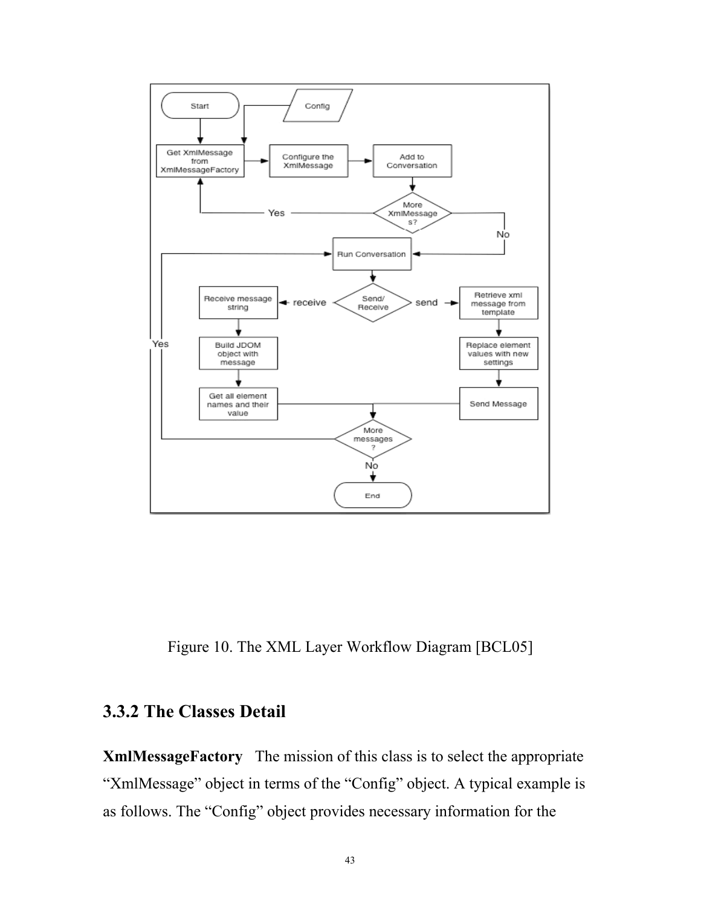Figure 10. The XML Layer Workflow Diagram [BCL05]

### 3.3.2 The Classes Detail

**XmlMessageFactory** The mission of this class is to select the appropriate "XmlMessage" object in terms of the "Config" object. A typical example is as follows. The "Config" object provides necessary information for the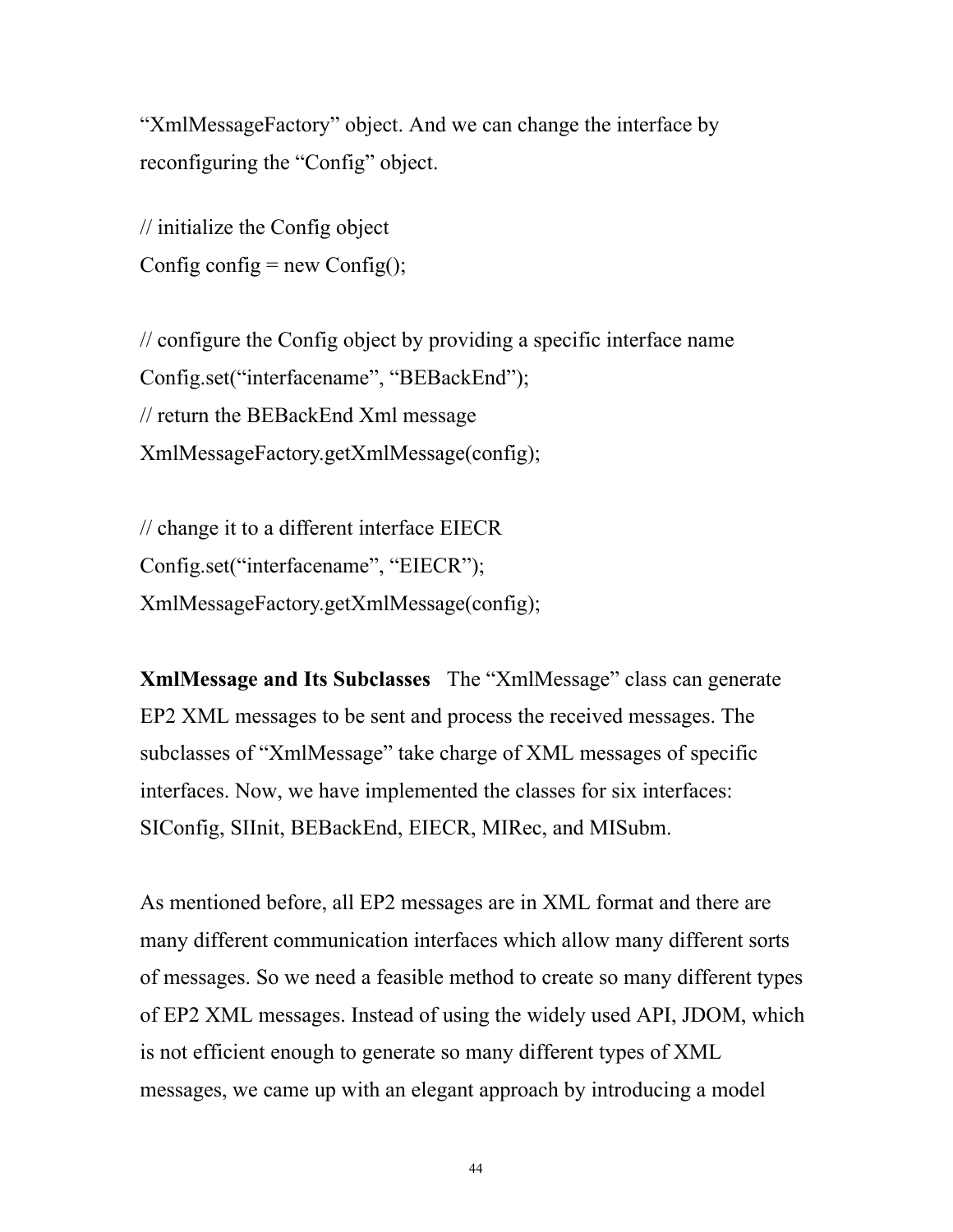"XmlMessageFactory" object. And we can change the interface by reconfiguring the "Config" object.

```
// initialize the Config object
Config config = new Config();

// configure the Config object by providing a specific interface name
Config.set("interfacename", "BEBackEnd");
// return the BEBackEnd Xml message
XmlMessageFactory.getXmlMessage(config);

// change it to a different interface EIECR
Config.set("interfacename", "EIECR");
XmlMessageFactory.getXmlMessage(config);
```

**XmlMessage and Its Subclasses** The "XmlMessage" class can generate EP2 XML messages to be sent and process the received messages. The subclasses of "XmlMessage" take charge of XML messages of specific interfaces. Now, we have implemented the classes for six interfaces: SIConfig, SIInit, BEBackEnd, EIECR, MIRec, and MISubm.

As mentioned before, all EP2 messages are in XML format and there are many different communication interfaces which allow many different sorts of messages. So we need a feasible method to create so many different types of EP2 XML messages. Instead of using the widely used API, JDOM, which is not efficient enough to generate so many different types of XML messages, we came up with an elegant approach by introducing a model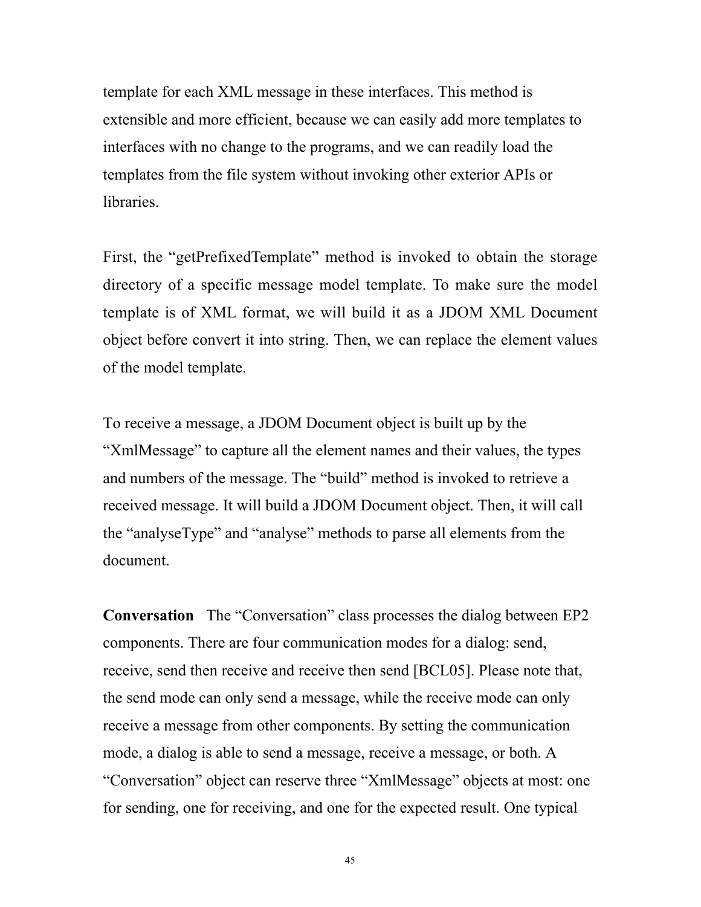template for each XML message in these interfaces. This method is extensible and more efficient, because we can easily add more templates to interfaces with no change to the programs, and we can readily load the templates from the file system without invoking other exterior APIs or libraries.

First, the “getPrefixedTemplate” method is invoked to obtain the storage directory of a specific message model template. To make sure the model template is of XML format, we will build it as a JDOM XML Document object before convert it into string. Then, we can replace the element values of the model template.

To receive a message, a JDOM Document object is built up by the “XmlMessage” to capture all the element names and their values, the types and numbers of the message. The “build” method is invoked to retrieve a received message. It will build a JDOM Document object. Then, it will call the “analyseType” and “analyse” methods to parse all elements from the document.

**Conversation** The “Conversation” class processes the dialog between EP2 components. There are four communication modes for a dialog: send, receive, send then receive and receive then send [BCL05]. Please note that, the send mode can only send a message, while the receive mode can only receive a message from other components. By setting the communication mode, a dialog is able to send a message, receive a message, or both. A “Conversation” object can reserve three “XmlMessage” objects at most: one for sending, one for receiving, and one for the expected result. One typical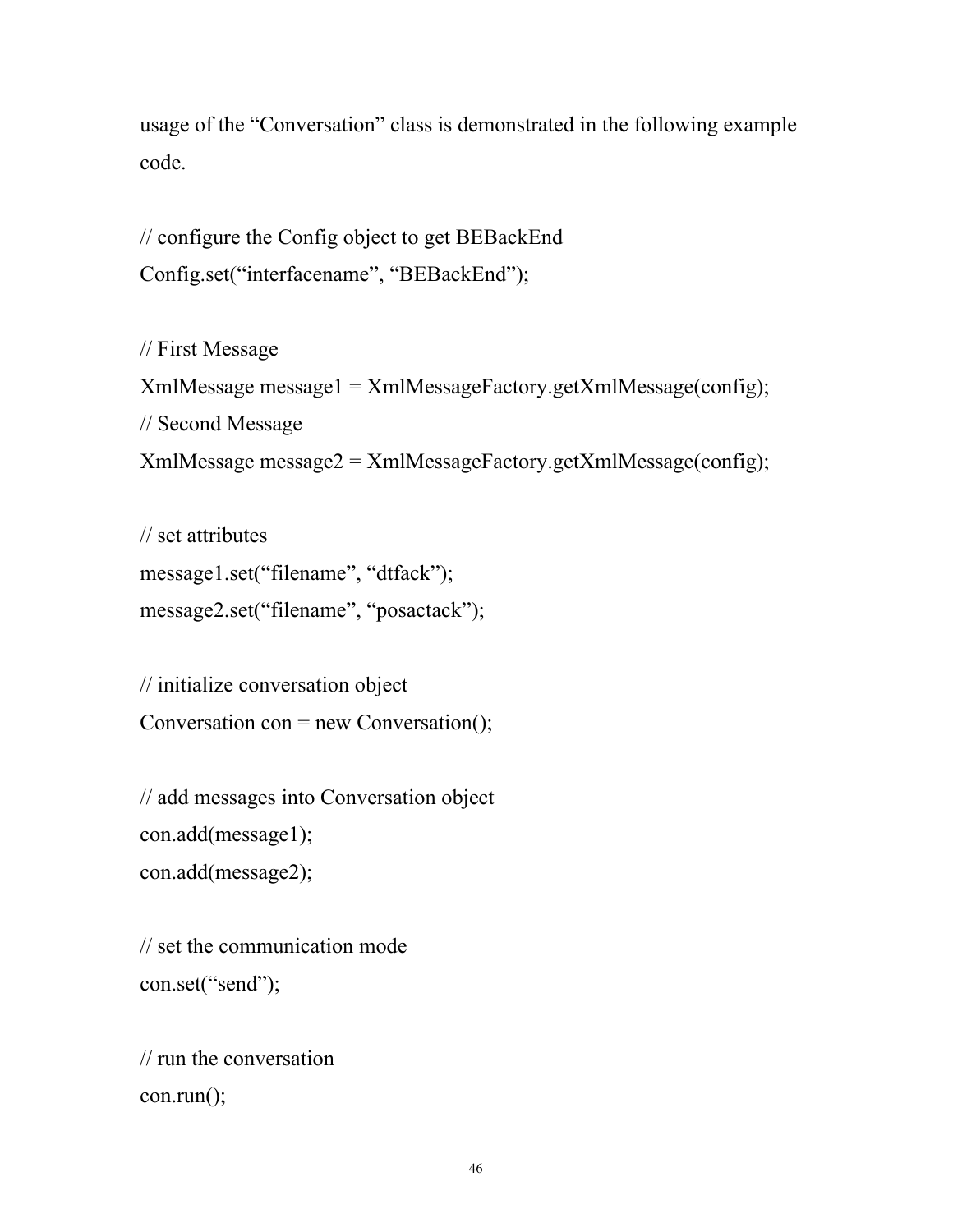usage of the “Conversation” class is demonstrated in the following example code.

```
// configure the Config object to get BEBackEnd
Config.set(“interfacename”, “BEBackEnd”);

// First Message
XmlMessage message1 = XmlMessageFactory.getXmlMessage(config);
// Second Message
XmlMessage message2 = XmlMessageFactory.getXmlMessage(config);

// set attributes
message1.set(“filename”, “dtfack”);
message2.set(“filename”, “posactack”);

// initialize conversation object
Conversation con = new Conversation();

// add messages into Conversation object
con.add(message1);
con.add(message2);

// set the communication mode
con.set(“send”);

// run the conversation
con.run();
```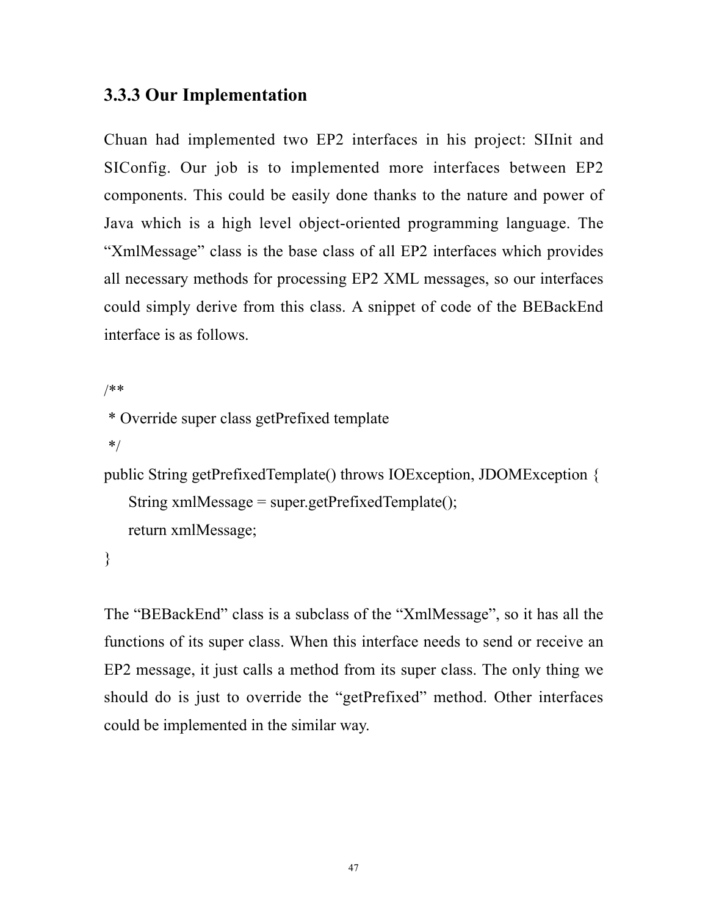### 3.3.3 Our Implementation

Chuan had implemented two EP2 interfaces in his project: SIInit and SIConfig. Our job is to implemented more interfaces between EP2 components. This could be easily done thanks to the nature and power of Java which is a high level object-oriented programming language. The “XmlMessage” class is the base class of all EP2 interfaces which provides all necessary methods for processing EP2 XML messages, so our interfaces could simply derive from this class. A snippet of code of the BEBackEnd interface is as follows.

```
/**
 * Override super class getPrefixed template
 */
public String getPrefixedTemplate() throws IOException, JDOMException {
    String xmlMessage = super.getPrefixedTemplate();
    return xmlMessage;
}
```

The “BEBackEnd” class is a subclass of the “XmlMessage”, so it has all the functions of its super class. When this interface needs to send or receive an EP2 message, it just calls a method from its super class. The only thing we should do is just to override the “getPrefixed” method. Other interfaces could be implemented in the similar way.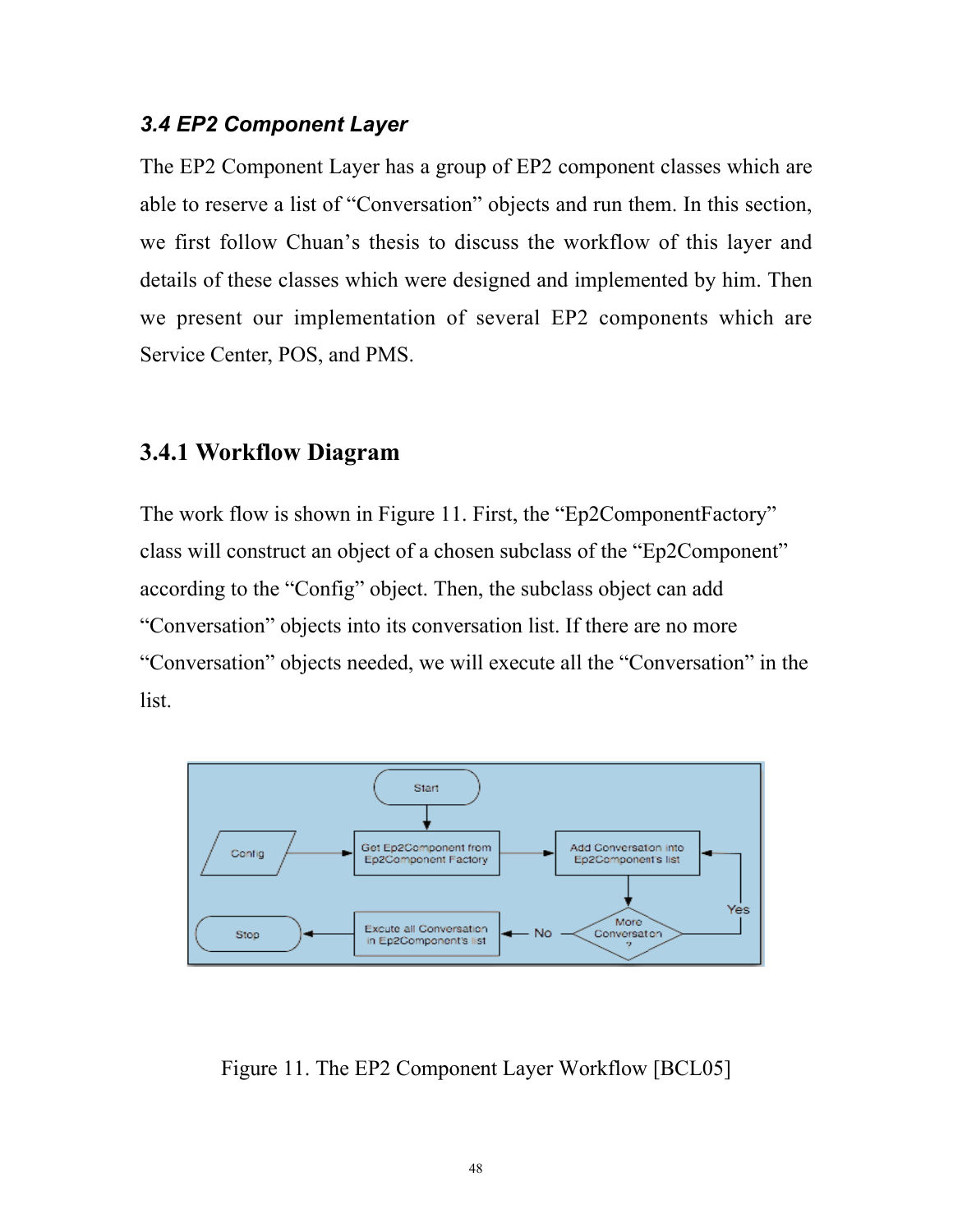### *3.4 EP2 Component Layer*

The EP2 Component Layer has a group of EP2 component classes which are able to reserve a list of "Conversation" objects and run them. In this section, we first follow Chuan's thesis to discuss the workflow of this layer and details of these classes which were designed and implemented by him. Then we present our implementation of several EP2 components which are Service Center, POS, and PMS.

## 3.4.1 Workflow Diagram

The work flow is shown in Figure 11. First, the "Ep2ComponentFactory" class will construct an object of a chosen subclass of the "Ep2Component" according to the "Config" object. Then, the subclass object can add "Conversation" objects into its conversation list. If there are no more "Conversation" objects needed, we will execute all the "Conversation" in the list.

Figure 11. The EP2 Component Layer Workflow [BCL05]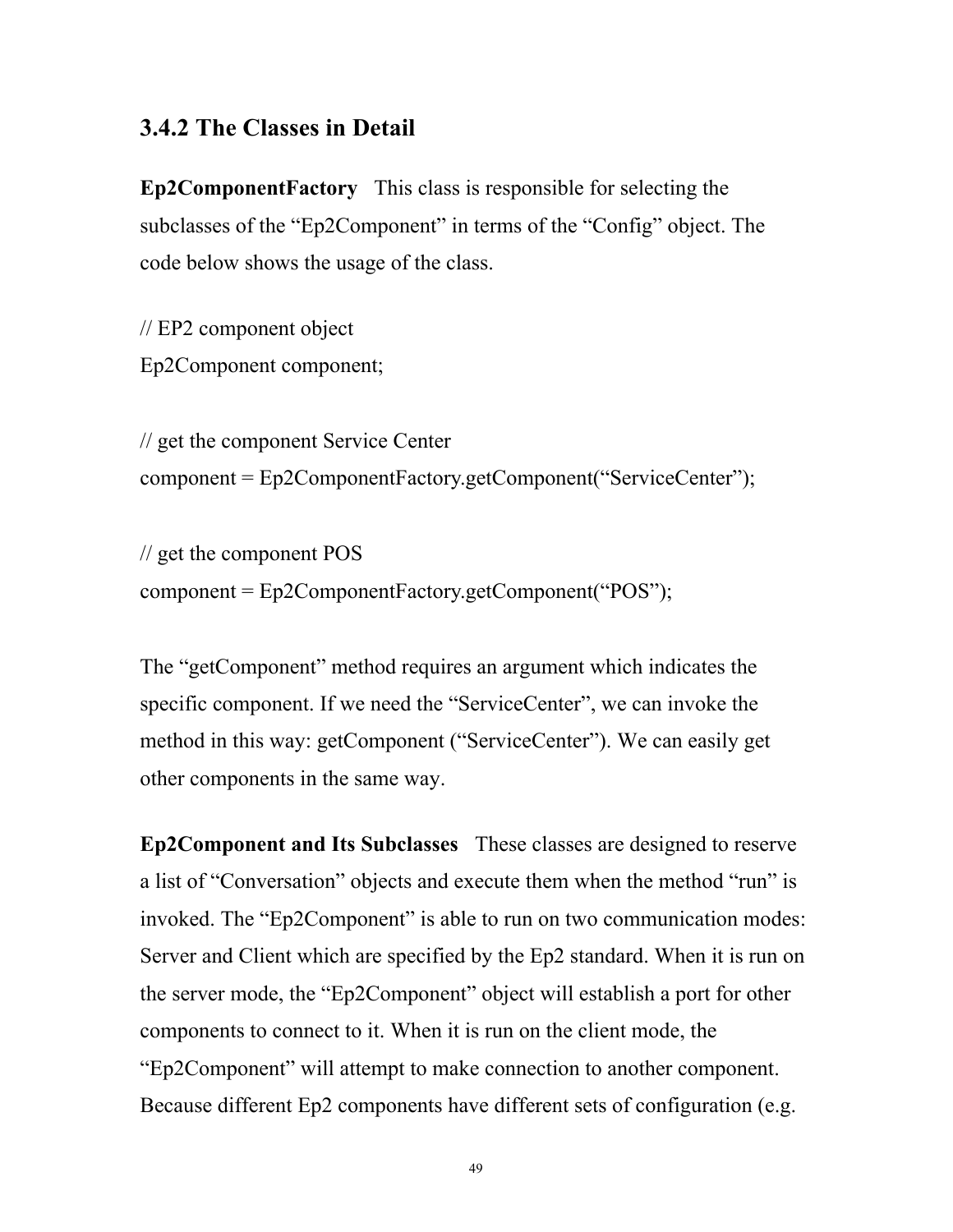### 3.4.2 The Classes in Detail

**Ep2ComponentFactory** This class is responsible for selecting the subclasses of the “Ep2Component” in terms of the “Config” object. The code below shows the usage of the class.

```
// EP2 component object
Ep2Component component;

// get the component Service Center
component = Ep2ComponentFactory.getComponent(“ServiceCenter”);

// get the component POS
component = Ep2ComponentFactory.getComponent(“POS”);
```

The “getComponent” method requires an argument which indicates the specific component. If we need the “ServiceCenter”, we can invoke the method in this way: getComponent (“ServiceCenter”). We can easily get other components in the same way.

**Ep2Component and Its Subclasses** These classes are designed to reserve a list of “Conversation” objects and execute them when the method “run” is invoked. The “Ep2Component” is able to run on two communication modes: Server and Client which are specified by the Ep2 standard. When it is run on the server mode, the “Ep2Component” object will establish a port for other components to connect to it. When it is run on the client mode, the “Ep2Component” will attempt to make connection to another component. Because different Ep2 components have different sets of configuration (e.g.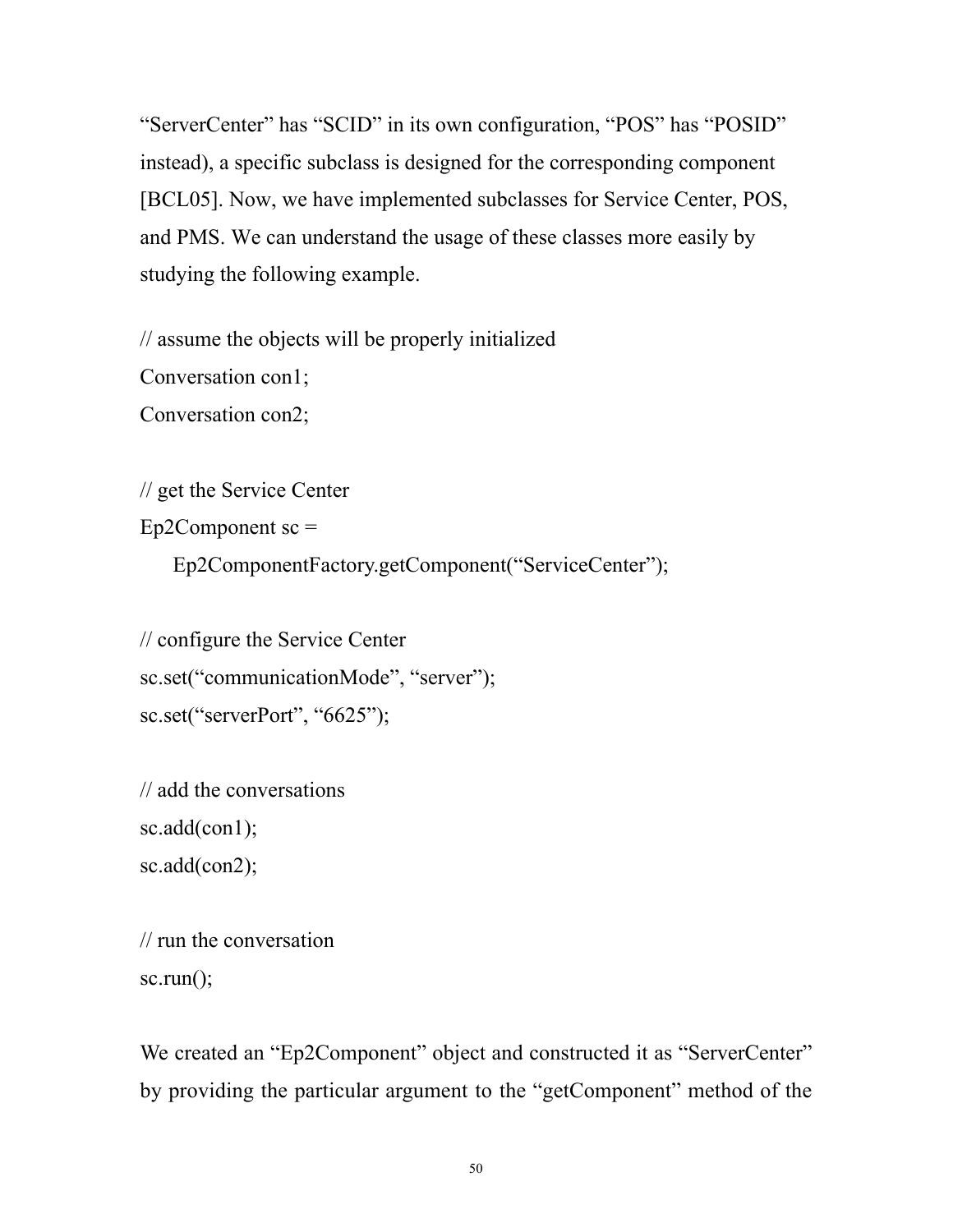"ServerCenter" has "SCID" in its own configuration, "POS" has "POSID" instead), a specific subclass is designed for the corresponding component [BCL05]. Now, we have implemented subclasses for Service Center, POS, and PMS. We can understand the usage of these classes more easily by studying the following example.

```
// assume the objects will be properly initialized
Conversation con1;
Conversation con2;

// get the Service Center
Ep2Component sc =
    Ep2ComponentFactory.getComponent("ServiceCenter");

// configure the Service Center
sc.set("communicationMode", "server");
sc.set("serverPort", "6625");

// add the conversations
sc.add(con1);
sc.add(con2);

// run the conversation
sc.run();
```

We created an "Ep2Component" object and constructed it as "ServerCenter" by providing the particular argument to the "getComponent" method of the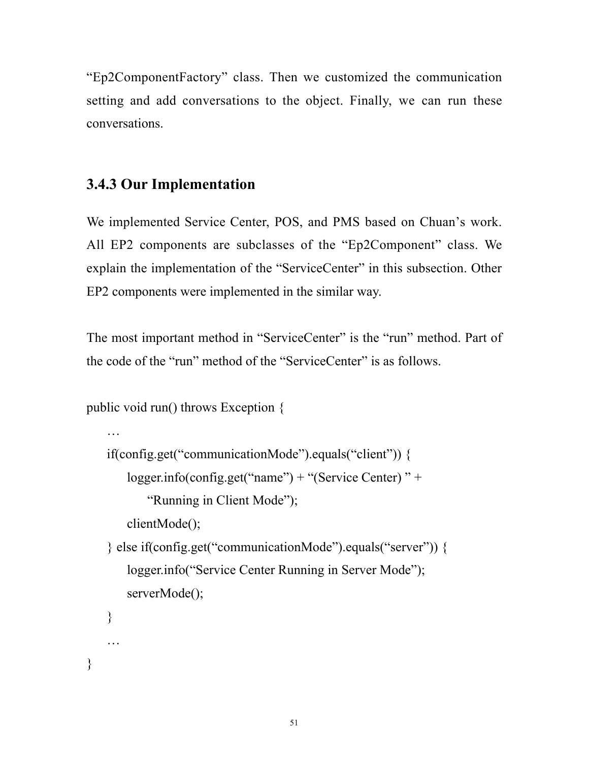"Ep2ComponentFactory" class. Then we customized the communication setting and add conversations to the object. Finally, we can run these conversations.

### 3.4.3 Our Implementation

We implemented Service Center, POS, and PMS based on Chuan's work. All EP2 components are subclasses of the "Ep2Component" class. We explain the implementation of the "ServiceCenter" in this subsection. Other EP2 components were implemented in the similar way.

The most important method in "ServiceCenter" is the "run" method. Part of the code of the "run" method of the "ServiceCenter" is as follows.

```
public void run() throws Exception {
    …
    if(config.get("communicationMode").equals("client")) {
        logger.info(config.get("name") + "(Service Center) " +
            "Running in Client Mode");
        clientMode();
    } else if(config.get("communicationMode").equals("server")) {
        logger.info("Service Center Running in Server Mode");
        serverMode();
    }
    …
}
```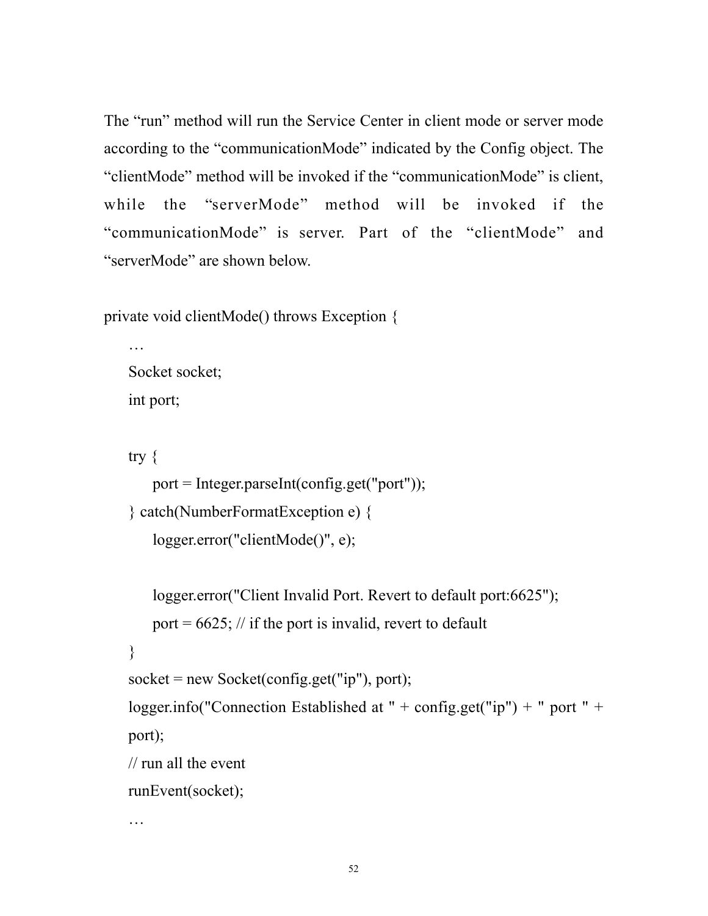The “run” method will run the Service Center in client mode or server mode according to the “communicationMode” indicated by the Config object. The “clientMode” method will be invoked if the “communicationMode” is client, while the “serverMode” method will be invoked if the “communicationMode” is server. Part of the “clientMode” and “serverMode” are shown below.

```
private void clientMode() throws Exception {
    …
    Socket socket;
    int port;

    try {
        port = Integer.parseInt(config.get("port"));
    } catch(NumberFormatException e) {
        logger.error("clientMode()", e);

        logger.error("Client Invalid Port. Revert to default port:6625");
        port = 6625; // if the port is invalid, revert to default
    }
    socket = new Socket(config.get("ip"), port);
    logger.info("Connection Established at " + config.get("ip") + " port " +
    port);
    // run all the event
    runEvent(socket);
    …
```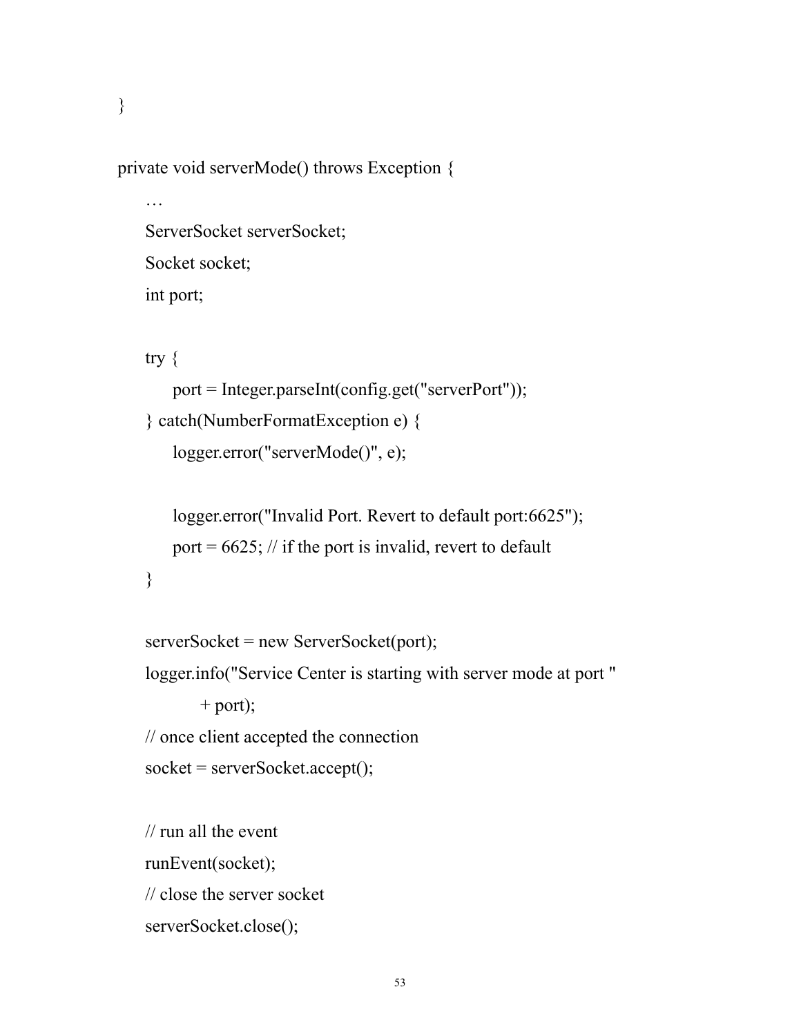```
}

private void serverMode() throws Exception {
    …
    ServerSocket serverSocket;
    Socket socket;
    int port;

    try {
        port = Integer.parseInt(config.get("serverPort"));
    } catch(NumberFormatException e) {
        logger.error("serverMode()", e);

        logger.error("Invalid Port. Revert to default port:6625");
        port = 6625; // if the port is invalid, revert to default
    }

    serverSocket = new ServerSocket(port);
    logger.info("Service Center is starting with server mode at port "
            + port);
    // once client accepted the connection
    socket = serverSocket.accept();

    // run all the event
    runEvent(socket);
    // close the server socket
    serverSocket.close();
```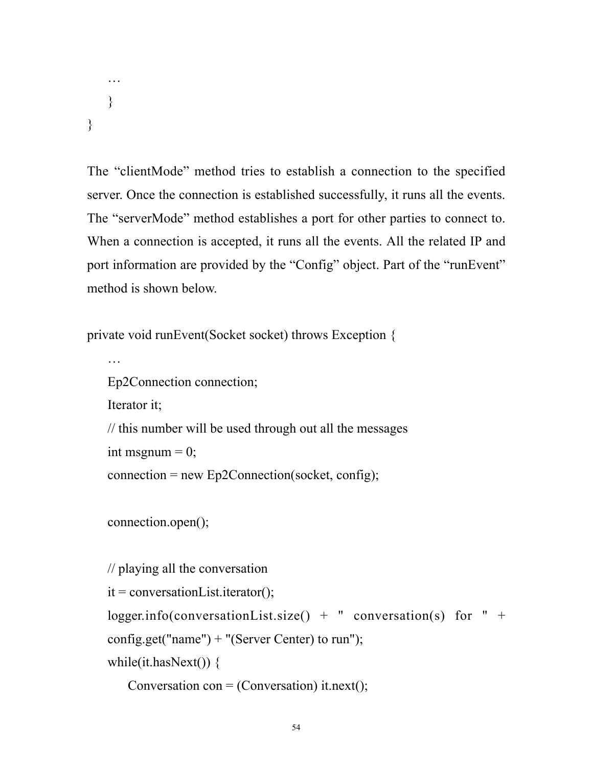```
    …
    }
}
```

The "clientMode" method tries to establish a connection to the specified server. Once the connection is established successfully, it runs all the events. The "serverMode" method establishes a port for other parties to connect to. When a connection is accepted, it runs all the events. All the related IP and port information are provided by the "Config" object. Part of the "runEvent" method is shown below.

```
private void runEvent(Socket socket) throws Exception {
    …
    Ep2Connection connection;
    Iterator it;
    // this number will be used through out all the messages
    int msgnum = 0;
    connection = new Ep2Connection(socket, config);

    connection.open();

    // playing all the conversation
    it = conversationList.iterator();
    logger.info(conversationList.size() + " conversation(s) for " +
    config.get("name") + "(Server Center) to run");
    while(it.hasNext()) {
        Conversation con = (Conversation) it.next();
```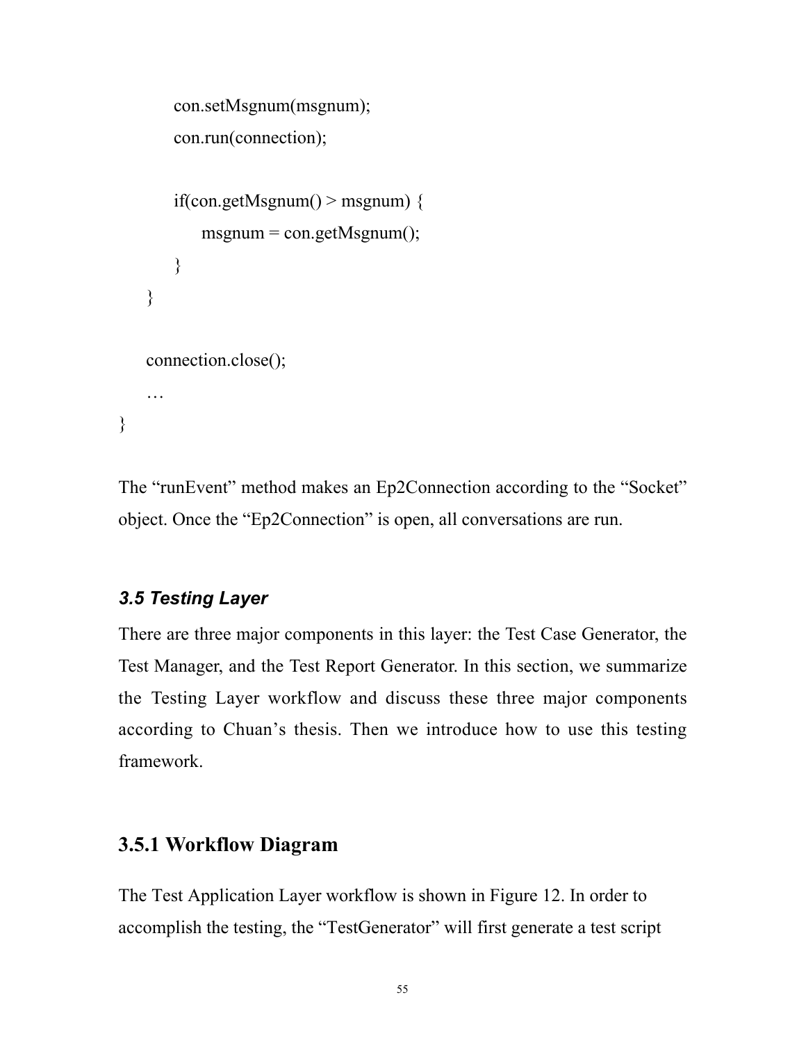```
        con.setMsgnum(msgnum);
        con.run(connection);

        if(con.getMsgnum() > msgnum) {
            msgnum = con.getMsgnum();
        }
    }

    connection.close();
    …
}
```

The “runEvent” method makes an Ep2Connection according to the “Socket” object. Once the “Ep2Connection” is open, all conversations are run.

### *3.5 Testing Layer*

There are three major components in this layer: the Test Case Generator, the Test Manager, and the Test Report Generator. In this section, we summarize the Testing Layer workflow and discuss these three major components according to Chuan’s thesis. Then we introduce how to use this testing framework.

### 3.5.1 Workflow Diagram

The Test Application Layer workflow is shown in Figure 12. In order to accomplish the testing, the “TestGenerator” will first generate a test script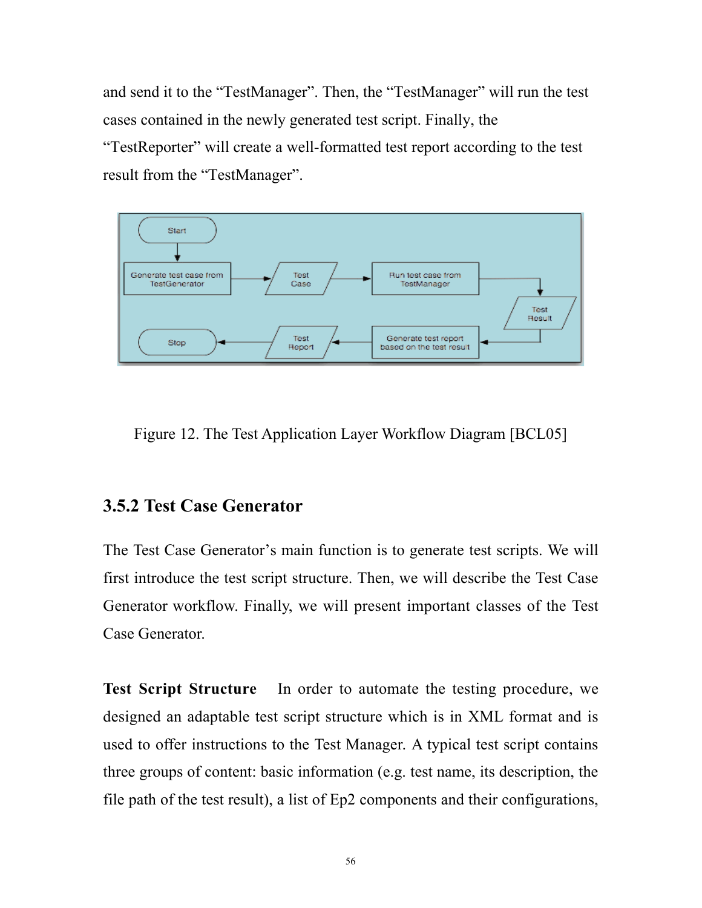and send it to the “TestManager”. Then, the “TestManager” will run the test cases contained in the newly generated test script. Finally, the “TestReporter” will create a well-formatted test report according to the test result from the “TestManager”.

Figure 12. The Test Application Layer Workflow Diagram [BCL05]

### 3.5.2 Test Case Generator

The Test Case Generator’s main function is to generate test scripts. We will first introduce the test script structure. Then, we will describe the Test Case Generator workflow. Finally, we will present important classes of the Test Case Generator.

**Test Script Structure** In order to automate the testing procedure, we designed an adaptable test script structure which is in XML format and is used to offer instructions to the Test Manager. A typical test script contains three groups of content: basic information (e.g. test name, its description, the file path of the test result), a list of Ep2 components and their configurations,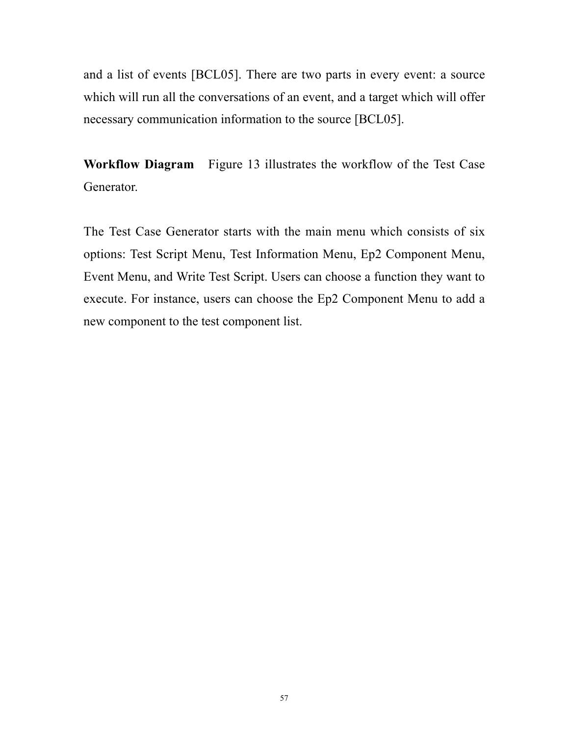and a list of events [BCL05]. There are two parts in every event: a source which will run all the conversations of an event, and a target which will offer necessary communication information to the source [BCL05].

**Workflow Diagram** Figure 13 illustrates the workflow of the Test Case Generator.

The Test Case Generator starts with the main menu which consists of six options: Test Script Menu, Test Information Menu, Ep2 Component Menu, Event Menu, and Write Test Script. Users can choose a function they want to execute. For instance, users can choose the Ep2 Component Menu to add a new component to the test component list.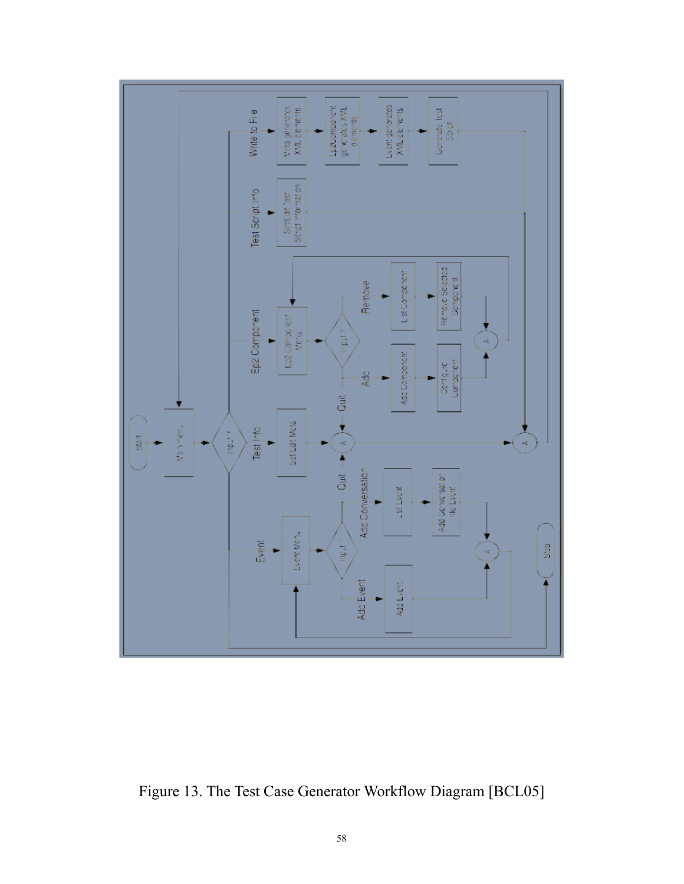Figure 13. The Test Case Generator Workflow Diagram [BCL05]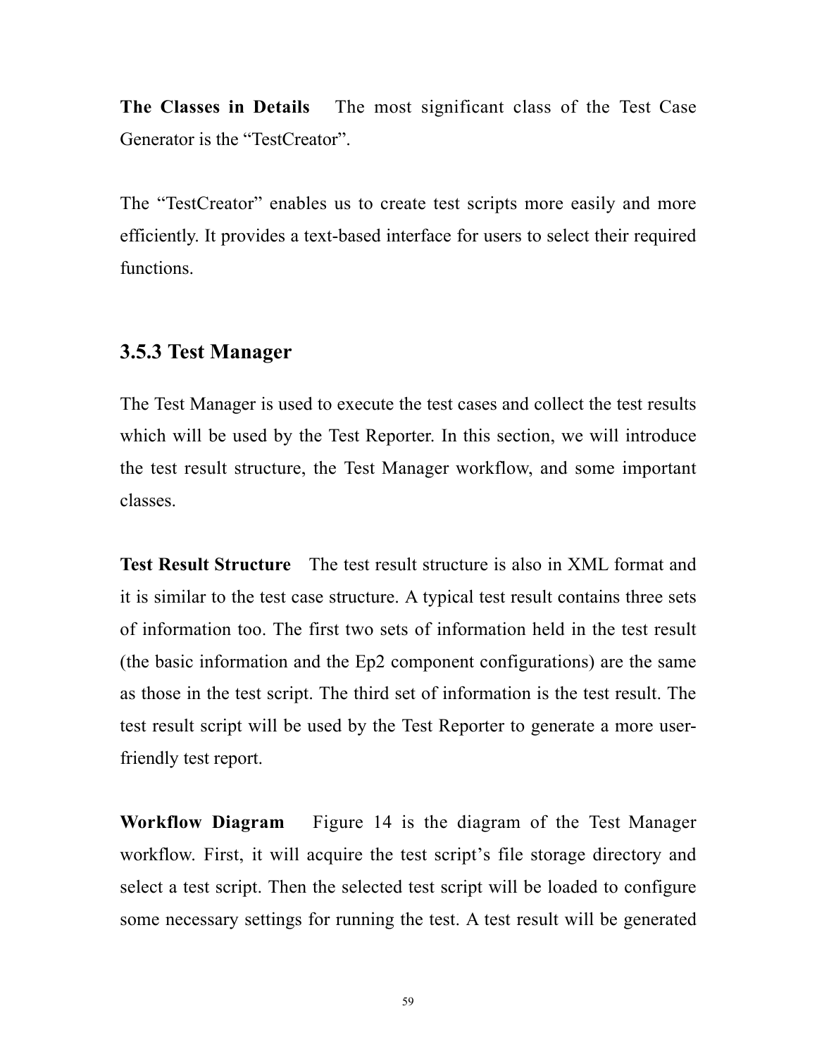**The Classes in Details** The most significant class of the Test Case Generator is the “TestCreator”.

The “TestCreator” enables us to create test scripts more easily and more efficiently. It provides a text-based interface for users to select their required functions.

### 3.5.3 Test Manager

The Test Manager is used to execute the test cases and collect the test results which will be used by the Test Reporter. In this section, we will introduce the test result structure, the Test Manager workflow, and some important classes.

**Test Result Structure** The test result structure is also in XML format and it is similar to the test case structure. A typical test result contains three sets of information too. The first two sets of information held in the test result (the basic information and the Ep2 component configurations) are the same as those in the test script. The third set of information is the test result. The test result script will be used by the Test Reporter to generate a more user-friendly test report.

**Workflow Diagram** Figure 14 is the diagram of the Test Manager workflow. First, it will acquire the test script’s file storage directory and select a test script. Then the selected test script will be loaded to configure some necessary settings for running the test. A test result will be generated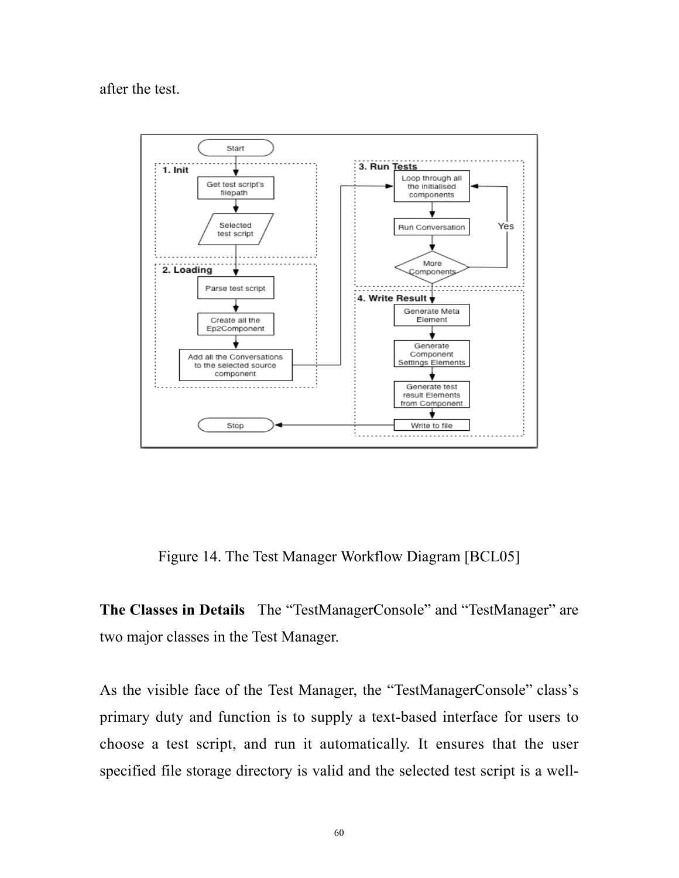after the test.

Figure 14. The Test Manager Workflow Diagram [BCL05]

**The Classes in Details** The "TestManagerConsole" and "TestManager" are two major classes in the Test Manager.

As the visible face of the Test Manager, the "TestManagerConsole" class's primary duty and function is to supply a text-based interface for users to choose a test script, and run it automatically. It ensures that the user specified file storage directory is valid and the selected test script is a well-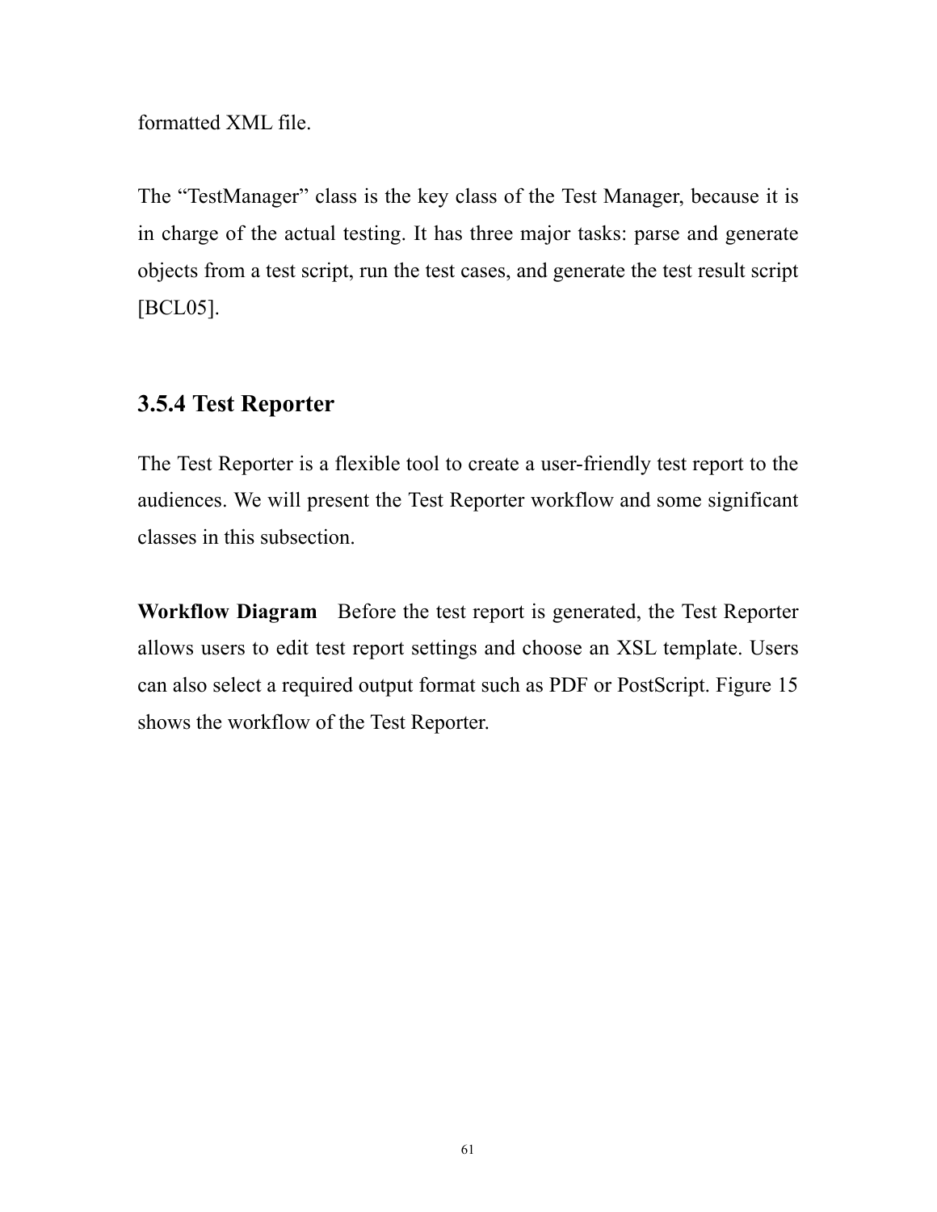formatted XML file.

The "TestManager" class is the key class of the Test Manager, because it is in charge of the actual testing. It has three major tasks: parse and generate objects from a test script, run the test cases, and generate the test result script [BCL05].

### 3.5.4 Test Reporter

The Test Reporter is a flexible tool to create a user-friendly test report to the audiences. We will present the Test Reporter workflow and some significant classes in this subsection.

**Workflow Diagram** Before the test report is generated, the Test Reporter allows users to edit test report settings and choose an XSL template. Users can also select a required output format such as PDF or PostScript. Figure 15 shows the workflow of the Test Reporter.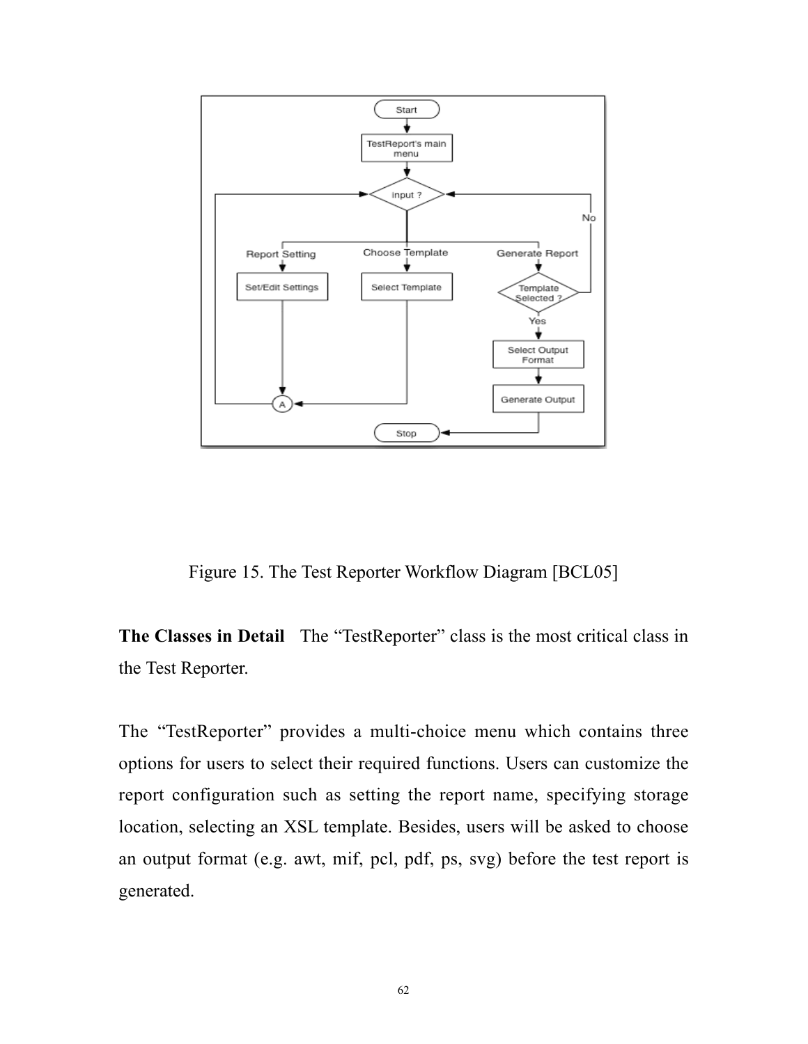Figure 15. The Test Reporter Workflow Diagram [BCL05]

**The Classes in Detail** The "TestReporter" class is the most critical class in the Test Reporter.

The "TestReporter" provides a multi-choice menu which contains three options for users to select their required functions. Users can customize the report configuration such as setting the report name, specifying storage location, selecting an XSL template. Besides, users will be asked to choose an output format (e.g. awt, mif, pcl, pdf, ps, svg) before the test report is generated.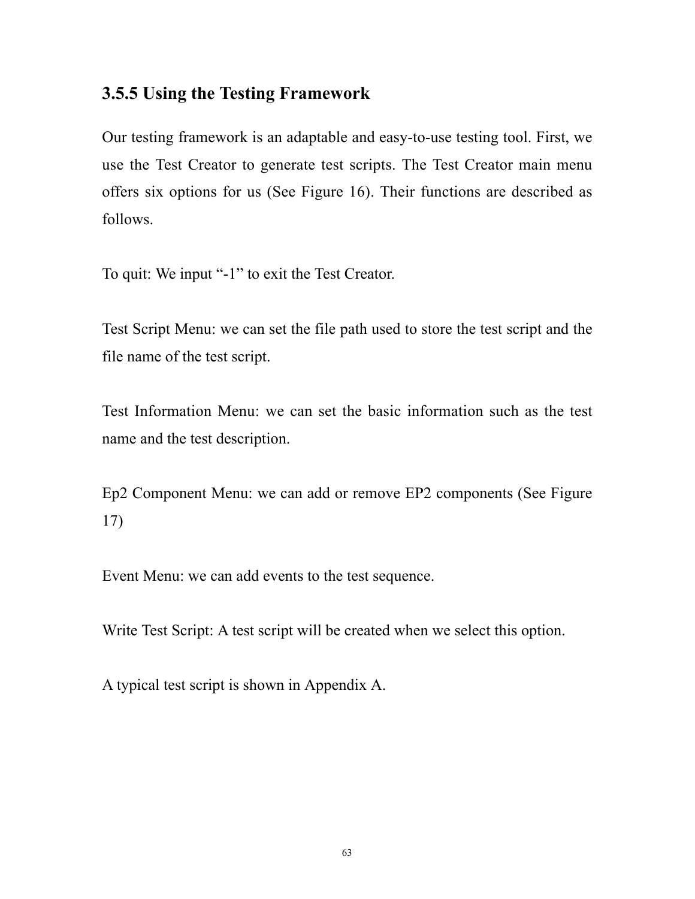### 3.5.5 Using the Testing Framework

Our testing framework is an adaptable and easy-to-use testing tool. First, we use the Test Creator to generate test scripts. The Test Creator main menu offers six options for us (See Figure 16). Their functions are described as follows.

To quit: We input “-1” to exit the Test Creator.

Test Script Menu: we can set the file path used to store the test script and the file name of the test script.

Test Information Menu: we can set the basic information such as the test name and the test description.

Ep2 Component Menu: we can add or remove EP2 components (See Figure 17)

Event Menu: we can add events to the test sequence.

Write Test Script: A test script will be created when we select this option.

A typical test script is shown in Appendix A.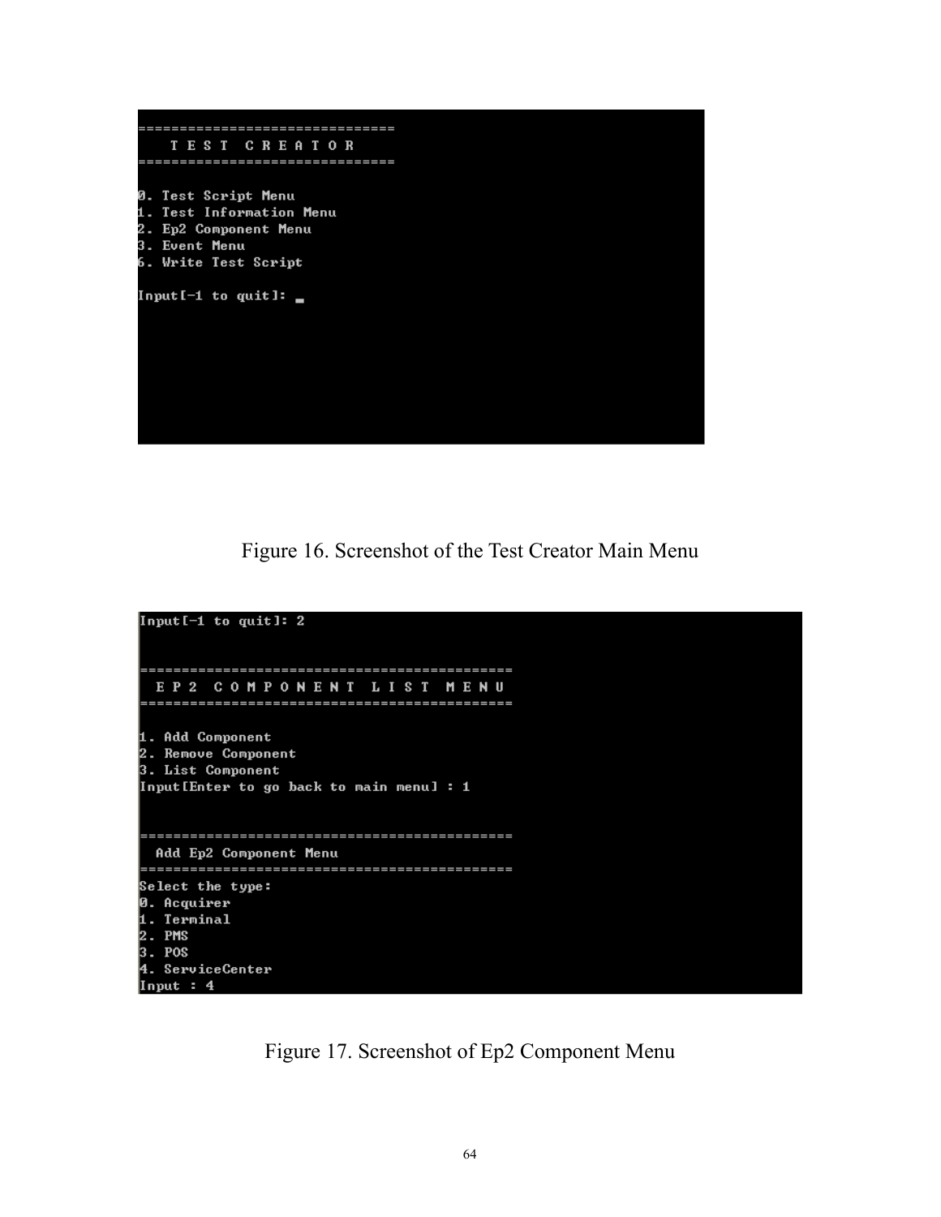```
==============================
    T E S T   C R E A T O R
==============================

0. Test Script Menu
1. Test Information Menu
2. Ep2 Component Menu
3. Event Menu
6. Write Test Script

Input[-1 to quit]: _
```

Figure 16. Screenshot of the Test Creator Main Menu

```
Input[-1 to quit]: 2


============================================
  E P 2   C O M P O N E N T   L I S T   M E N U
============================================

1. Add Component
2. Remove Component
3. List Component
Input[Enter to go back to main menu] : 1


============================================
  Add Ep2 Component Menu
============================================
Select the type:
0. Acquirer
1. Terminal
2. PMS
3. POS
4. ServiceCenter
Input : 4
```

Figure 17. Screenshot of Ep2 Component Menu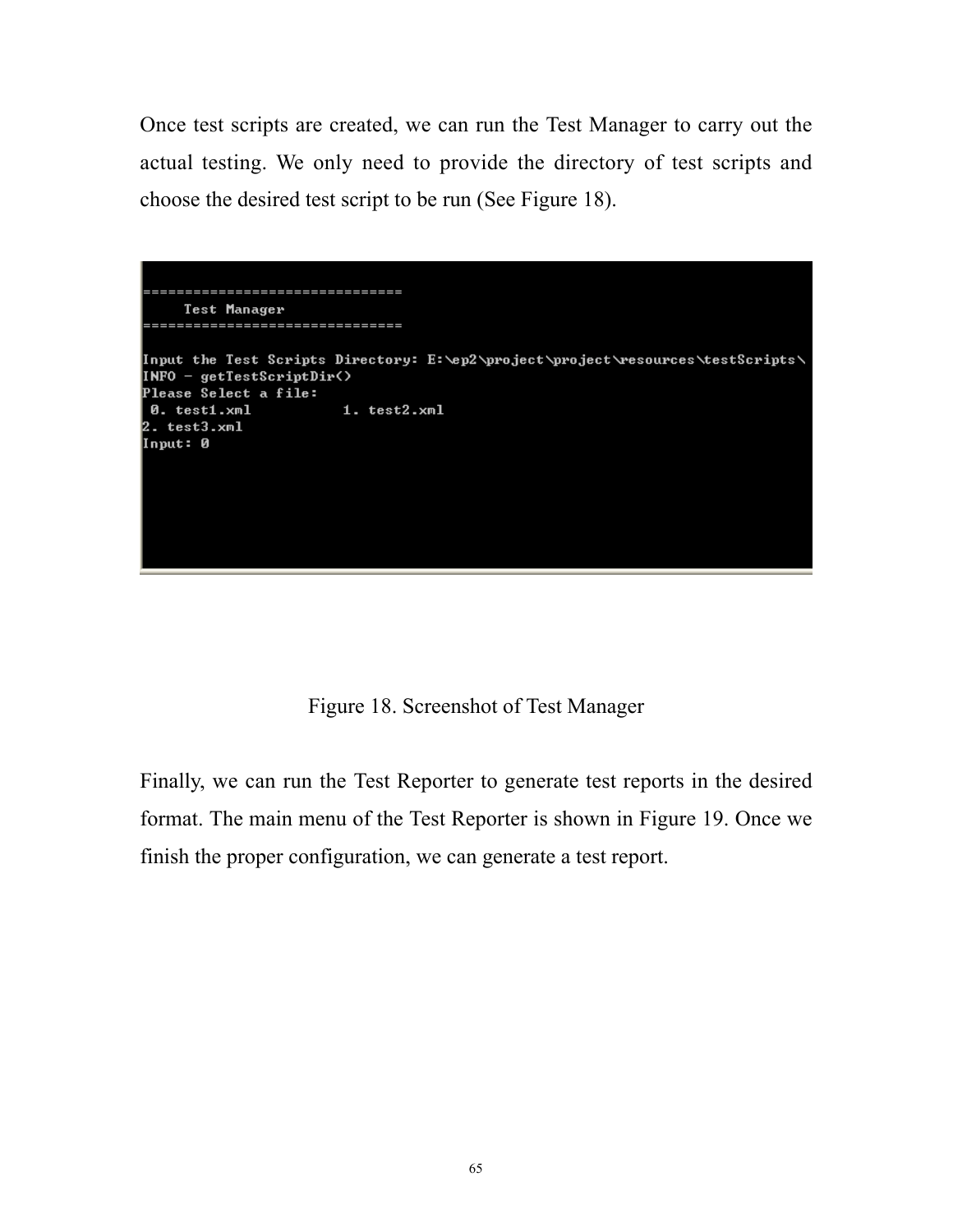Once test scripts are created, we can run the Test Manager to carry out the actual testing. We only need to provide the directory of test scripts and choose the desired test script to be run (See Figure 18).

```
==============================
     Test Manager
==============================

Input the Test Scripts Directory: E:\ep2\project\project\resources\testScripts\
INFO - getTestScriptDir()
Please Select a file:
 0. test1.xml          1. test2.xml
2. test3.xml
Input: 0
```

Figure 18. Screenshot of Test Manager

Finally, we can run the Test Reporter to generate test reports in the desired format. The main menu of the Test Reporter is shown in Figure 19. Once we finish the proper configuration, we can generate a test report.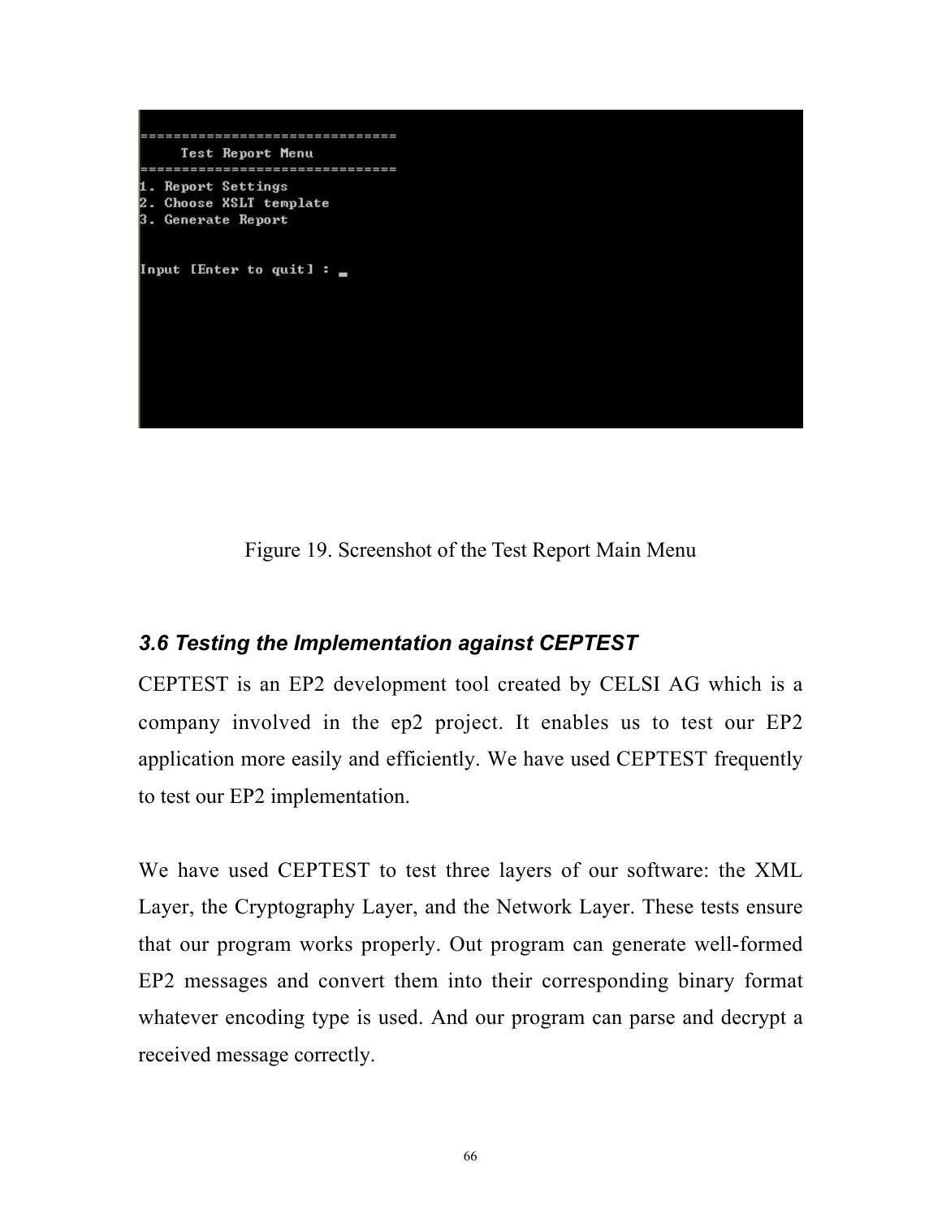```
==============================
     Test Report Menu
==============================
1. Report Settings
2. Choose XSLT template
3. Generate Report


Input [Enter to quit] : _
```

Figure 19. Screenshot of the Test Report Main Menu

### *3.6 Testing the Implementation against CEPTEST*

CEPTEST is an EP2 development tool created by CELSI AG which is a company involved in the ep2 project. It enables us to test our EP2 application more easily and efficiently. We have used CEPTEST frequently to test our EP2 implementation.

We have used CEPTEST to test three layers of our software: the XML Layer, the Cryptography Layer, and the Network Layer. These tests ensure that our program works properly. Out program can generate well-formed EP2 messages and convert them into their corresponding binary format whatever encoding type is used. And our program can parse and decrypt a received message correctly.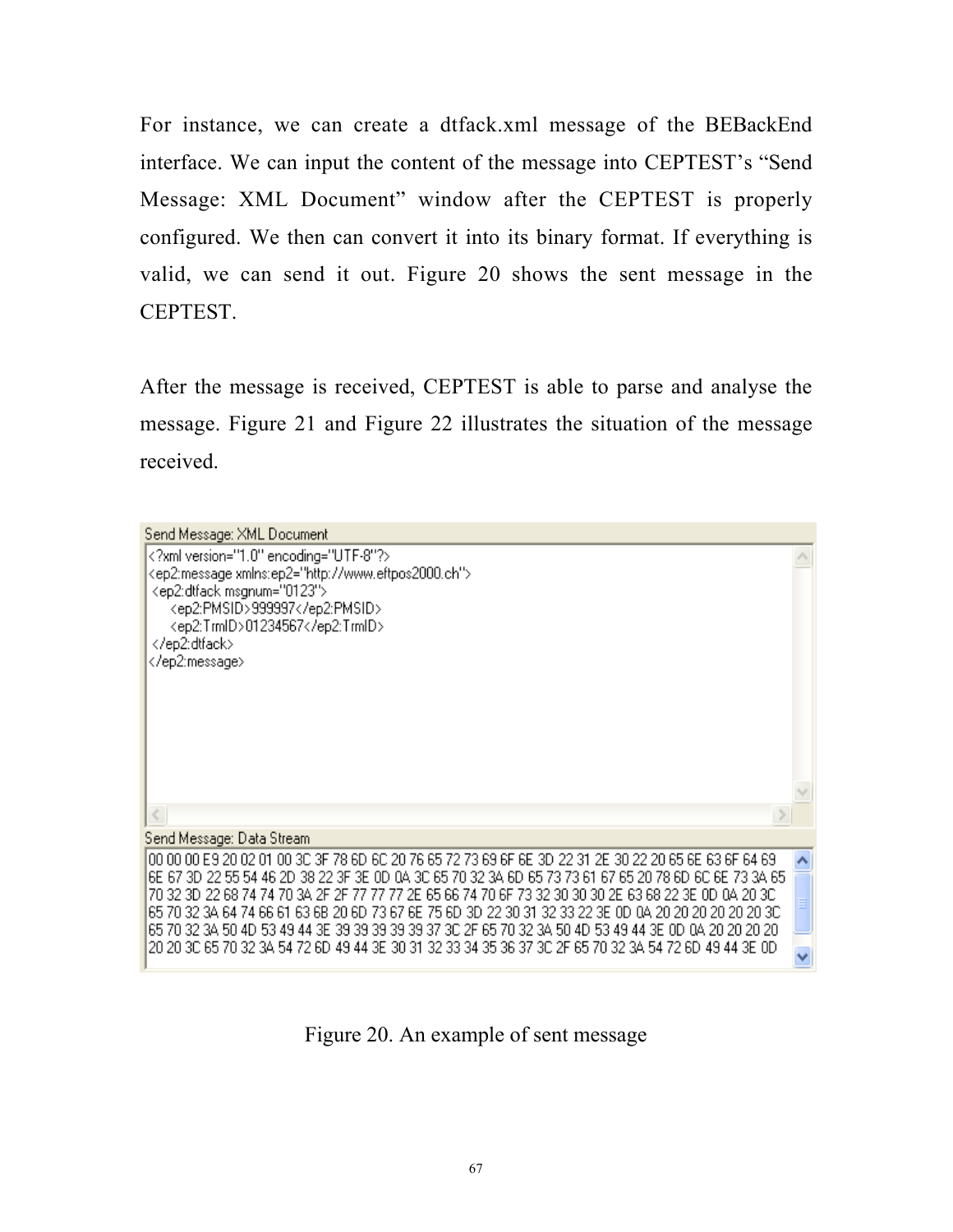For instance, we can create a dtfack.xml message of the BEBackEnd interface. We can input the content of the message into CEPTEST's "Send Message: XML Document" window after the CEPTEST is properly configured. We then can convert it into its binary format. If everything is valid, we can send it out. Figure 20 shows the sent message in the CEPTEST.

After the message is received, CEPTEST is able to parse and analyse the message. Figure 21 and Figure 22 illustrates the situation of the message received.

Send Message: XML Document

```
<?xml version="1.0" encoding="UTF-8"?>
<ep2:message xmlns:ep2="http://www.eftpos2000.ch">
 <ep2:dtfack msgnum="0123">
    <ep2:PMSID>999997</ep2:PMSID>
    <ep2:TrmID>01234567</ep2:TrmID>
 </ep2:dtfack>
</ep2:message>
```

Send Message: Data Stream

```
00 00 00 E9 20 02 01 00 3C 3F 78 6D 6C 20 76 65 72 73 69 6F 6E 3D 22 31 2E 30 22 20 65 6E 63 6F 64 69
6E 67 3D 22 55 54 46 2D 38 22 3F 3E 0D 0A 3C 65 70 32 3A 6D 65 73 73 61 67 65 20 78 6D 6C 6E 73 3A 65
70 32 3D 22 68 74 74 70 3A 2F 2F 77 77 77 2E 65 66 74 70 6F 73 32 30 30 30 2E 63 68 22 3E 0D 0A 20 3C
65 70 32 3A 64 74 66 61 63 6B 20 6D 73 67 6E 75 6D 3D 22 30 31 32 33 22 3E 0D 0A 20 20 20 20 20 20 3C
65 70 32 3A 50 4D 53 49 44 3E 39 39 39 39 39 37 3C 2F 65 70 32 3A 50 4D 53 49 44 3E 0D 0A 20 20 20 20
20 20 3C 65 70 32 3A 54 72 6D 49 44 3E 30 31 32 33 34 35 36 37 3C 2F 65 70 32 3A 54 72 6D 49 44 3E 0D
```

Figure 20. An example of sent message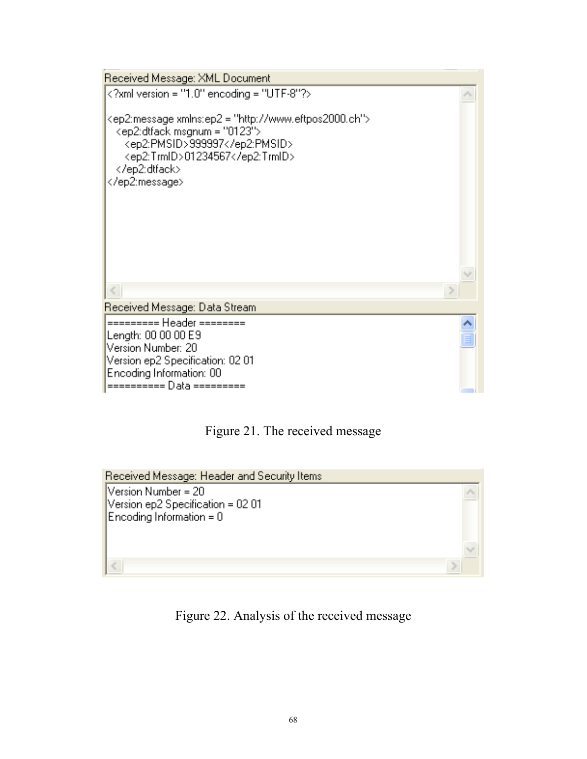Received Message: XML Document

```
<?xml version = "1.0" encoding = "UTF-8"?>

<ep2:message xmlns:ep2 = "http://www.eftpos2000.ch">
  <ep2:dtfack msgnum = "0123">
    <ep2:PMSID>999997</ep2:PMSID>
    <ep2:TrmID>01234567</ep2:TrmID>
  </ep2:dtfack>
</ep2:message>
```

Received Message: Data Stream

```
========= Header ========
Length: 00 00 00 E9
Version Number: 20
Version ep2 Specification: 02 01
Encoding Information: 00
========== Data =========
```

Figure 21. The received message

Received Message: Header and Security Items

```
Version Number = 20
Version ep2 Specification = 02 01
Encoding Information = 0
```

Figure 22. Analysis of the received message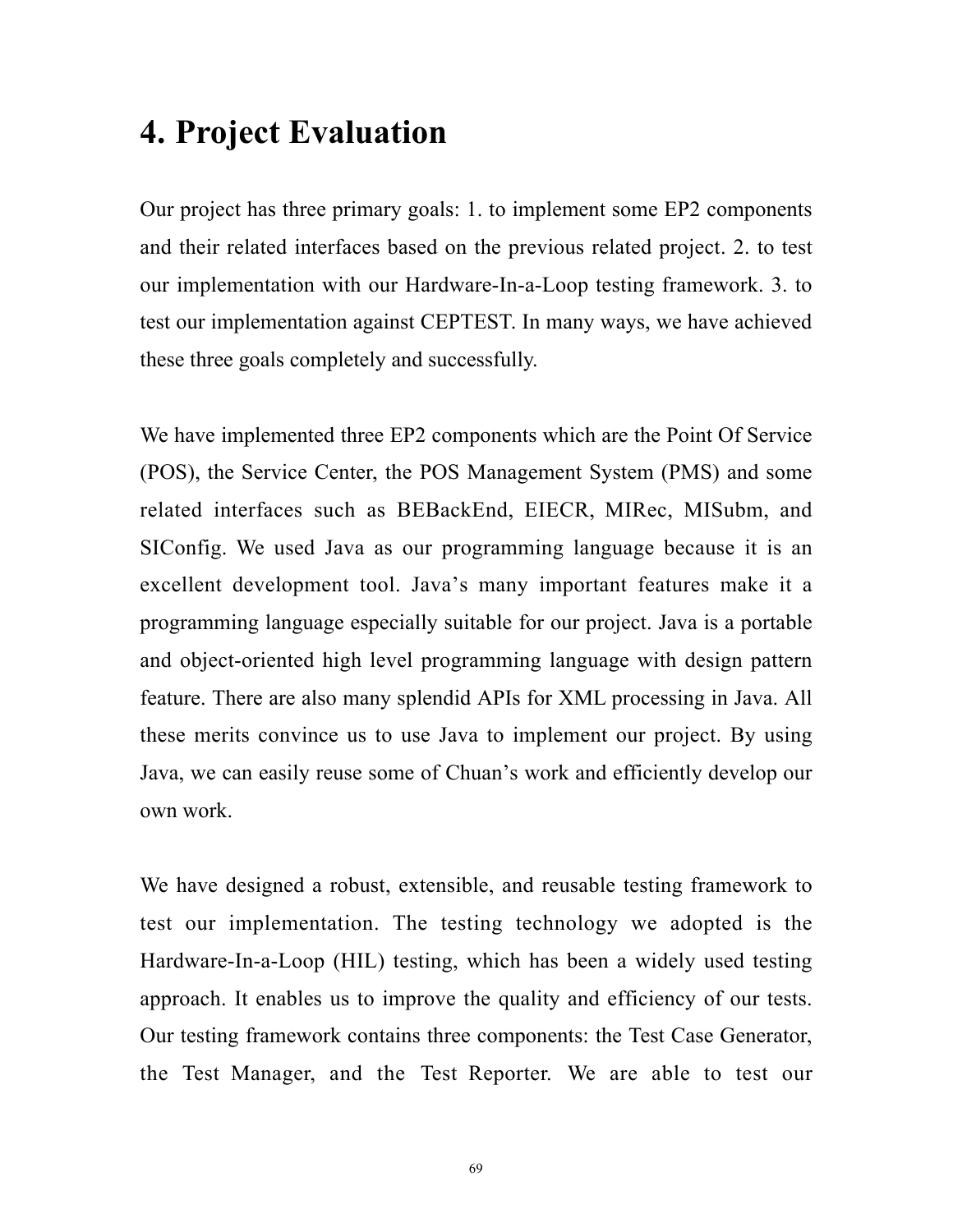# 4. Project Evaluation

Our project has three primary goals: 1. to implement some EP2 components and their related interfaces based on the previous related project. 2. to test our implementation with our Hardware-In-a-Loop testing framework. 3. to test our implementation against CEPTEST. In many ways, we have achieved these three goals completely and successfully.

We have implemented three EP2 components which are the Point Of Service (POS), the Service Center, the POS Management System (PMS) and some related interfaces such as BEBackEnd, EIECR, MIRec, MISubm, and SIConfig. We used Java as our programming language because it is an excellent development tool. Java's many important features make it a programming language especially suitable for our project. Java is a portable and object-oriented high level programming language with design pattern feature. There are also many splendid APIs for XML processing in Java. All these merits convince us to use Java to implement our project. By using Java, we can easily reuse some of Chuan's work and efficiently develop our own work.

We have designed a robust, extensible, and reusable testing framework to test our implementation. The testing technology we adopted is the Hardware-In-a-Loop (HIL) testing, which has been a widely used testing approach. It enables us to improve the quality and efficiency of our tests. Our testing framework contains three components: the Test Case Generator, the Test Manager, and the Test Reporter. We are able to test our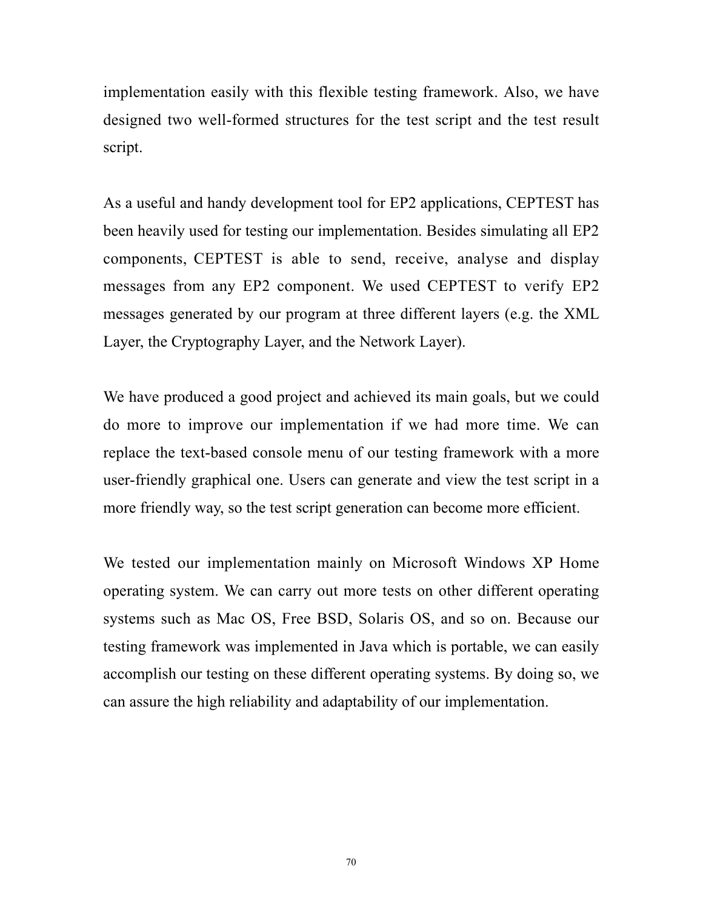implementation easily with this flexible testing framework. Also, we have designed two well-formed structures for the test script and the test result script.

As a useful and handy development tool for EP2 applications, CEPTEST has been heavily used for testing our implementation. Besides simulating all EP2 components, CEPTEST is able to send, receive, analyse and display messages from any EP2 component. We used CEPTEST to verify EP2 messages generated by our program at three different layers (e.g. the XML Layer, the Cryptography Layer, and the Network Layer).

We have produced a good project and achieved its main goals, but we could do more to improve our implementation if we had more time. We can replace the text-based console menu of our testing framework with a more user-friendly graphical one. Users can generate and view the test script in a more friendly way, so the test script generation can become more efficient.

We tested our implementation mainly on Microsoft Windows XP Home operating system. We can carry out more tests on other different operating systems such as Mac OS, Free BSD, Solaris OS, and so on. Because our testing framework was implemented in Java which is portable, we can easily accomplish our testing on these different operating systems. By doing so, we can assure the high reliability and adaptability of our implementation.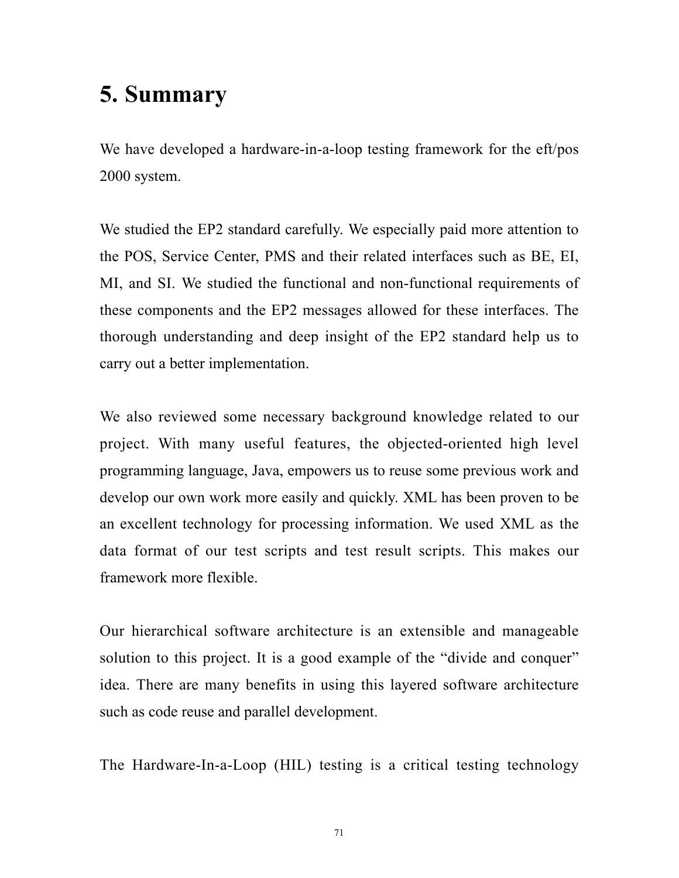# 5. Summary

We have developed a hardware-in-a-loop testing framework for the eft/pos 2000 system.

We studied the EP2 standard carefully. We especially paid more attention to the POS, Service Center, PMS and their related interfaces such as BE, EI, MI, and SI. We studied the functional and non-functional requirements of these components and the EP2 messages allowed for these interfaces. The thorough understanding and deep insight of the EP2 standard help us to carry out a better implementation.

We also reviewed some necessary background knowledge related to our project. With many useful features, the objected-oriented high level programming language, Java, empowers us to reuse some previous work and develop our own work more easily and quickly. XML has been proven to be an excellent technology for processing information. We used XML as the data format of our test scripts and test result scripts. This makes our framework more flexible.

Our hierarchical software architecture is an extensible and manageable solution to this project. It is a good example of the “divide and conquer” idea. There are many benefits in using this layered software architecture such as code reuse and parallel development.

The Hardware-In-a-Loop (HIL) testing is a critical testing technology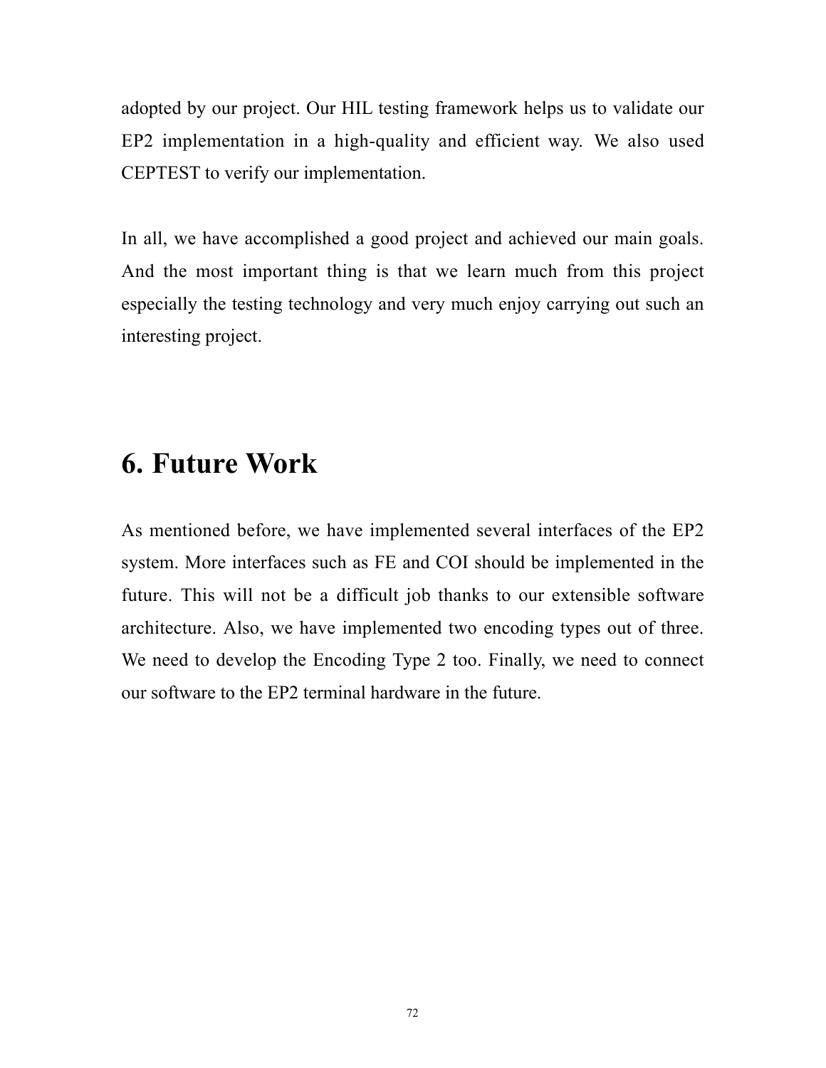adopted by our project. Our HIL testing framework helps us to validate our EP2 implementation in a high-quality and efficient way. We also used CEPTEST to verify our implementation.

In all, we have accomplished a good project and achieved our main goals. And the most important thing is that we learn much from this project especially the testing technology and very much enjoy carrying out such an interesting project.

# 6. Future Work

As mentioned before, we have implemented several interfaces of the EP2 system. More interfaces such as FE and COI should be implemented in the future. This will not be a difficult job thanks to our extensible software architecture. Also, we have implemented two encoding types out of three. We need to develop the Encoding Type 2 too. Finally, we need to connect our software to the EP2 terminal hardware in the future.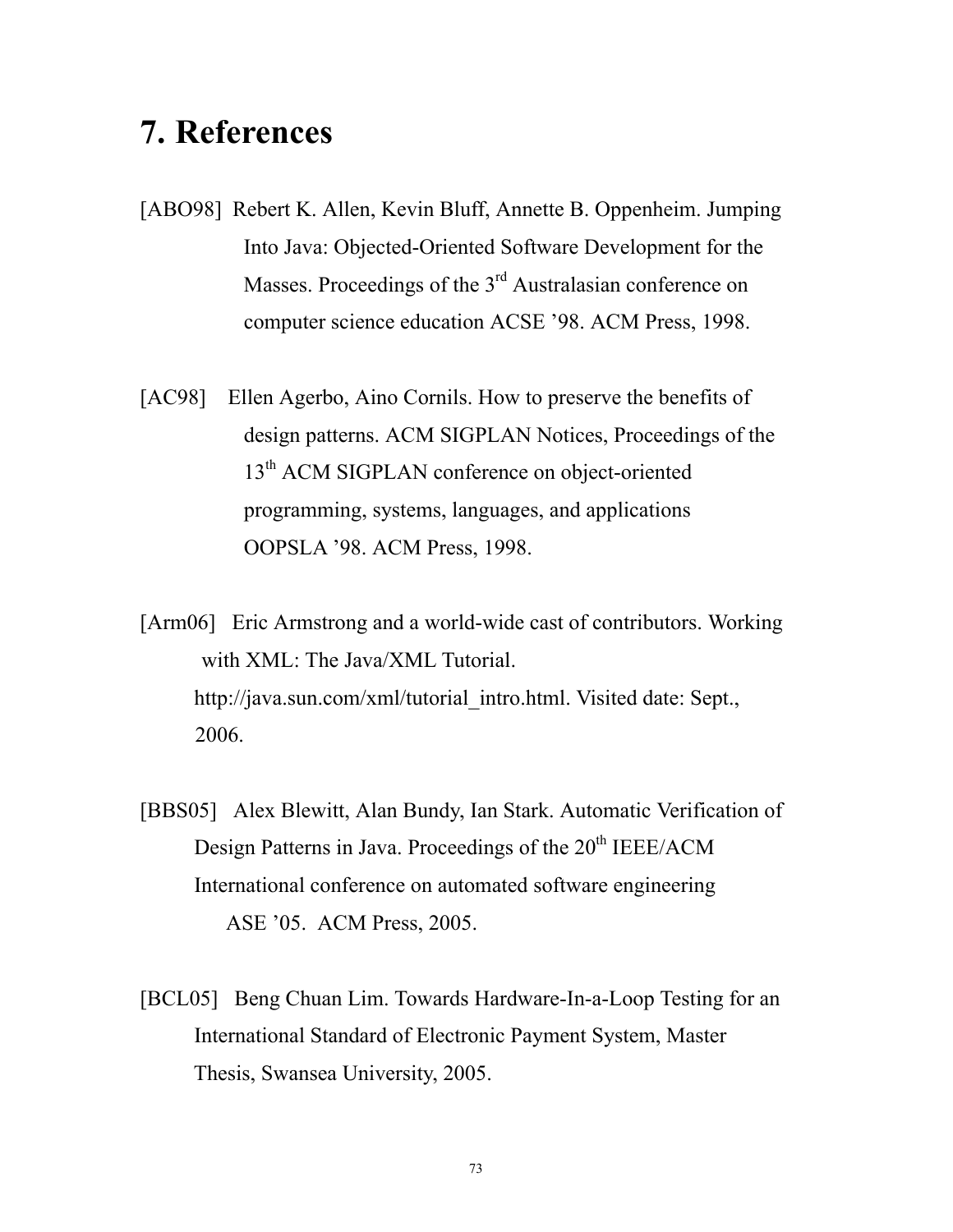# 7. References

[ABO98] Robert K. Allen, Kevin Bluff, Annette B. Oppenheim. Jumping Into Java: Objected-Oriented Software Development for the Masses. Proceedings of the 3rd Australasian conference on computer science education ACSE ’98. ACM Press, 1998.

[AC98] Ellen Agerbo, Aino Cornils. How to preserve the benefits of design patterns. ACM SIGPLAN Notices, Proceedings of the 13th ACM SIGPLAN conference on object-oriented programming, systems, languages, and applications OOPSLA ’98. ACM Press, 1998.

[Arm06] Eric Armstrong and a world-wide cast of contributors. Working with XML: The Java/XML Tutorial. http://java.sun.com/xml/tutorial_intro.html. Visited date: Sept., 2006.

[BBS05] Alex Blewitt, Alan Bundy, Ian Stark. Automatic Verification of Design Patterns in Java. Proceedings of the 20th IEEE/ACM International conference on automated software engineering ASE ’05. ACM Press, 2005.

[BCL05] Beng Chuan Lim. Towards Hardware-In-a-Loop Testing for an International Standard of Electronic Payment System, Master Thesis, Swansea University, 2005.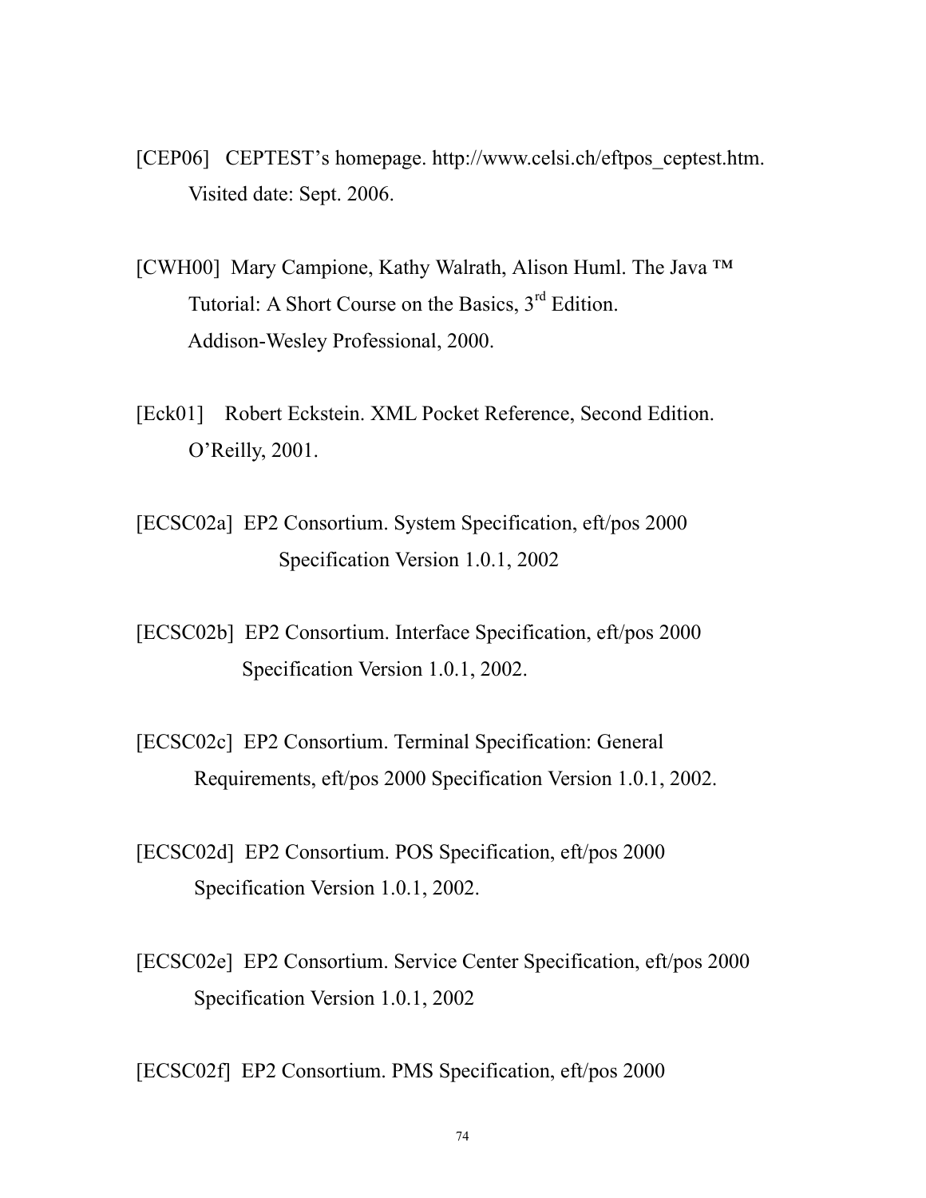[CEP06] CEPTEST's homepage. http://www.celsi.ch/eftpos_ceptest.htm. Visited date: Sept. 2006.

[CWH00] Mary Campione, Kathy Walrath, Alison Huml. The Java ™ Tutorial: A Short Course on the Basics, 3rd Edition. Addison-Wesley Professional, 2000.

[Eck01] Robert Eckstein. XML Pocket Reference, Second Edition. O'Reilly, 2001.

[ECSC02a] EP2 Consortium. System Specification, eft/pos 2000 Specification Version 1.0.1, 2002

[ECSC02b] EP2 Consortium. Interface Specification, eft/pos 2000 Specification Version 1.0.1, 2002.

[ECSC02c] EP2 Consortium. Terminal Specification: General Requirements, eft/pos 2000 Specification Version 1.0.1, 2002.

[ECSC02d] EP2 Consortium. POS Specification, eft/pos 2000 Specification Version 1.0.1, 2002.

[ECSC02e] EP2 Consortium. Service Center Specification, eft/pos 2000 Specification Version 1.0.1, 2002

[ECSC02f] EP2 Consortium. PMS Specification, eft/pos 2000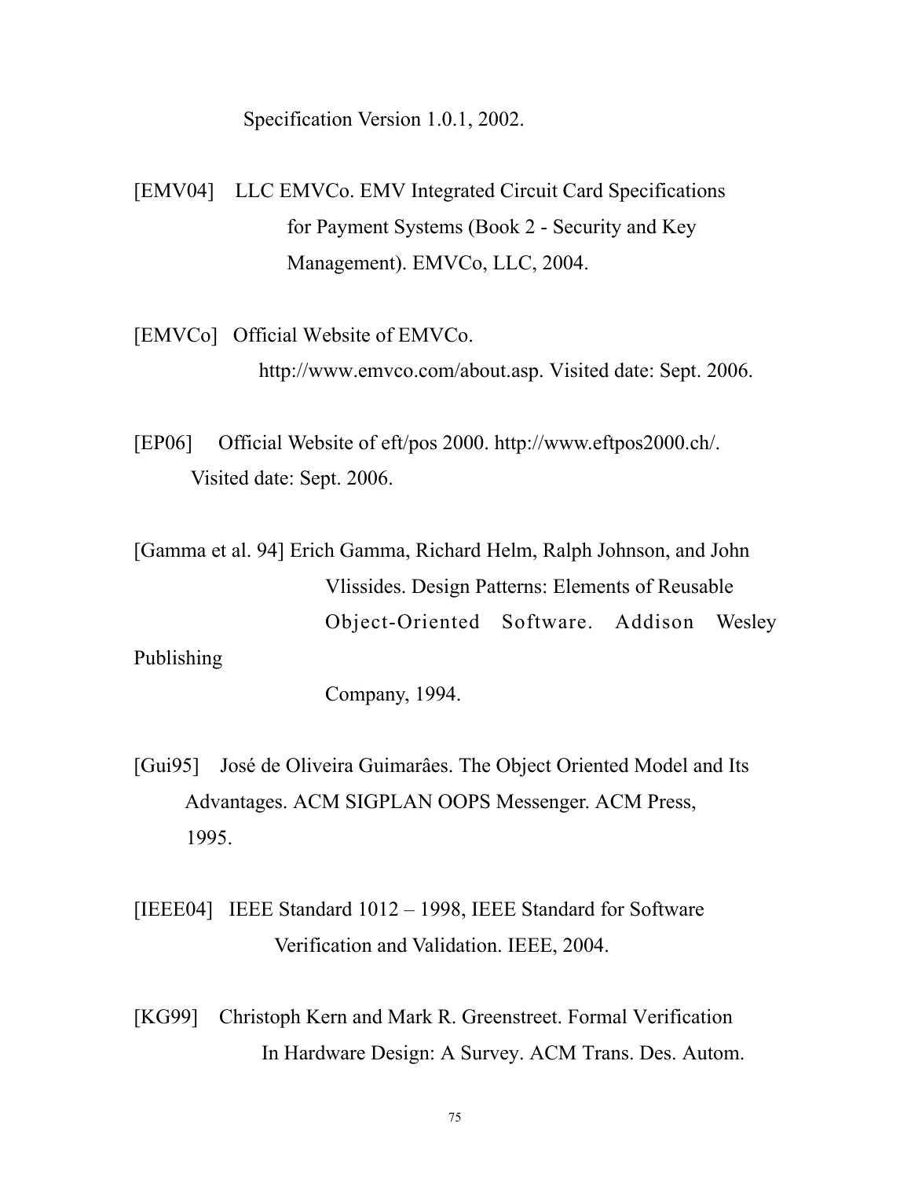Specification Version 1.0.1, 2002.

[EMV04] LLC EMVCo. EMV Integrated Circuit Card Specifications for Payment Systems (Book 2 - Security and Key Management). EMVCo, LLC, 2004.

[EMVCo] Official Website of EMVCo. http://www.emvco.com/about.asp. Visited date: Sept. 2006.

[EP06] Official Website of eft/pos 2000. http://www.eftpos2000.ch/. Visited date: Sept. 2006.

[Gamma et al. 94] Erich Gamma, Richard Helm, Ralph Johnson, and John Vlissides. Design Patterns: Elements of Reusable Object-Oriented Software. Addison Wesley Publishing Company, 1994.

[Gui95] José de Oliveira Guimarâes. The Object Oriented Model and Its Advantages. ACM SIGPLAN OOPS Messenger. ACM Press, 1995.

[IEEE04] IEEE Standard 1012 – 1998, IEEE Standard for Software Verification and Validation. IEEE, 2004.

[KG99] Christoph Kern and Mark R. Greenstreet. Formal Verification In Hardware Design: A Survey. ACM Trans. Des. Autom.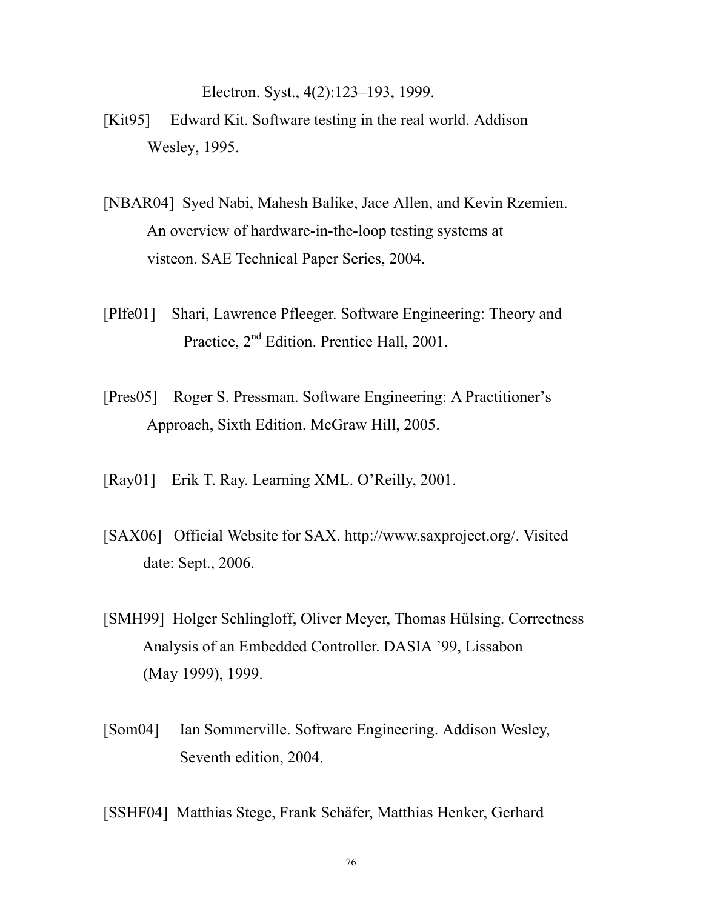Electron. Syst., 4(2):123–193, 1999.

[Kit95] Edward Kit. Software testing in the real world. Addison Wesley, 1995.

[NBAR04] Syed Nabi, Mahesh Balike, Jace Allen, and Kevin Rzemien. An overview of hardware-in-the-loop testing systems at visteon. SAE Technical Paper Series, 2004.

[Plfe01] Shari, Lawrence Pfleeger. Software Engineering: Theory and Practice, 2nd Edition. Prentice Hall, 2001.

[Pres05] Roger S. Pressman. Software Engineering: A Practitioner's Approach, Sixth Edition. McGraw Hill, 2005.

[Ray01] Erik T. Ray. Learning XML. O'Reilly, 2001.

[SAX06] Official Website for SAX. http://www.saxproject.org/. Visited date: Sept., 2006.

[SMH99] Holger Schlingloff, Oliver Meyer, Thomas Hülsing. Correctness Analysis of an Embedded Controller. DASIA '99, Lissabon (May 1999), 1999.

[Som04] Ian Sommerville. Software Engineering. Addison Wesley, Seventh edition, 2004.

[SSHF04] Matthias Stege, Frank Schäfer, Matthias Henker, Gerhard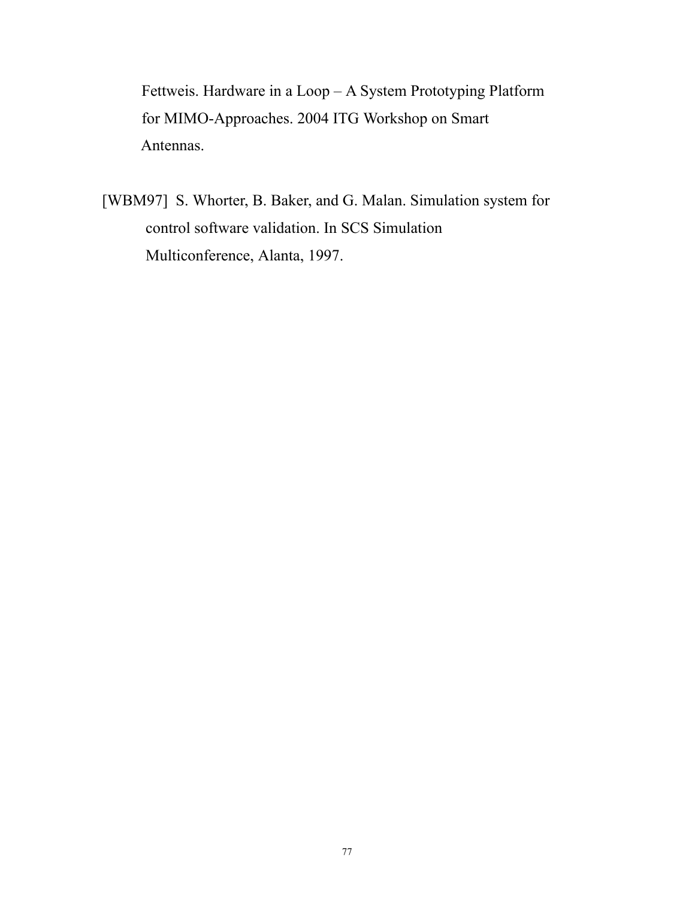Fettweis. Hardware in a Loop – A System Prototyping Platform for MIMO-Approaches. 2004 ITG Workshop on Smart Antennas.

[WBM97] S. Whorter, B. Baker, and G. Malan. Simulation system for control software validation. In SCS Simulation Multiconference, Alanta, 1997.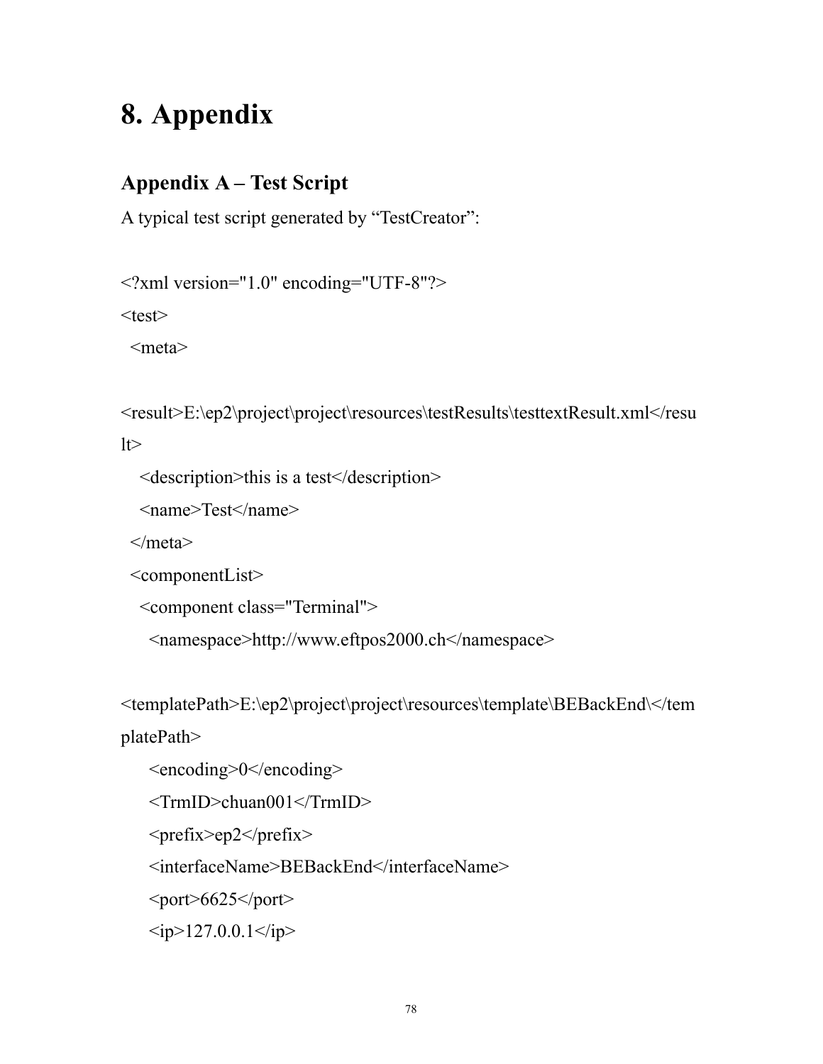# 8. Appendix

## Appendix A – Test Script

A typical test script generated by "TestCreator":

```
<?xml version="1.0" encoding="UTF-8"?>
<test>
  <meta>

<result>E:\ep2\project\project\resources\testResults\testtextResult.xml</resu
lt>
    <description>this is a test</description>
    <name>Test</name>
  </meta>
  <componentList>
    <component class="Terminal">
      <namespace>http://www.eftpos2000.ch</namespace>

<templatePath>E:\ep2\project\project\resources\template\BEBackEnd\</tem
platePath>
      <encoding>0</encoding>
      <TrmID>chuan001</TrmID>
      <prefix>ep2</prefix>
      <interfaceName>BEBackEnd</interfaceName>
      <port>6625</port>
      <ip>127.0.0.1</ip>
```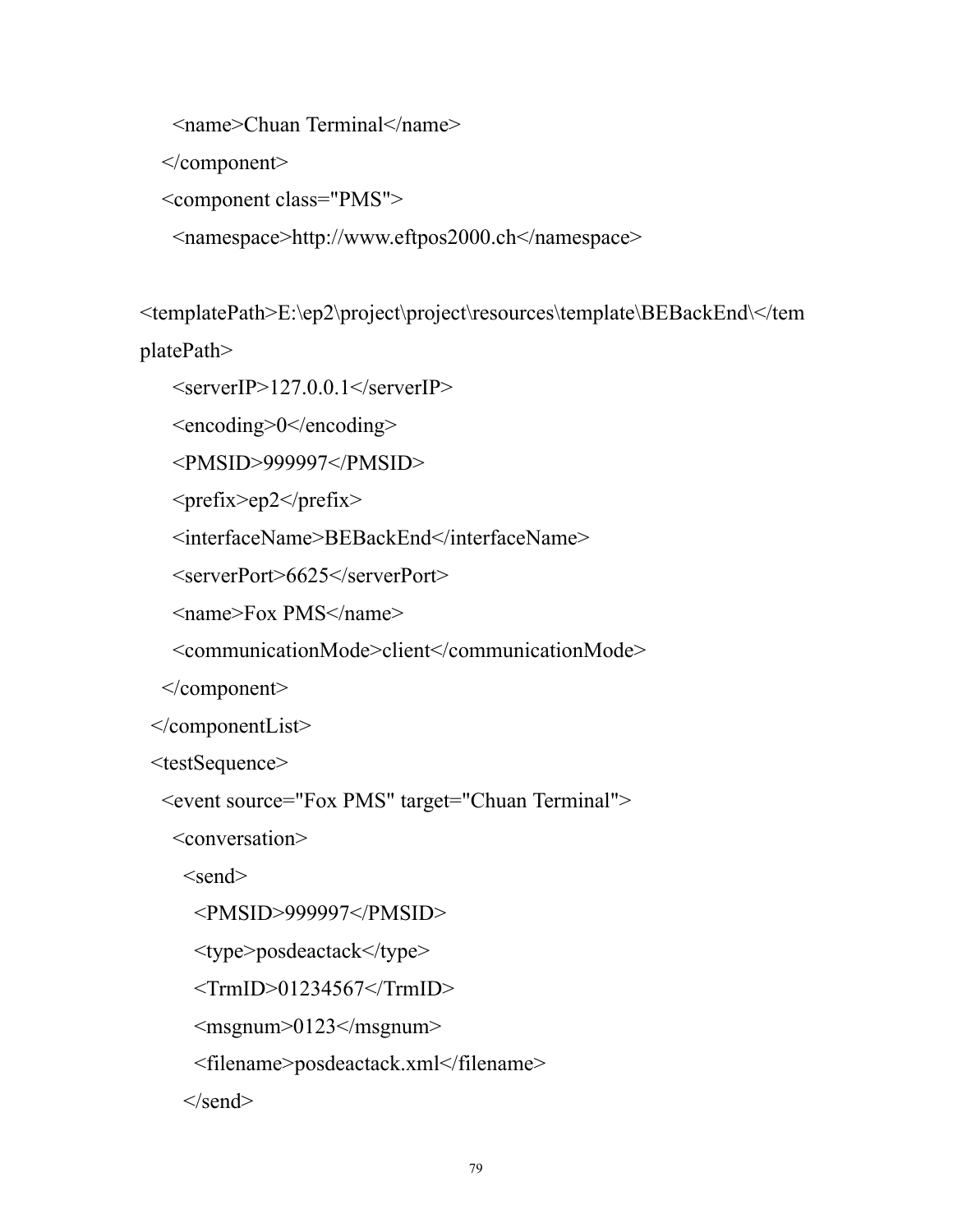```
      <name>Chuan Terminal</name>
    </component>
    <component class="PMS">
      <namespace>http://www.eftpos2000.ch</namespace>

<templatePath>E:\ep2\project\project\resources\template\BEBackEnd\</tem
platePath>
      <serverIP>127.0.0.1</serverIP>
      <encoding>0</encoding>
      <PMSID>999997</PMSID>
      <prefix>ep2</prefix>
      <interfaceName>BEBackEnd</interfaceName>
      <serverPort>6625</serverPort>
      <name>Fox PMS</name>
      <communicationMode>client</communicationMode>
    </component>
  </componentList>
  <testSequence>
    <event source="Fox PMS" target="Chuan Terminal">
      <conversation>
        <send>
          <PMSID>999997</PMSID>
          <type>posdeactack</type>
          <TrmID>01234567</TrmID>
          <msgnum>0123</msgnum>
          <filename>posdeactack.xml</filename>
        </send>
```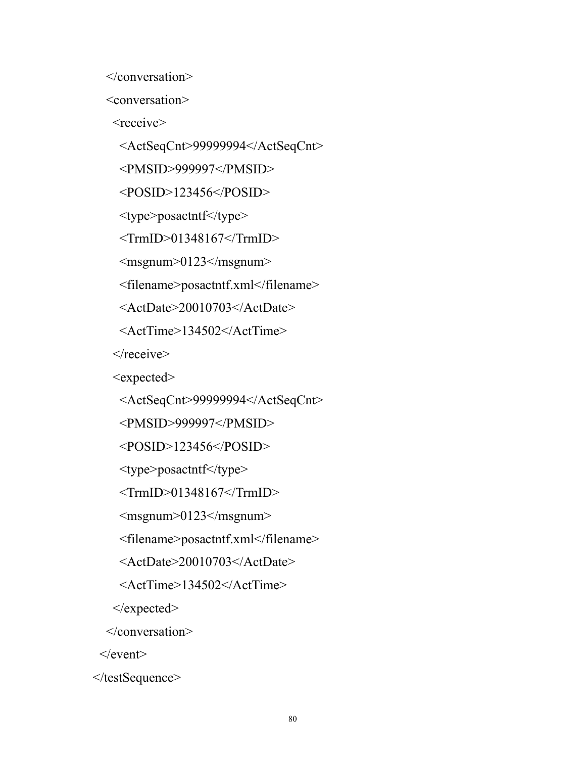```
    </conversation>
    <conversation>
      <receive>
        <ActSeqCnt>99999994</ActSeqCnt>
        <PMSID>999997</PMSID>
        <POSID>123456</POSID>
        <type>posactntf</type>
        <TrmID>01348167</TrmID>
        <msgnum>0123</msgnum>
        <filename>posactntf.xml</filename>
        <ActDate>20010703</ActDate>
        <ActTime>134502</ActTime>
      </receive>
      <expected>
        <ActSeqCnt>99999994</ActSeqCnt>
        <PMSID>999997</PMSID>
        <POSID>123456</POSID>
        <type>posactntf</type>
        <TrmID>01348167</TrmID>
        <msgnum>0123</msgnum>
        <filename>posactntf.xml</filename>
        <ActDate>20010703</ActDate>
        <ActTime>134502</ActTime>
      </expected>
    </conversation>
  </event>
</testSequence>
```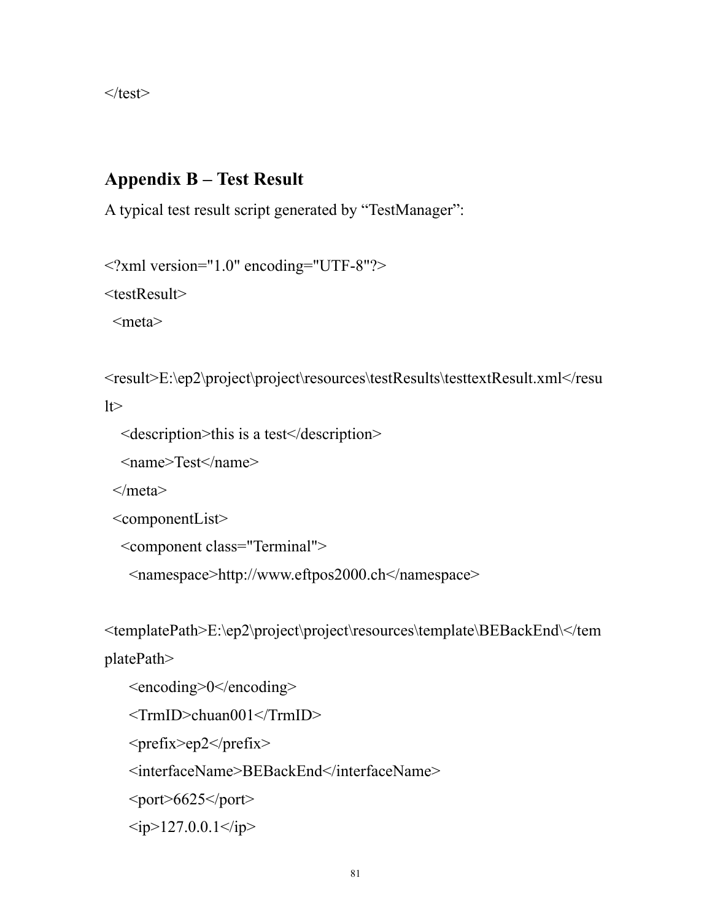```
</test>
```

## Appendix B – Test Result

A typical test result script generated by "TestManager":

```
<?xml version="1.0" encoding="UTF-8"?>
<testResult>
  <meta>

<result>E:\ep2\project\project\resources\testResults\testtextResult.xml</resu
lt>
    <description>this is a test</description>
    <name>Test</name>
  </meta>
  <componentList>
    <component class="Terminal">
      <namespace>http://www.eftpos2000.ch</namespace>

<templatePath>E:\ep2\project\project\resources\template\BEBackEnd\</tem
platePath>
      <encoding>0</encoding>
      <TrmID>chuan001</TrmID>
      <prefix>ep2</prefix>
      <interfaceName>BEBackEnd</interfaceName>
      <port>6625</port>
      <ip>127.0.0.1</ip>
```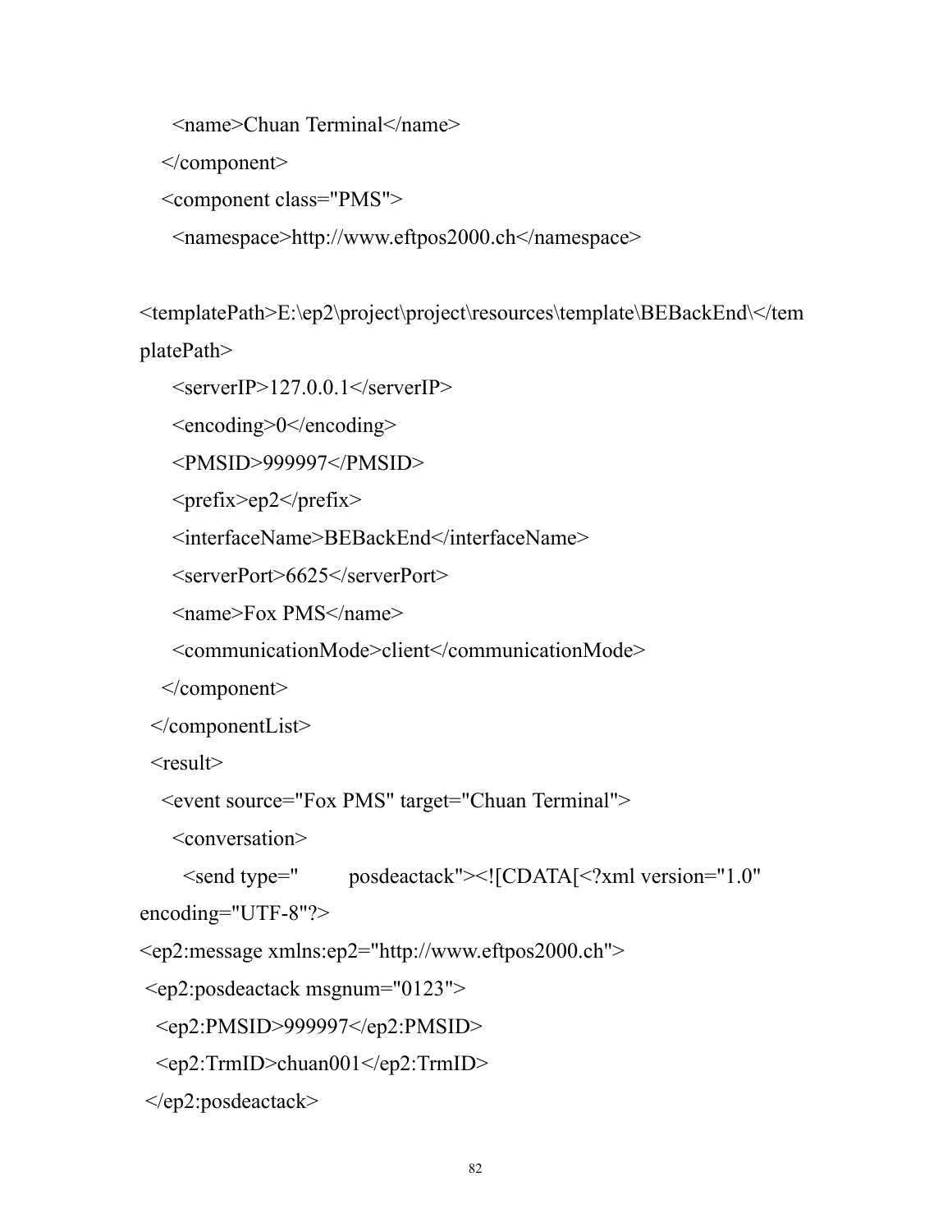```
      <name>Chuan Terminal</name>
    </component>
    <component class="PMS">
      <namespace>http://www.eftpos2000.ch</namespace>

<templatePath>E:\ep2\project\project\resources\template\BEBackEnd\</tem
platePath>
      <serverIP>127.0.0.1</serverIP>
      <encoding>0</encoding>
      <PMSID>999997</PMSID>
      <prefix>ep2</prefix>
      <interfaceName>BEBackEnd</interfaceName>
      <serverPort>6625</serverPort>
      <name>Fox PMS</name>
      <communicationMode>client</communicationMode>
    </component>
  </componentList>
  <result>
    <event source="Fox PMS" target="Chuan Terminal">
      <conversation>
        <send type="         posdeactack"><![CDATA[<?xml version="1.0"
encoding="UTF-8"?>
<ep2:message xmlns:ep2="http://www.eftpos2000.ch">
 <ep2:posdeactack msgnum="0123">
   <ep2:PMSID>999997</ep2:PMSID>
   <ep2:TrmID>chuan001</ep2:TrmID>
 </ep2:posdeactack>
```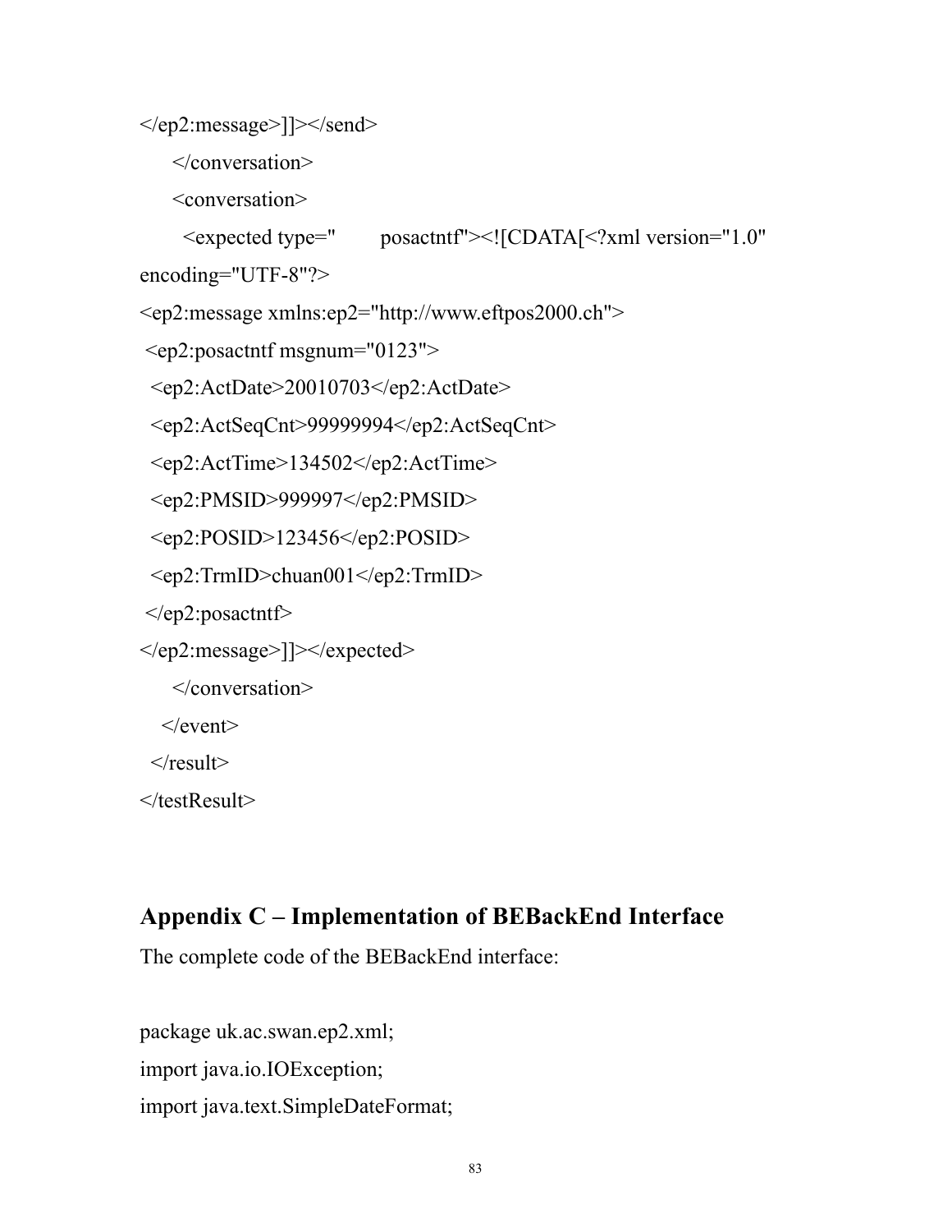```
</ep2:message>]]></send>
      </conversation>
      <conversation>
        <expected type="        posactntf"><![CDATA[<?xml version="1.0"
encoding="UTF-8"?>
<ep2:message xmlns:ep2="http://www.eftpos2000.ch">
 <ep2:posactntf msgnum="0123">
  <ep2:ActDate>20010703</ep2:ActDate>
  <ep2:ActSeqCnt>99999994</ep2:ActSeqCnt>
  <ep2:ActTime>134502</ep2:ActTime>
  <ep2:PMSID>999997</ep2:PMSID>
  <ep2:POSID>123456</ep2:POSID>
  <ep2:TrmID>chuan001</ep2:TrmID>
 </ep2:posactntf>
</ep2:message>]]></expected>
      </conversation>
    </event>
  </result>
</testResult>
```

## Appendix C – Implementation of BEBackEnd Interface

The complete code of the BEBackEnd interface:

```
package uk.ac.swan.ep2.xml;
import java.io.IOException;
import java.text.SimpleDateFormat;
```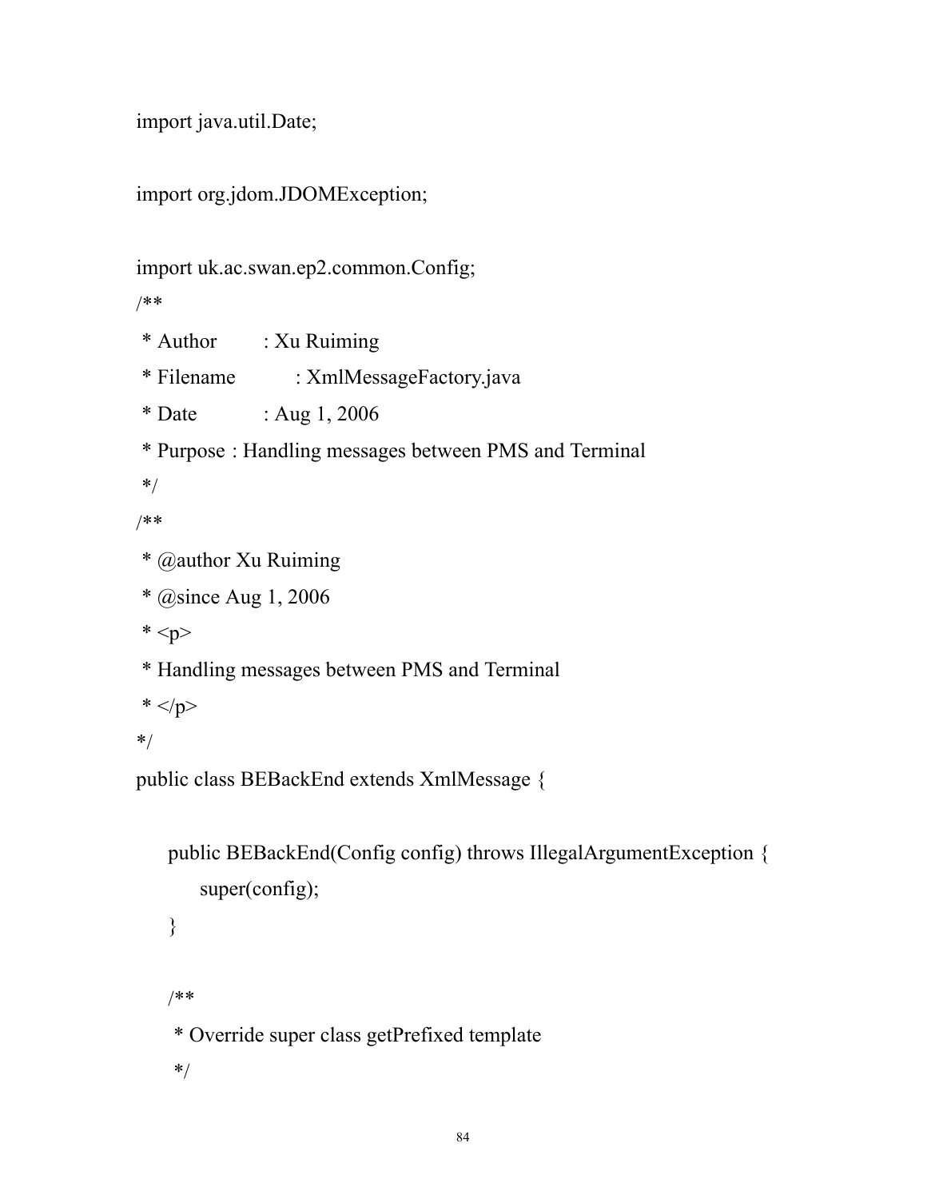```java
import java.util.Date;

import org.jdom.JDOMException;

import uk.ac.swan.ep2.common.Config;
/**
 * Author        : Xu Ruiming
 * Filename          : XmlMessageFactory.java
 * Date           : Aug 1, 2006
 * Purpose : Handling messages between PMS and Terminal
 */
/**
 * @author Xu Ruiming
 * @since Aug 1, 2006
 * <p>
 * Handling messages between PMS and Terminal
 * </p>
*/
public class BEBackEnd extends XmlMessage {

    public BEBackEnd(Config config) throws IllegalArgumentException {
        super(config);
    }

    /**
     * Override super class getPrefixed template
     */
```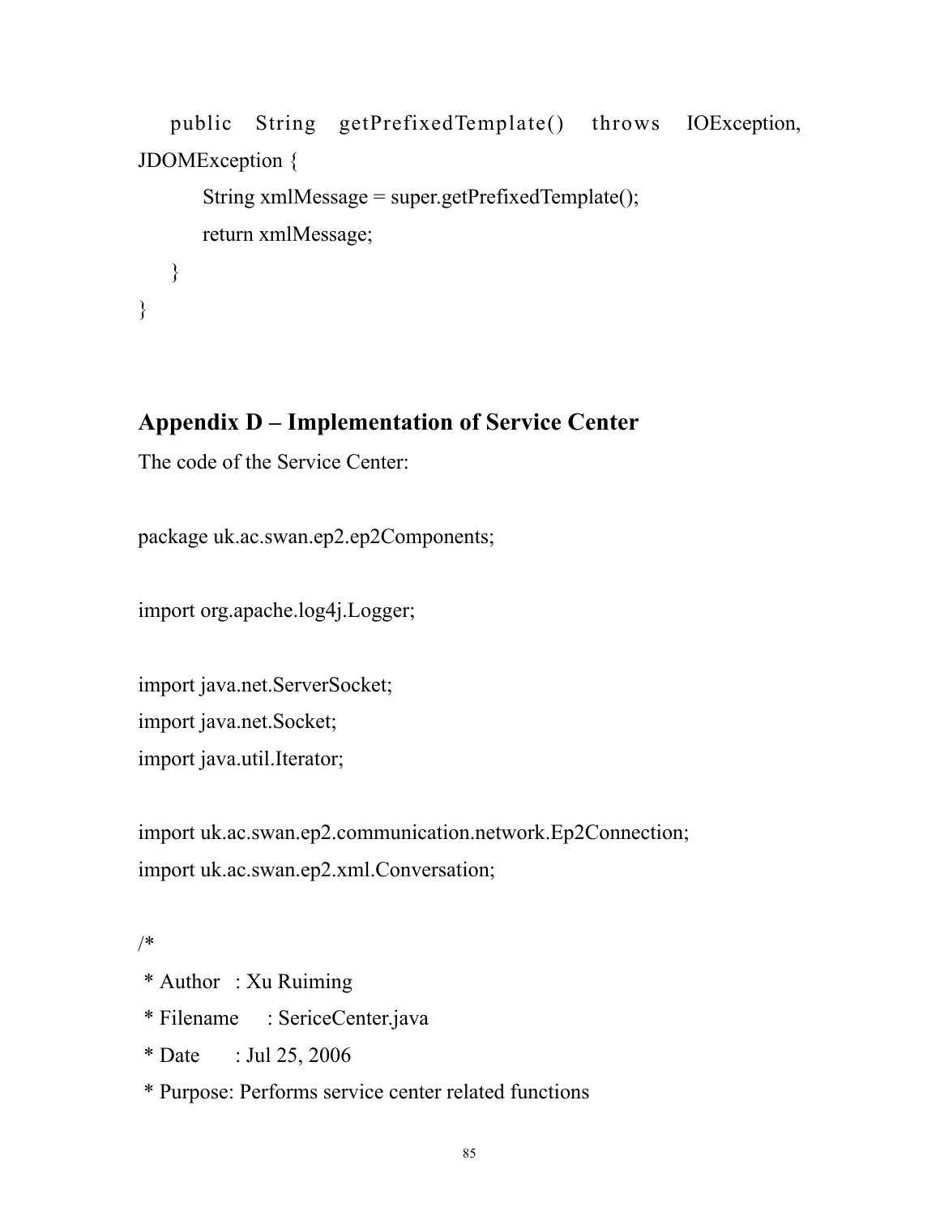```java
    public String getPrefixedTemplate() throws IOException,
JDOMException {
        String xmlMessage = super.getPrefixedTemplate();
        return xmlMessage;
    }
}
```

## Appendix D – Implementation of Service Center

The code of the Service Center:

```java
package uk.ac.swan.ep2.ep2Components;

import org.apache.log4j.Logger;

import java.net.ServerSocket;
import java.net.Socket;
import java.util.Iterator;

import uk.ac.swan.ep2.communication.network.Ep2Connection;
import uk.ac.swan.ep2.xml.Conversation;

/*
 * Author   : Xu Ruiming
 * Filename     : SericeCenter.java
 * Date     : Jul 25, 2006
 * Purpose: Performs service center related functions
```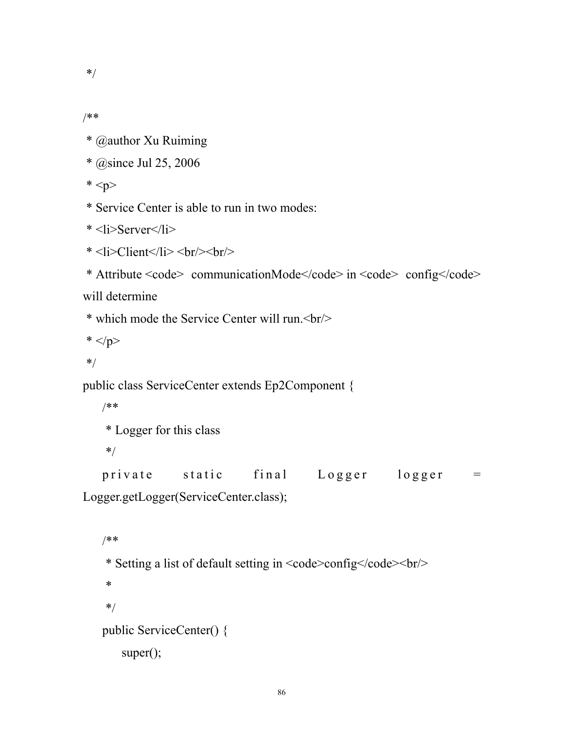```java
 */

/**
 * @author Xu Ruiming
 * @since Jul 25, 2006
 * <p>
 * Service Center is able to run in two modes:
 * <li>Server</li>
 * <li>Client</li> <br/><br/>
 * Attribute <code> communicationMode</code> in <code> config</code> will determine
 * which mode the Service Center will run.<br/>
 * </p>
 */
public class ServiceCenter extends Ep2Component {
    /**
     * Logger for this class
     */
    private static final Logger logger = Logger.getLogger(ServiceCenter.class);

    /**
     * Setting a list of default setting in <code>config</code><br/>
     *
     */
    public ServiceCenter() {
        super();
```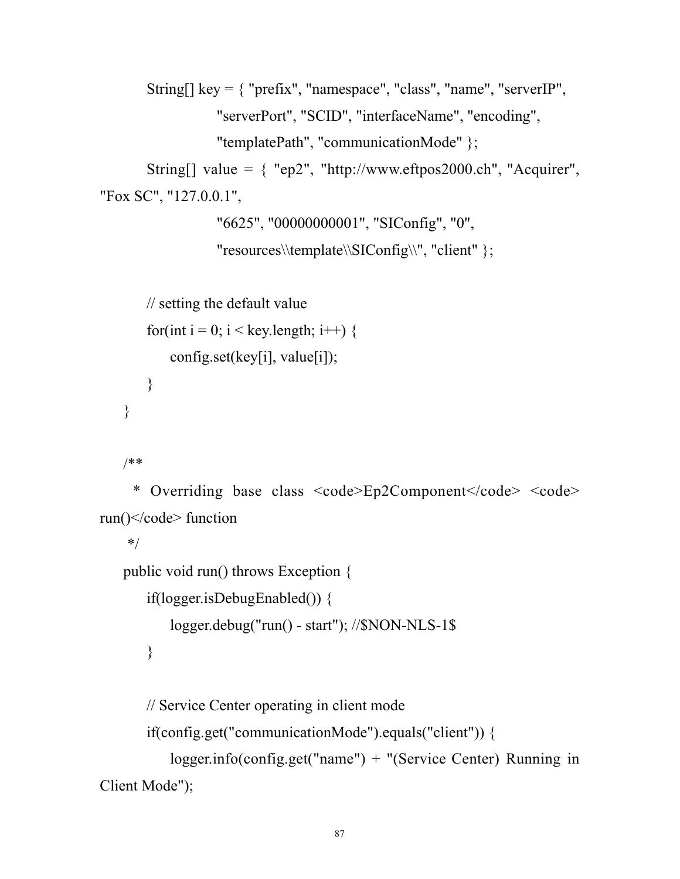```java
        String[] key = { "prefix", "namespace", "class", "name", "serverIP",
                "serverPort", "SCID", "interfaceName", "encoding",
                "templatePath", "communicationMode" };
        String[] value = { "ep2", "http://www.eftpos2000.ch", "Acquirer",
"Fox SC", "127.0.0.1",
                "6625", "00000000001", "SIConfig", "0",
                "resources\\template\\SIConfig\\", "client" };

        // setting the default value
        for(int i = 0; i < key.length; i++) {
            config.set(key[i], value[i]);
        }
    }

    /**
     * Overriding base class <code>Ep2Component</code> <code>
run()</code> function
     */
    public void run() throws Exception {
        if(logger.isDebugEnabled()) {
            logger.debug("run() - start"); //$NON-NLS-1$
        }

        // Service Center operating in client mode
        if(config.get("communicationMode").equals("client")) {
            logger.info(config.get("name") + "(Service Center) Running in
Client Mode");
```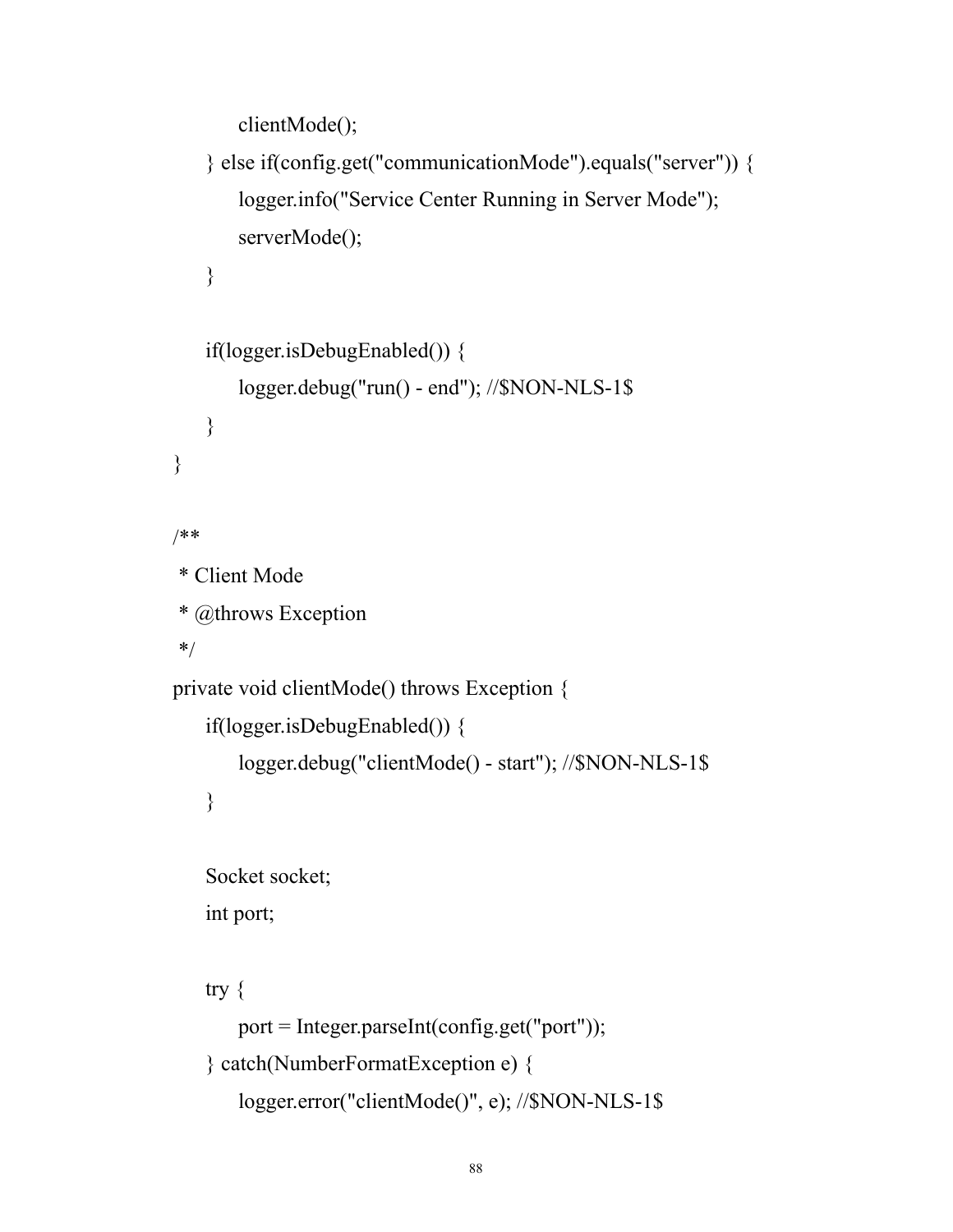```java
            clientMode();
        } else if(config.get("communicationMode").equals("server")) {
            logger.info("Service Center Running in Server Mode");
            serverMode();
        }

        if(logger.isDebugEnabled()) {
            logger.debug("run() - end"); //$NON-NLS-1$
        }
    }

    /**
     * Client Mode
     * @throws Exception
     */
    private void clientMode() throws Exception {
        if(logger.isDebugEnabled()) {
            logger.debug("clientMode() - start"); //$NON-NLS-1$
        }

        Socket socket;
        int port;

        try {
            port = Integer.parseInt(config.get("port"));
        } catch(NumberFormatException e) {
            logger.error("clientMode()", e); //$NON-NLS-1$
```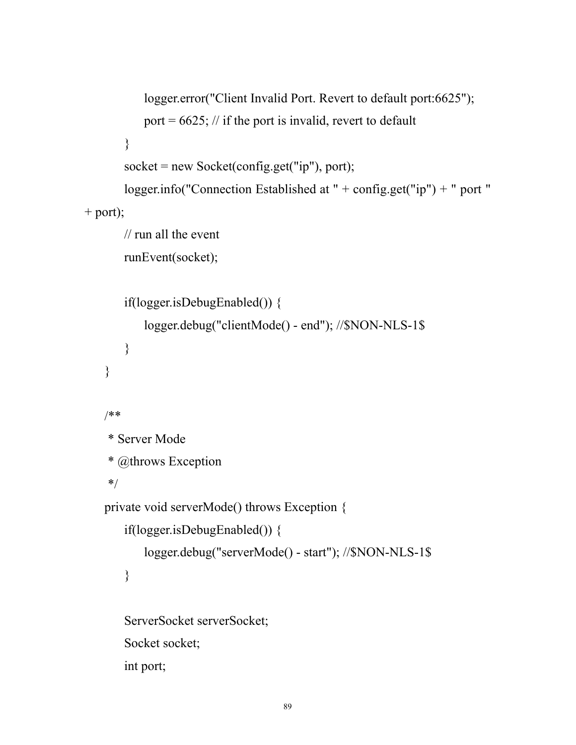```java
            logger.error("Client Invalid Port. Revert to default port:6625");
            port = 6625; // if the port is invalid, revert to default
        }
        socket = new Socket(config.get("ip"), port);
        logger.info("Connection Established at " + config.get("ip") + " port " 
+ port);
        // run all the event
        runEvent(socket);

        if(logger.isDebugEnabled()) {
            logger.debug("clientMode() - end"); //$NON-NLS-1$
        }
    }

    /**
     * Server Mode
     * @throws Exception
     */
    private void serverMode() throws Exception {
        if(logger.isDebugEnabled()) {
            logger.debug("serverMode() - start"); //$NON-NLS-1$
        }

        ServerSocket serverSocket;
        Socket socket;
        int port;
```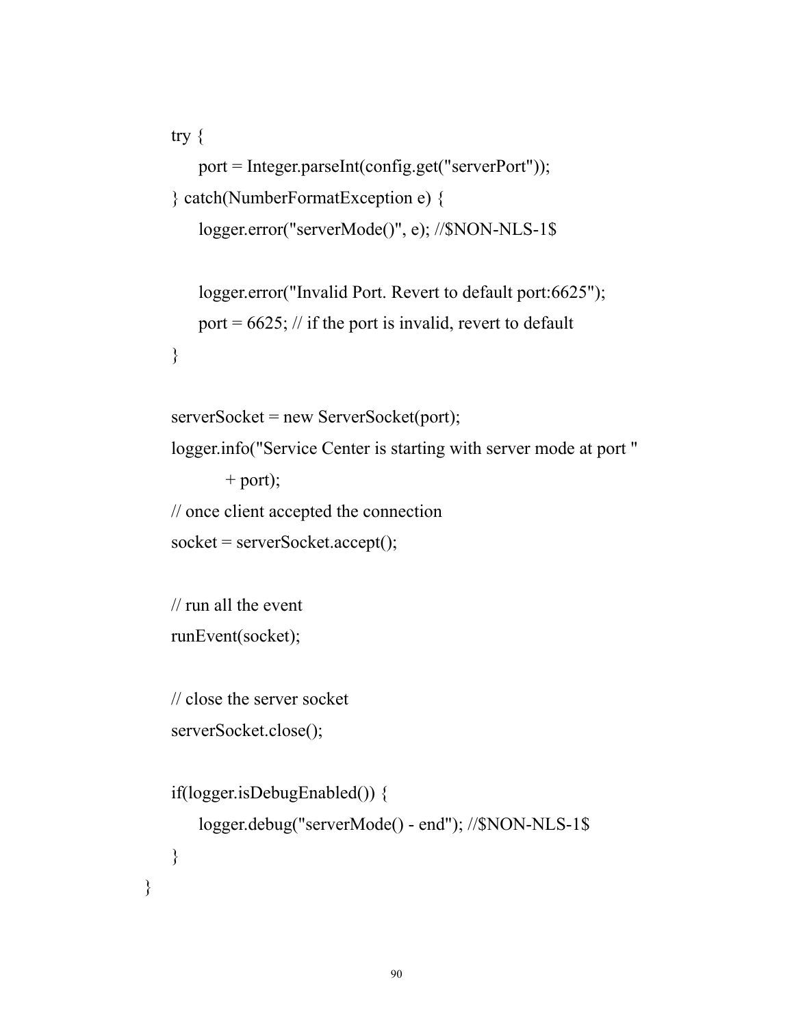```
        try {
            port = Integer.parseInt(config.get("serverPort"));
        } catch(NumberFormatException e) {
            logger.error("serverMode()", e); //$NON-NLS-1$

            logger.error("Invalid Port. Revert to default port:6625");
            port = 6625; // if the port is invalid, revert to default
        }

        serverSocket = new ServerSocket(port);
        logger.info("Service Center is starting with server mode at port "
                + port);
        // once client accepted the connection
        socket = serverSocket.accept();

        // run all the event
        runEvent(socket);

        // close the server socket
        serverSocket.close();

        if(logger.isDebugEnabled()) {
            logger.debug("serverMode() - end"); //$NON-NLS-1$
        }
    }
```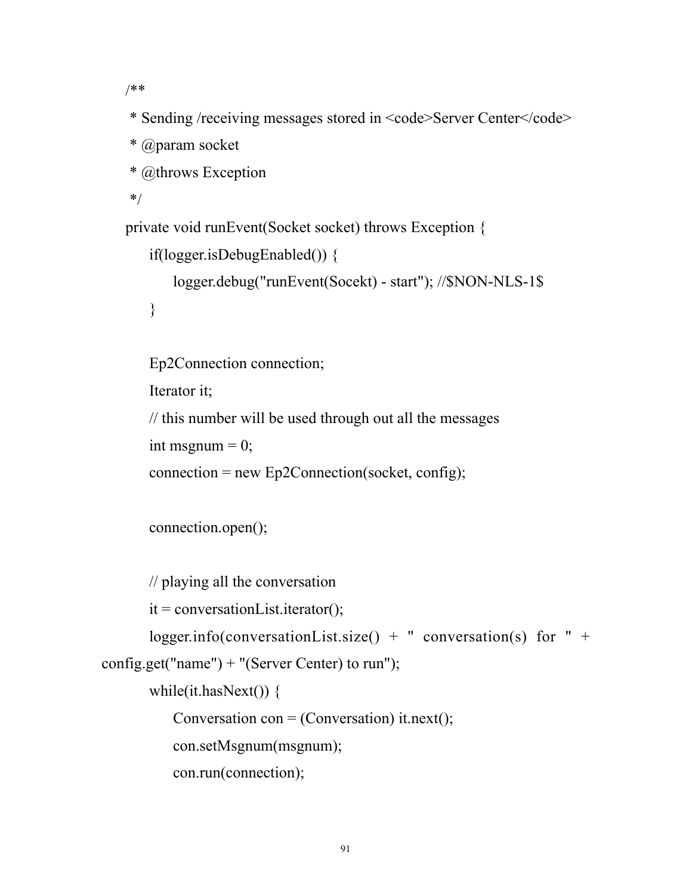```java
    /**
     * Sending /receiving messages stored in <code>Server Center</code>
     * @param socket
     * @throws Exception
     */
    private void runEvent(Socket socket) throws Exception {
        if(logger.isDebugEnabled()) {
            logger.debug("runEvent(Socekt) - start"); //$NON-NLS-1$
        }

        Ep2Connection connection;
        Iterator it;
        // this number will be used through out all the messages
        int msgnum = 0;
        connection = new Ep2Connection(socket, config);

        connection.open();

        // playing all the conversation
        it = conversationList.iterator();
        logger.info(conversationList.size() + " conversation(s) for " +
config.get("name") + "(Server Center) to run");
        while(it.hasNext()) {
            Conversation con = (Conversation) it.next();
            con.setMsgnum(msgnum);
            con.run(connection);
```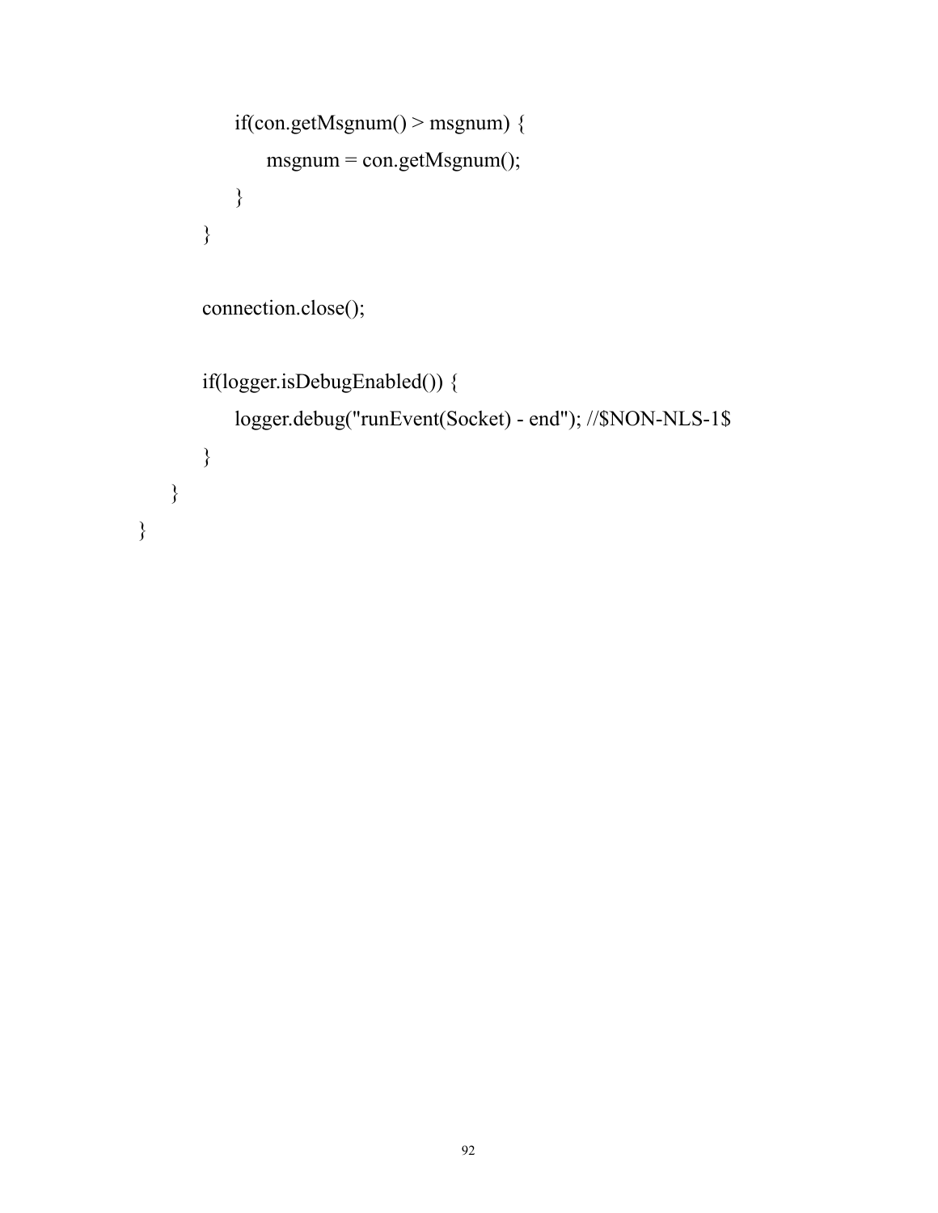```
                if(con.getMsgnum() > msgnum) {
                    msgnum = con.getMsgnum();
                }
            }

            connection.close();

            if(logger.isDebugEnabled()) {
                logger.debug("runEvent(Socket) - end"); //$NON-NLS-1$
            }
        }
    }
```